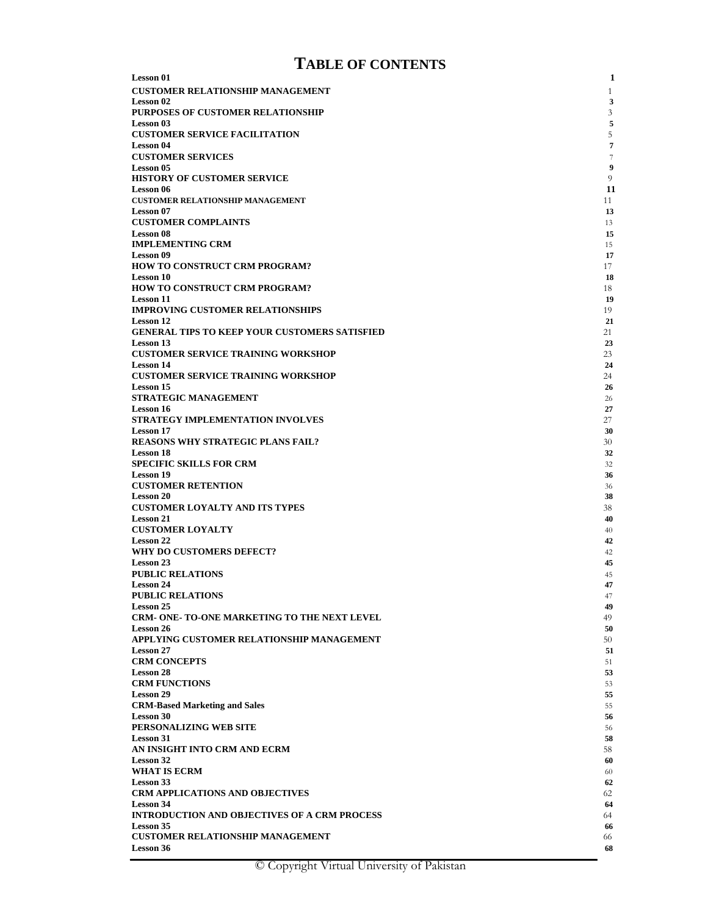# TABLE OF CONTENTS

| | |
|---|---|
| **Lesson 01** | **1** |
| **CUSTOMER RELATIONSHIP MANAGEMENT** | 1 |
| **Lesson 02** | **3** |
| **PURPOSES OF CUSTOMER RELATIONSHIP** | 3 |
| **Lesson 03** | **5** |
| **CUSTOMER SERVICE FACILITATION** | 5 |
| **Lesson 04** | **7** |
| **CUSTOMER SERVICES** | 7 |
| **Lesson 05** | **9** |
| **HISTORY OF CUSTOMER SERVICE** | 9 |
| **Lesson 06** | **11** |
| **CUSTOMER RELATIONSHIP MANAGEMENT** | 11 |
| **Lesson 07** | **13** |
| **CUSTOMER COMPLAINTS** | 13 |
| **Lesson 08** | **15** |
| **IMPLEMENTING CRM** | 15 |
| **Lesson 09** | **17** |
| **HOW TO CONSTRUCT CRM PROGRAM?** | 17 |
| **Lesson 10** | **18** |
| **HOW TO CONSTRUCT CRM PROGRAM?** | 18 |
| **Lesson 11** | **19** |
| **IMPROVING CUSTOMER RELATIONSHIPS** | 19 |
| **Lesson 12** | **21** |
| **GENERAL TIPS TO KEEP YOUR CUSTOMERS SATISFIED** | 21 |
| **Lesson 13** | **23** |
| **CUSTOMER SERVICE TRAINING WORKSHOP** | 23 |
| **Lesson 14** | **24** |
| **CUSTOMER SERVICE TRAINING WORKSHOP** | 24 |
| **Lesson 15** | **26** |
| **STRATEGIC MANAGEMENT** | 26 |
| **Lesson 16** | **27** |
| **STRATEGY IMPLEMENTATION INVOLVES** | 27 |
| **Lesson 17** | **30** |
| **REASONS WHY STRATEGIC PLANS FAIL?** | 30 |
| **Lesson 18** | **32** |
| **SPECIFIC SKILLS FOR CRM** | 32 |
| **Lesson 19** | **36** |
| **CUSTOMER RETENTION** | 36 |
| **Lesson 20** | **38** |
| **CUSTOMER LOYALTY AND ITS TYPES** | 38 |
| **Lesson 21** | **40** |
| **CUSTOMER LOYALTY** | 40 |
| **Lesson 22** | **42** |
| **WHY DO CUSTOMERS DEFECT?** | 42 |
| **Lesson 23** | **45** |
| **PUBLIC RELATIONS** | 45 |
| **Lesson 24** | **47** |
| **PUBLIC RELATIONS** | 47 |
| **Lesson 25** | **49** |
| **CRM- ONE- TO-ONE MARKETING TO THE NEXT LEVEL** | 49 |
| **Lesson 26** | **50** |
| **APPLYING CUSTOMER RELATIONSHIP MANAGEMENT** | 50 |
| **Lesson 27** | **51** |
| **CRM CONCEPTS** | 51 |
| **Lesson 28** | **53** |
| **CRM FUNCTIONS** | 53 |
| **Lesson 29** | **55** |
| **CRM-Based Marketing and Sales** | 55 |
| **Lesson 30** | **56** |
| **PERSONALIZING WEB SITE** | 56 |
| **Lesson 31** | **58** |
| **AN INSIGHT INTO CRM AND ECRM** | 58 |
| **Lesson 32** | **60** |
| **WHAT IS ECRM** | 60 |
| **Lesson 33** | **62** |
| **CRM APPLICATIONS AND OBJECTIVES** | 62 |
| **Lesson 34** | **64** |
| **INTRODUCTION AND OBJECTIVES OF A CRM PROCESS** | 64 |
| **Lesson 35** | **66** |
| **CUSTOMER RELATIONSHIP MANAGEMENT** | 66 |
| **Lesson 36** | **68** |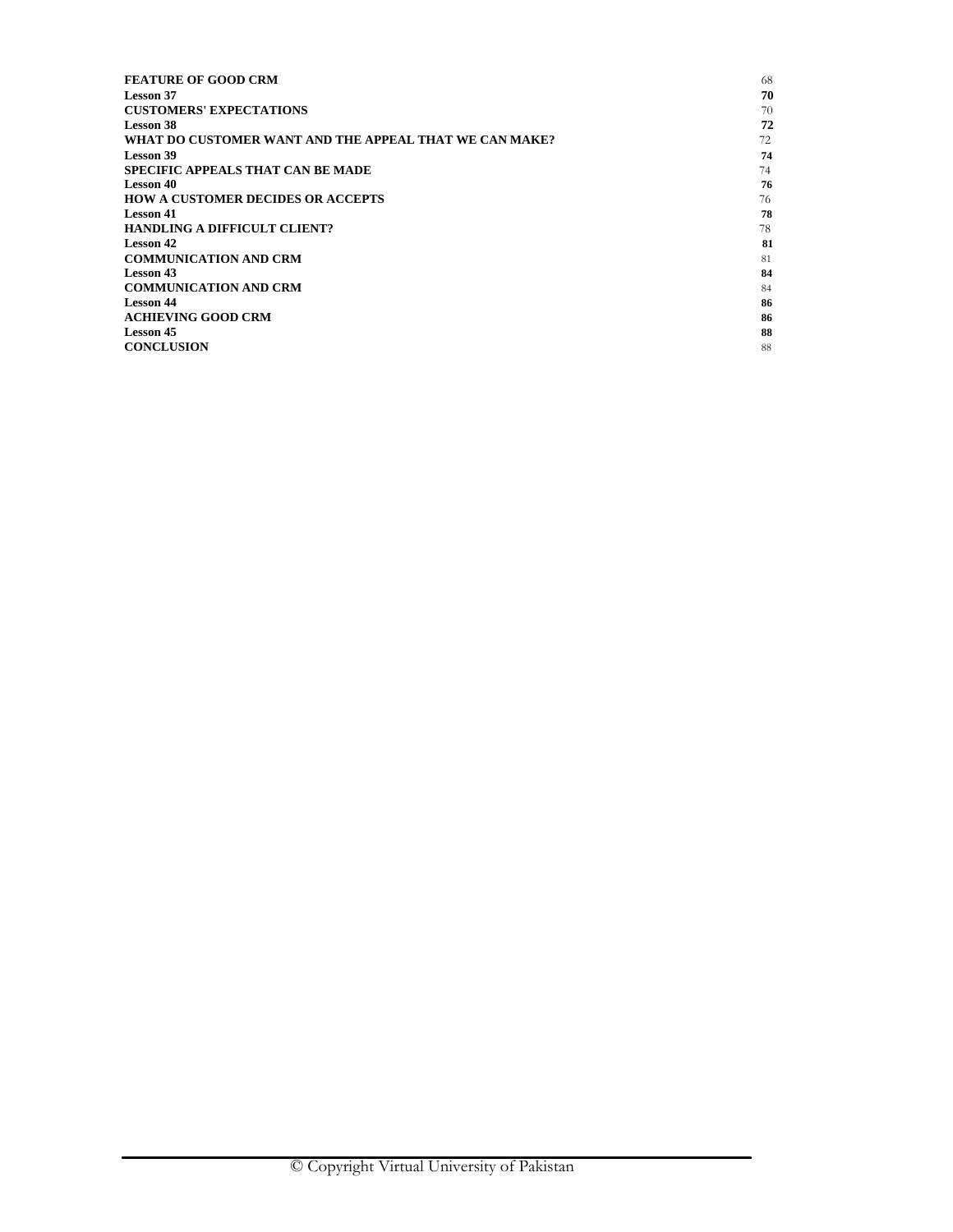| | |
|---|---|
| **FEATURE OF GOOD CRM** | 68 |
| **Lesson 37** | **70** |
| **CUSTOMERS' EXPECTATIONS** | 70 |
| **Lesson 38** | **72** |
| **WHAT DO CUSTOMER WANT AND THE APPEAL THAT WE CAN MAKE?** | 72 |
| **Lesson 39** | **74** |
| **SPECIFIC APPEALS THAT CAN BE MADE** | 74 |
| **Lesson 40** | **76** |
| **HOW A CUSTOMER DECIDES OR ACCEPTS** | 76 |
| **Lesson 41** | **78** |
| **HANDLING A DIFFICULT CLIENT?** | 78 |
| **Lesson 42** | **81** |
| **COMMUNICATION AND CRM** | 81 |
| **Lesson 43** | **84** |
| **COMMUNICATION AND CRM** | 84 |
| **Lesson 44** | **86** |
| **ACHIEVING GOOD CRM** | **86** |
| **Lesson 45** | **88** |
| **CONCLUSION** | 88 |

© Copyright Virtual University of Pakistan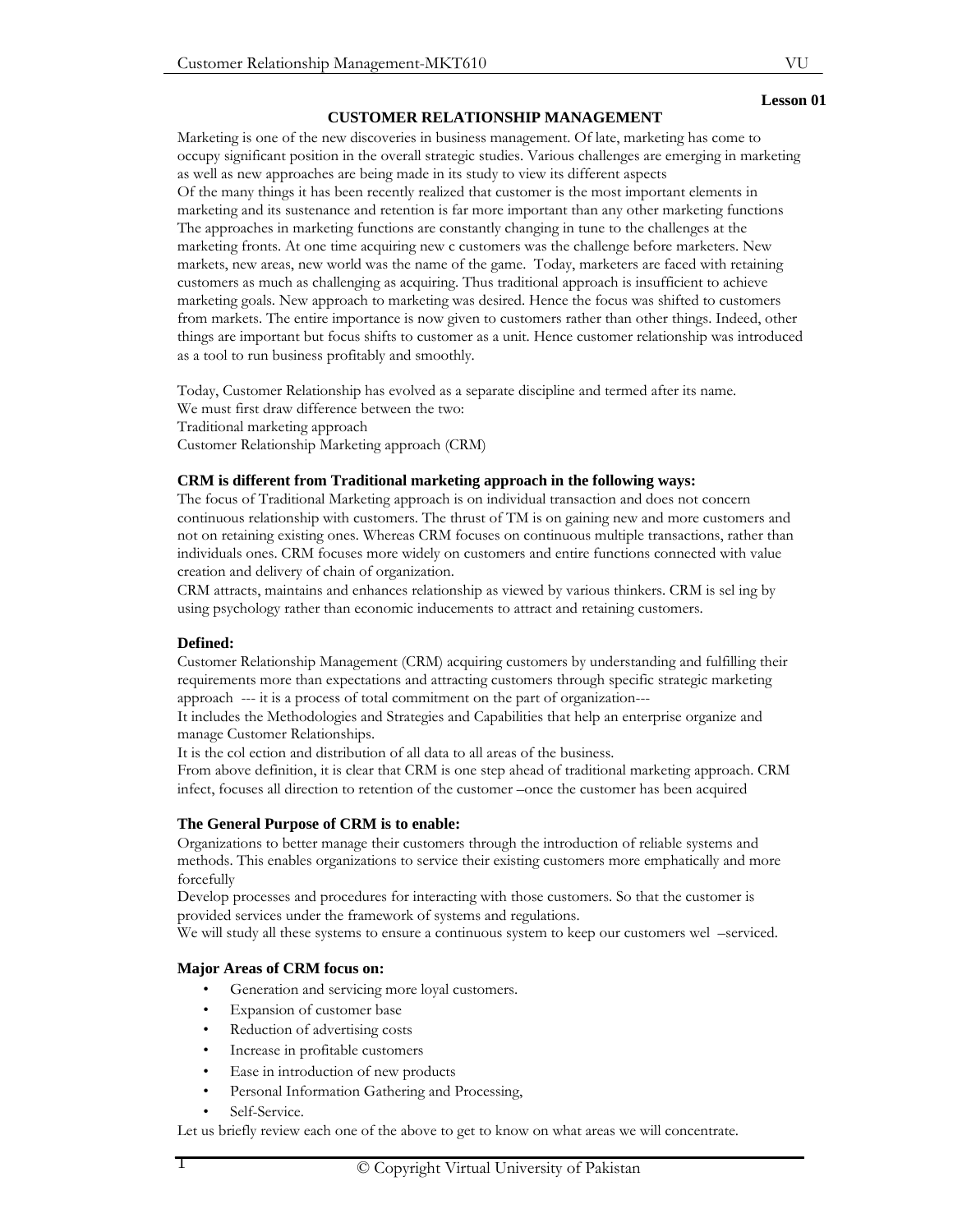**Lesson 01**

## CUSTOMER RELATIONSHIP MANAGEMENT

Marketing is one of the new discoveries in business management. Of late, marketing has come to occupy significant position in the overall strategic studies. Various challenges are emerging in marketing as well as new approaches are being made in its study to view its different aspects

Of the many things it has been recently realized that customer is the most important elements in marketing and its sustenance and retention is far more important than any other marketing functions

The approaches in marketing functions are constantly changing in tune to the challenges at the marketing fronts. At one time acquiring new c customers was the challenge before marketers. New markets, new areas, new world was the name of the game. Today, marketers are faced with retaining customers as much as challenging as acquiring. Thus traditional approach is insufficient to achieve marketing goals. New approach to marketing was desired. Hence the focus was shifted to customers from markets. The entire importance is now given to customers rather than other things. Indeed, other things are important but focus shifts to customer as a unit. Hence customer relationship was introduced as a tool to run business profitably and smoothly.

Today, Customer Relationship has evolved as a separate discipline and termed after its name.
We must first draw difference between the two:
Traditional marketing approach
Customer Relationship Marketing approach (CRM)

**CRM is different from Traditional marketing approach in the following ways:**

The focus of Traditional Marketing approach is on individual transaction and does not concern continuous relationship with customers. The thrust of TM is on gaining new and more customers and not on retaining existing ones. Whereas CRM focuses on continuous multiple transactions, rather than individuals ones. CRM focuses more widely on customers and entire functions connected with value creation and delivery of chain of organization.

CRM attracts, maintains and enhances relationship as viewed by various thinkers. CRM is sel ing by using psychology rather than economic inducements to attract and retaining customers.

**Defined:**

Customer Relationship Management (CRM) acquiring customers by understanding and fulfilling their requirements more than expectations and attracting customers through specific strategic marketing approach --- it is a process of total commitment on the part of organization---

It includes the Methodologies and Strategies and Capabilities that help an enterprise organize and manage Customer Relationships.

It is the col ection and distribution of all data to all areas of the business.

From above definition, it is clear that CRM is one step ahead of traditional marketing approach. CRM infect, focuses all direction to retention of the customer –once the customer has been acquired

**The General Purpose of CRM is to enable:**

Organizations to better manage their customers through the introduction of reliable systems and methods. This enables organizations to service their existing customers more emphatically and more forcefully

Develop processes and procedures for interacting with those customers. So that the customer is provided services under the framework of systems and regulations.

We will study all these systems to ensure a continuous system to keep our customers wel –serviced.

**Major Areas of CRM focus on:**

- Generation and servicing more loyal customers.
- Expansion of customer base
- Reduction of advertising costs
- Increase in profitable customers
- Ease in introduction of new products
- Personal Information Gathering and Processing,
- Self-Service.

Let us briefly review each one of the above to get to know on what areas we will concentrate.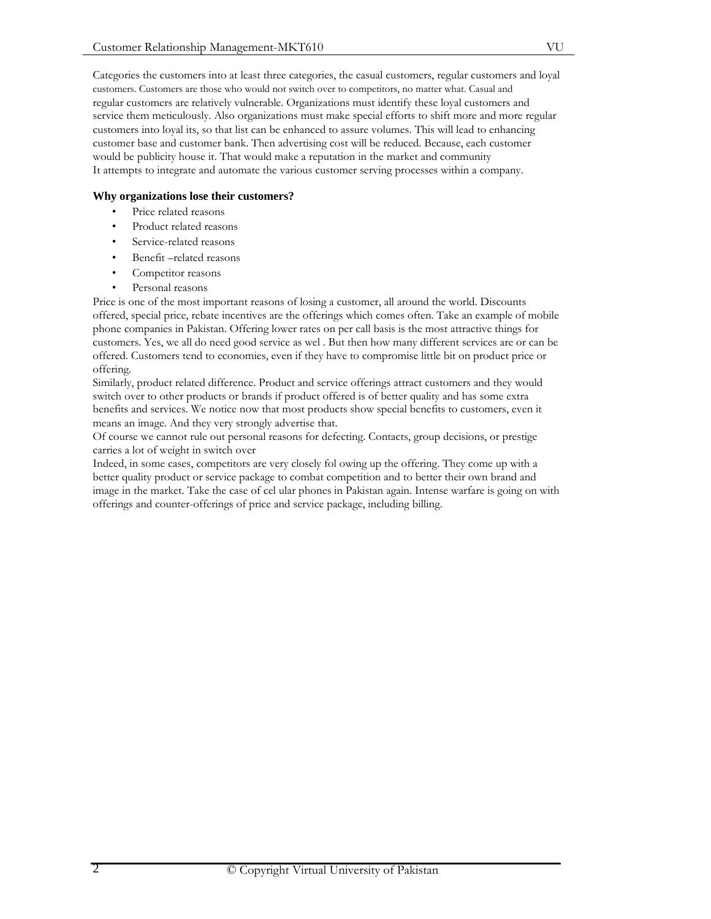Categories the customers into at least three categories, the casual customers, regular customers and loyal customers. Customers are those who would not switch over to competitors, no matter what. Casual and regular customers are relatively vulnerable. Organizations must identify these loyal customers and service them meticulously. Also organizations must make special efforts to shift more and more regular customers into loyal its, so that list can be enhanced to assure volumes. This will lead to enhancing customer base and customer bank. Then advertising cost will be reduced. Because, each customer would be publicity house it. That would make a reputation in the market and community
It attempts to integrate and automate the various customer serving processes within a company.

**Why organizations lose their customers?**

- Price related reasons
- Product related reasons
- Service-related reasons
- Benefit –related reasons
- Competitor reasons
- Personal reasons

Price is one of the most important reasons of losing a customer, all around the world. Discounts offered, special price, rebate incentives are the offerings which comes often. Take an example of mobile phone companies in Pakistan. Offering lower rates on per call basis is the most attractive things for customers. Yes, we all do need good service as wel . But then how many different services are or can be offered. Customers tend to economies, even if they have to compromise little bit on product price or offering.
Similarly, product related difference. Product and service offerings attract customers and they would switch over to other products or brands if product offered is of better quality and has some extra benefits and services. We notice now that most products show special benefits to customers, even it means an image. And they very strongly advertise that.
Of course we cannot rule out personal reasons for defecting. Contacts, group decisions, or prestige carries a lot of weight in switch over
Indeed, in some cases, competitors are very closely fol owing up the offering. They come up with a better quality product or service package to combat competition and to better their own brand and image in the market. Take the case of cel ular phones in Pakistan again. Intense warfare is going on with offerings and counter-offerings of price and service package, including billing.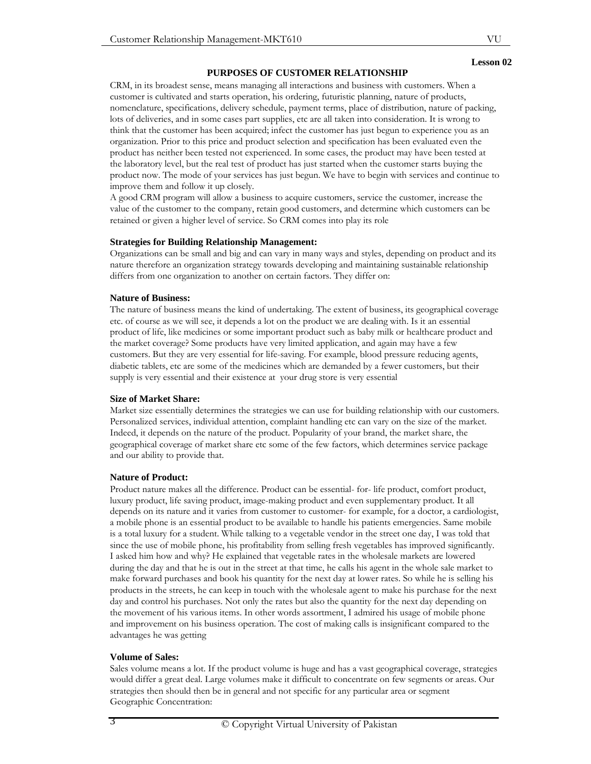Lesson 02

## PURPOSES OF CUSTOMER RELATIONSHIP

CRM, in its broadest sense, means managing all interactions and business with customers. When a customer is cultivated and starts operation, his ordering, futuristic planning, nature of products, nomenclature, specifications, delivery schedule, payment terms, place of distribution, nature of packing, lots of deliveries, and in some cases part supplies, etc are all taken into consideration. It is wrong to think that the customer has been acquired; infect the customer has just begun to experience you as an organization. Prior to this price and product selection and specification has been evaluated even the product has neither been tested not experienced. In some cases, the product may have been tested at the laboratory level, but the real test of product has just started when the customer starts buying the product now. The mode of your services has just begun. We have to begin with services and continue to improve them and follow it up closely.

A good CRM program will allow a business to acquire customers, service the customer, increase the value of the customer to the company, retain good customers, and determine which customers can be retained or given a higher level of service. So CRM comes into play its role

### Strategies for Building Relationship Management:

Organizations can be small and big and can vary in many ways and styles, depending on product and its nature therefore an organization strategy towards developing and maintaining sustainable relationship differs from one organization to another on certain factors. They differ on:

### Nature of Business:

The nature of business means the kind of undertaking. The extent of business, its geographical coverage etc. of course as we will see, it depends a lot on the product we are dealing with. Is it an essential product of life, like medicines or some important product such as baby milk or healthcare product and the market coverage? Some products have very limited application, and again may have a few customers. But they are very essential for life-saving. For example, blood pressure reducing agents, diabetic tablets, etc are some of the medicines which are demanded by a fewer customers, but their supply is very essential and their existence at your drug store is very essential

### Size of Market Share:

Market size essentially determines the strategies we can use for building relationship with our customers. Personalized services, individual attention, complaint handling etc can vary on the size of the market. Indeed, it depends on the nature of the product. Popularity of your brand, the market share, the geographical coverage of market share etc some of the few factors, which determines service package and our ability to provide that.

### Nature of Product:

Product nature makes all the difference. Product can be essential- for- life product, comfort product, luxury product, life saving product, image-making product and even supplementary product. It all depends on its nature and it varies from customer to customer- for example, for a doctor, a cardiologist, a mobile phone is an essential product to be available to handle his patients emergencies. Same mobile is a total luxury for a student. While talking to a vegetable vendor in the street one day, I was told that since the use of mobile phone, his profitability from selling fresh vegetables has improved significantly. I asked him how and why? He explained that vegetable rates in the wholesale markets are lowered during the day and that he is out in the street at that time, he calls his agent in the whole sale market to make forward purchases and book his quantity for the next day at lower rates. So while he is selling his products in the streets, he can keep in touch with the wholesale agent to make his purchase for the next day and control his purchases. Not only the rates but also the quantity for the next day depending on the movement of his various items. In other words assortment, I admired his usage of mobile phone and improvement on his business operation. The cost of making calls is insignificant compared to the advantages he was getting

### Volume of Sales:

Sales volume means a lot. If the product volume is huge and has a vast geographical coverage, strategies would differ a great deal. Large volumes make it difficult to concentrate on few segments or areas. Our strategies then should then be in general and not specific for any particular area or segment

Geographic Concentration: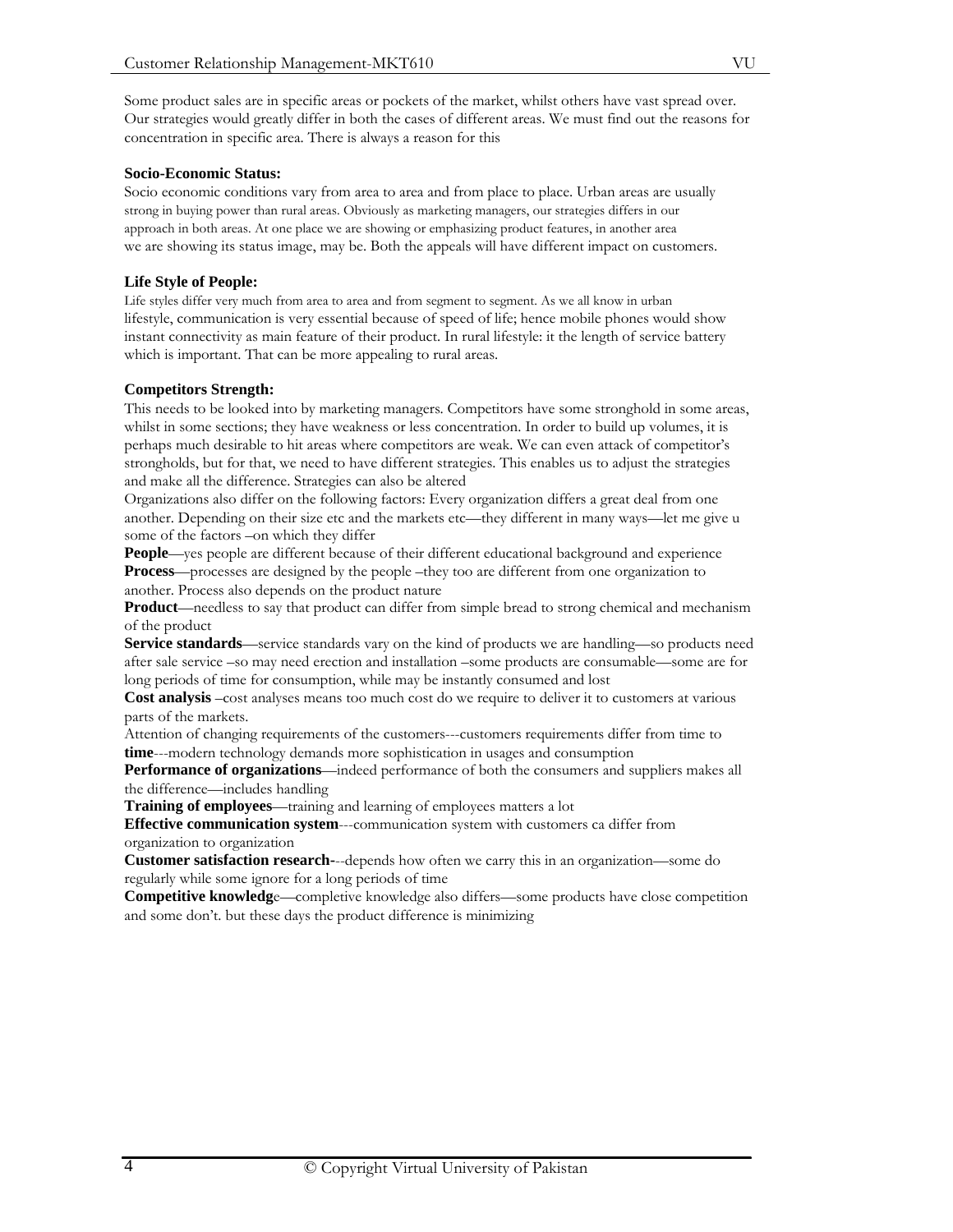Some product sales are in specific areas or pockets of the market, whilst others have vast spread over. Our strategies would greatly differ in both the cases of different areas. We must find out the reasons for concentration in specific area. There is always a reason for this

**Socio-Economic Status:**

Socio economic conditions vary from area to area and from place to place. Urban areas are usually strong in buying power than rural areas. Obviously as marketing managers, our strategies differs in our approach in both areas. At one place we are showing or emphasizing product features, in another area we are showing its status image, may be. Both the appeals will have different impact on customers.

**Life Style of People:**

Life styles differ very much from area to area and from segment to segment. As we all know in urban lifestyle, communication is very essential because of speed of life; hence mobile phones would show instant connectivity as main feature of their product. In rural lifestyle: it the length of service battery which is important. That can be more appealing to rural areas.

**Competitors Strength:**

This needs to be looked into by marketing managers. Competitors have some stronghold in some areas, whilst in some sections; they have weakness or less concentration. In order to build up volumes, it is perhaps much desirable to hit areas where competitors are weak. We can even attack of competitor's strongholds, but for that, we need to have different strategies. This enables us to adjust the strategies and make all the difference. Strategies can also be altered

Organizations also differ on the following factors: Every organization differs a great deal from one another. Depending on their size etc and the markets etc—they different in many ways—let me give u some of the factors –on which they differ

**People**—yes people are different because of their different educational background and experience

**Process**—processes are designed by the people –they too are different from one organization to another. Process also depends on the product nature

**Product**—needless to say that product can differ from simple bread to strong chemical and mechanism of the product

**Service standards**—service standards vary on the kind of products we are handling—so products need after sale service –so may need erection and installation –some products are consumable—some are for long periods of time for consumption, while may be instantly consumed and lost

**Cost analysis** –cost analyses means too much cost do we require to deliver it to customers at various parts of the markets.

Attention of changing requirements of the customers---customers requirements differ from time to **time**---modern technology demands more sophistication in usages and consumption

**Performance of organizations**—indeed performance of both the consumers and suppliers makes all the difference—includes handling

**Training of employees**—training and learning of employees matters a lot

**Effective communication system**---communication system with customers ca differ from organization to organization

**Customer satisfaction research-**--depends how often we carry this in an organization—some do regularly while some ignore for a long periods of time

**Competitive knowledg**e—completive knowledge also differs—some products have close competition and some don't. but these days the product difference is minimizing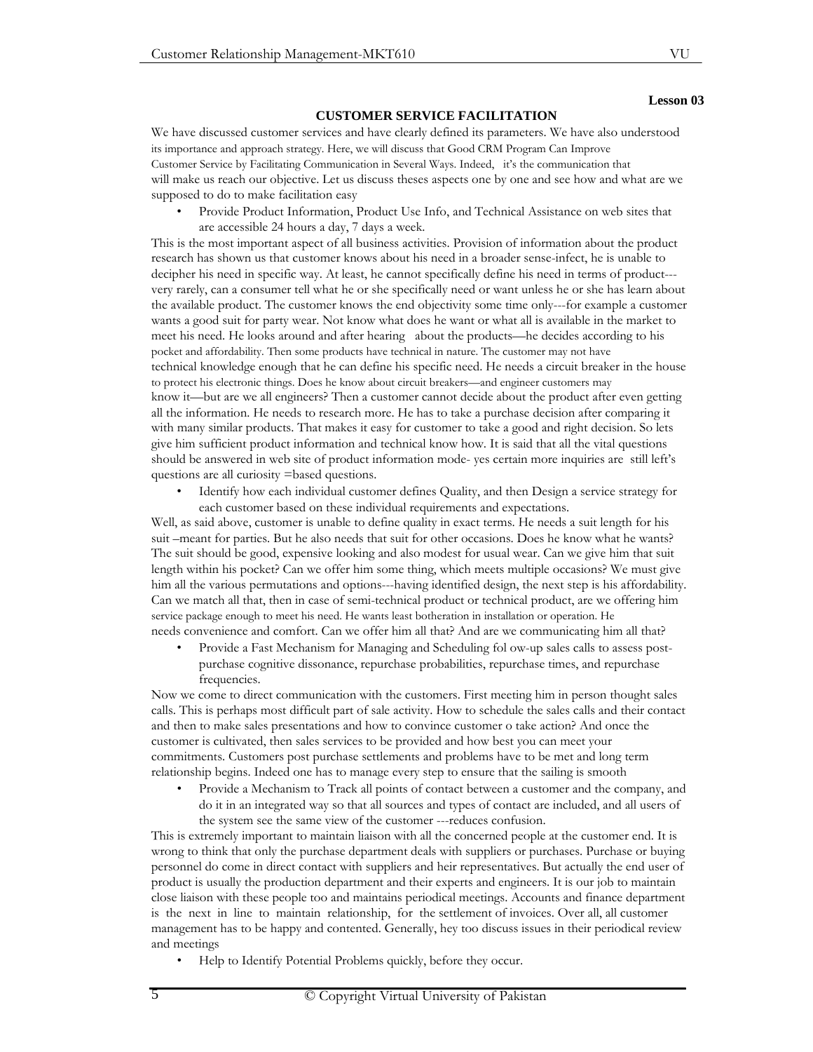Lesson 03

## CUSTOMER SERVICE FACILITATION

We have discussed customer services and have clearly defined its parameters. We have also understood its importance and approach strategy. Here, we will discuss that Good CRM Program Can Improve Customer Service by Facilitating Communication in Several Ways. Indeed, it's the communication that will make us reach our objective. Let us discuss theses aspects one by one and see how and what are we supposed to do to make facilitation easy

- Provide Product Information, Product Use Info, and Technical Assistance on web sites that are accessible 24 hours a day, 7 days a week.

This is the most important aspect of all business activities. Provision of information about the product research has shown us that customer knows about his need in a broader sense-infect, he is unable to decipher his need in specific way. At least, he cannot specifically define his need in terms of product---very rarely, can a consumer tell what he or she specifically need or want unless he or she has learn about the available product. The customer knows the end objectivity some time only---for example a customer wants a good suit for party wear. Not know what does he want or what all is available in the market to meet his need. He looks around and after hearing about the products—he decides according to his pocket and affordability. Then some products have technical in nature. The customer may not have technical knowledge enough that he can define his specific need. He needs a circuit breaker in the house to protect his electronic things. Does he know about circuit breakers—and engineer customers may know it—but are we all engineers? Then a customer cannot decide about the product after even getting all the information. He needs to research more. He has to take a purchase decision after comparing it with many similar products. That makes it easy for customer to take a good and right decision. So lets give him sufficient product information and technical know how. It is said that all the vital questions should be answered in web site of product information mode- yes certain more inquiries are still left's questions are all curiosity =based questions.

- Identify how each individual customer defines Quality, and then Design a service strategy for each customer based on these individual requirements and expectations.

Well, as said above, customer is unable to define quality in exact terms. He needs a suit length for his suit –meant for parties. But he also needs that suit for other occasions. Does he know what he wants? The suit should be good, expensive looking and also modest for usual wear. Can we give him that suit length within his pocket? Can we offer him some thing, which meets multiple occasions? We must give him all the various permutations and options---having identified design, the next step is his affordability. Can we match all that, then in case of semi-technical product or technical product, are we offering him service package enough to meet his need. He wants least botheration in installation or operation. He needs convenience and comfort. Can we offer him all that? And are we communicating him all that?

- Provide a Fast Mechanism for Managing and Scheduling fol ow-up sales calls to assess post-purchase cognitive dissonance, repurchase probabilities, repurchase times, and repurchase frequencies.

Now we come to direct communication with the customers. First meeting him in person thought sales calls. This is perhaps most difficult part of sale activity. How to schedule the sales calls and their contact and then to make sales presentations and how to convince customer o take action? And once the customer is cultivated, then sales services to be provided and how best you can meet your commitments. Customers post purchase settlements and problems have to be met and long term relationship begins. Indeed one has to manage every step to ensure that the sailing is smooth

- Provide a Mechanism to Track all points of contact between a customer and the company, and do it in an integrated way so that all sources and types of contact are included, and all users of the system see the same view of the customer ---reduces confusion.

This is extremely important to maintain liaison with all the concerned people at the customer end. It is wrong to think that only the purchase department deals with suppliers or purchases. Purchase or buying personnel do come in direct contact with suppliers and heir representatives. But actually the end user of product is usually the production department and their experts and engineers. It is our job to maintain close liaison with these people too and maintains periodical meetings. Accounts and finance department is the next in line to maintain relationship, for the settlement of invoices. Over all, all customer management has to be happy and contented. Generally, hey too discuss issues in their periodical review and meetings

- Help to Identify Potential Problems quickly, before they occur.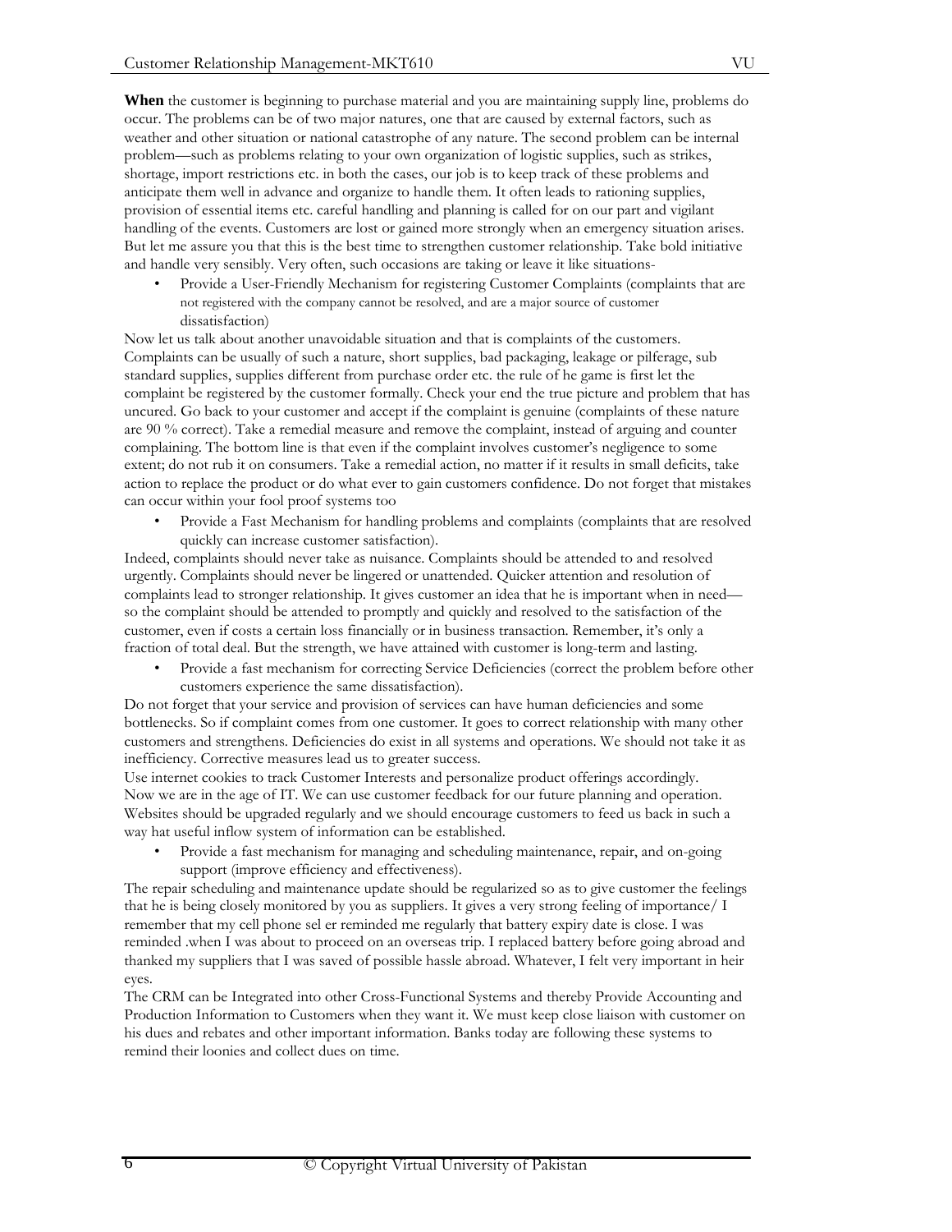**When** the customer is beginning to purchase material and you are maintaining supply line, problems do occur. The problems can be of two major natures, one that are caused by external factors, such as weather and other situation or national catastrophe of any nature. The second problem can be internal problem—such as problems relating to your own organization of logistic supplies, such as strikes, shortage, import restrictions etc. in both the cases, our job is to keep track of these problems and anticipate them well in advance and organize to handle them. It often leads to rationing supplies, provision of essential items etc. careful handling and planning is called for on our part and vigilant handling of the events. Customers are lost or gained more strongly when an emergency situation arises. But let me assure you that this is the best time to strengthen customer relationship. Take bold initiative and handle very sensibly. Very often, such occasions are taking or leave it like situations-

- Provide a User-Friendly Mechanism for registering Customer Complaints (complaints that are not registered with the company cannot be resolved, and are a major source of customer dissatisfaction)

Now let us talk about another unavoidable situation and that is complaints of the customers. Complaints can be usually of such a nature, short supplies, bad packaging, leakage or pilferage, sub standard supplies, supplies different from purchase order etc. the rule of he game is first let the complaint be registered by the customer formally. Check your end the true picture and problem that has uncured. Go back to your customer and accept if the complaint is genuine (complaints of these nature are 90 % correct). Take a remedial measure and remove the complaint, instead of arguing and counter complaining. The bottom line is that even if the complaint involves customer's negligence to some extent; do not rub it on consumers. Take a remedial action, no matter if it results in small deficits, take action to replace the product or do what ever to gain customers confidence. Do not forget that mistakes can occur within your fool proof systems too

- Provide a Fast Mechanism for handling problems and complaints (complaints that are resolved quickly can increase customer satisfaction).

Indeed, complaints should never take as nuisance. Complaints should be attended to and resolved urgently. Complaints should never be lingered or unattended. Quicker attention and resolution of complaints lead to stronger relationship. It gives customer an idea that he is important when in need—so the complaint should be attended to promptly and quickly and resolved to the satisfaction of the customer, even if costs a certain loss financially or in business transaction. Remember, it's only a fraction of total deal. But the strength, we have attained with customer is long-term and lasting.

- Provide a fast mechanism for correcting Service Deficiencies (correct the problem before other customers experience the same dissatisfaction).

Do not forget that your service and provision of services can have human deficiencies and some bottlenecks. So if complaint comes from one customer. It goes to correct relationship with many other customers and strengthens. Deficiencies do exist in all systems and operations. We should not take it as inefficiency. Corrective measures lead us to greater success.

Use internet cookies to track Customer Interests and personalize product offerings accordingly.

Now we are in the age of IT. We can use customer feedback for our future planning and operation. Websites should be upgraded regularly and we should encourage customers to feed us back in such a way hat useful inflow system of information can be established.

- Provide a fast mechanism for managing and scheduling maintenance, repair, and on-going support (improve efficiency and effectiveness).

The repair scheduling and maintenance update should be regularized so as to give customer the feelings that he is being closely monitored by you as suppliers. It gives a very strong feeling of importance/ I remember that my cell phone sel er reminded me regularly that battery expiry date is close. I was reminded .when I was about to proceed on an overseas trip. I replaced battery before going abroad and thanked my suppliers that I was saved of possible hassle abroad. Whatever, I felt very important in heir eyes.

The CRM can be Integrated into other Cross-Functional Systems and thereby Provide Accounting and Production Information to Customers when they want it. We must keep close liaison with customer on his dues and rebates and other important information. Banks today are following these systems to remind their loonies and collect dues on time.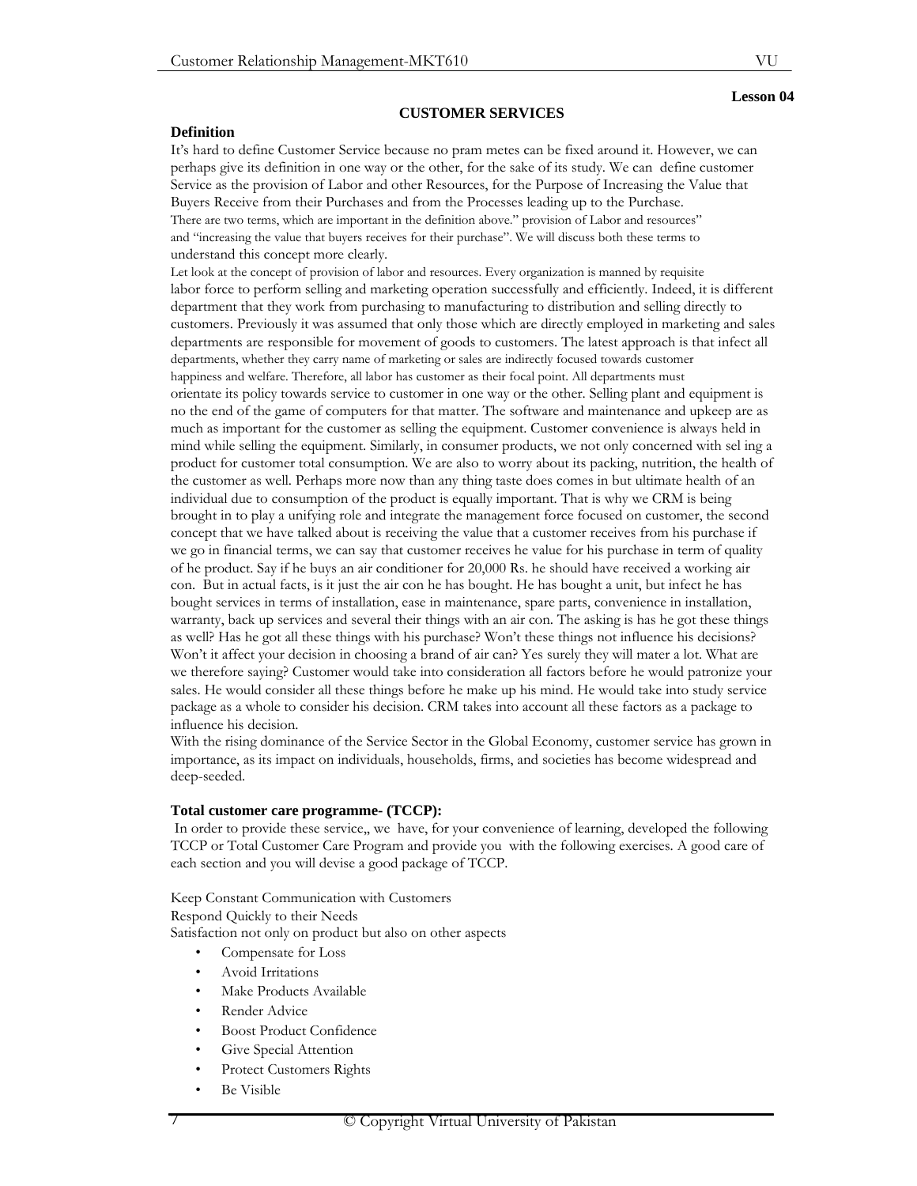**Lesson 04**

## CUSTOMER SERVICES

### Definition

It's hard to define Customer Service because no pram metes can be fixed around it. However, we can perhaps give its definition in one way or the other, for the sake of its study. We can define customer Service as the provision of Labor and other Resources, for the Purpose of Increasing the Value that Buyers Receive from their Purchases and from the Processes leading up to the Purchase.

There are two terms, which are important in the definition above." provision of Labor and resources" and "increasing the value that buyers receives for their purchase". We will discuss both these terms to understand this concept more clearly.

Let look at the concept of provision of labor and resources. Every organization is manned by requisite labor force to perform selling and marketing operation successfully and efficiently. Indeed, it is different department that they work from purchasing to manufacturing to distribution and selling directly to customers. Previously it was assumed that only those which are directly employed in marketing and sales departments are responsible for movement of goods to customers. The latest approach is that infect all departments, whether they carry name of marketing or sales are indirectly focused towards customer happiness and welfare. Therefore, all labor has customer as their focal point. All departments must orientate its policy towards service to customer in one way or the other. Selling plant and equipment is no the end of the game of computers for that matter. The software and maintenance and upkeep are as much as important for the customer as selling the equipment. Customer convenience is always held in mind while selling the equipment. Similarly, in consumer products, we not only concerned with sel ing a product for customer total consumption. We are also to worry about its packing, nutrition, the health of the customer as well. Perhaps more now than any thing taste does comes in but ultimate health of an individual due to consumption of the product is equally important. That is why we CRM is being brought in to play a unifying role and integrate the management force focused on customer, the second concept that we have talked about is receiving the value that a customer receives from his purchase if we go in financial terms, we can say that customer receives he value for his purchase in term of quality of he product. Say if he buys an air conditioner for 20,000 Rs. he should have received a working air con. But in actual facts, is it just the air con he has bought. He has bought a unit, but infect he has bought services in terms of installation, ease in maintenance, spare parts, convenience in installation, warranty, back up services and several their things with an air con. The asking is has he got these things as well? Has he got all these things with his purchase? Won't these things not influence his decisions? Won't it affect your decision in choosing a brand of air can? Yes surely they will mater a lot. What are we therefore saying? Customer would take into consideration all factors before he would patronize your sales. He would consider all these things before he make up his mind. He would take into study service package as a whole to consider his decision. CRM takes into account all these factors as a package to influence his decision.

With the rising dominance of the Service Sector in the Global Economy, customer service has grown in importance, as its impact on individuals, households, firms, and societies has become widespread and deep-seeded.

### Total customer care programme- (TCCP):

In order to provide these service,, we have, for your convenience of learning, developed the following TCCP or Total Customer Care Program and provide you with the following exercises. A good care of each section and you will devise a good package of TCCP.

Keep Constant Communication with Customers
Respond Quickly to their Needs
Satisfaction not only on product but also on other aspects

- Compensate for Loss
- Avoid Irritations
- Make Products Available
- Render Advice
- Boost Product Confidence
- Give Special Attention
- Protect Customers Rights
- Be Visible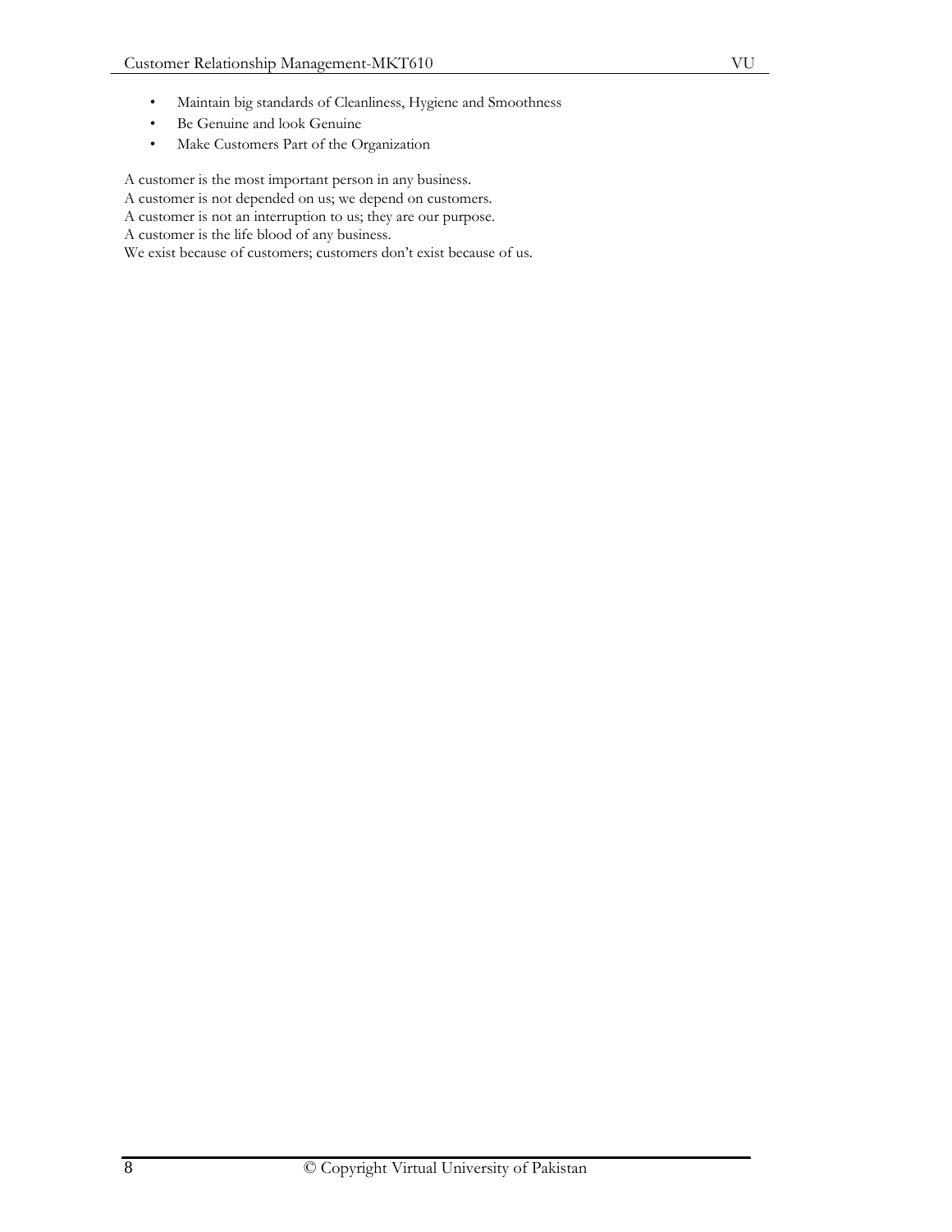- Maintain big standards of Cleanliness, Hygiene and Smoothness
- Be Genuine and look Genuine
- Make Customers Part of the Organization

A customer is the most important person in any business.
A customer is not depended on us; we depend on customers.
A customer is not an interruption to us; they are our purpose.
A customer is the life blood of any business.
We exist because of customers; customers don't exist because of us.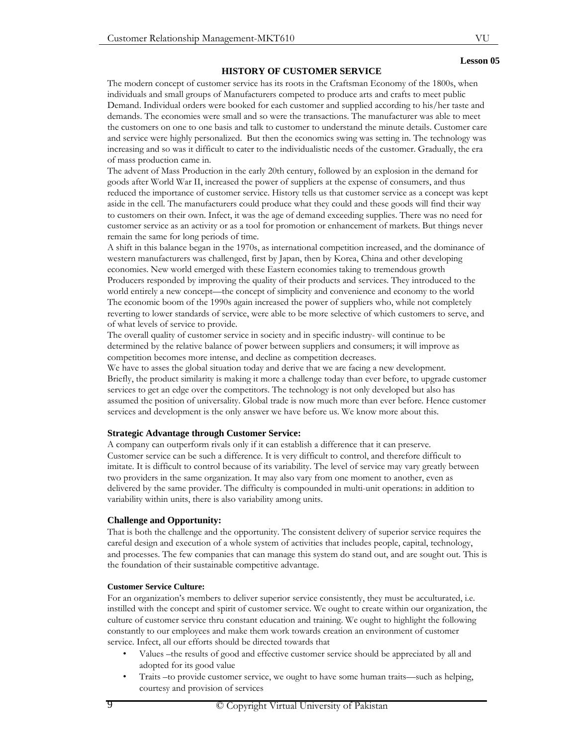**Lesson 05**

## HISTORY OF CUSTOMER SERVICE

The modern concept of customer service has its roots in the Craftsman Economy of the 1800s, when individuals and small groups of Manufacturers competed to produce arts and crafts to meet public Demand. Individual orders were booked for each customer and supplied according to his/her taste and demands. The economies were small and so were the transactions. The manufacturer was able to meet the customers on one to one basis and talk to customer to understand the minute details. Customer care and service were highly personalized. But then the economics swing was setting in. The technology was increasing and so was it difficult to cater to the individualistic needs of the customer. Gradually, the era of mass production came in.

The advent of Mass Production in the early 20th century, followed by an explosion in the demand for goods after World War II, increased the power of suppliers at the expense of consumers, and thus reduced the importance of customer service. History tells us that customer service as a concept was kept aside in the cell. The manufacturers could produce what they could and these goods will find their way to customers on their own. Infect, it was the age of demand exceeding supplies. There was no need for customer service as an activity or as a tool for promotion or enhancement of markets. But things never remain the same for long periods of time.

A shift in this balance began in the 1970s, as international competition increased, and the dominance of western manufacturers was challenged, first by Japan, then by Korea, China and other developing economies. New world emerged with these Eastern economies taking to tremendous growth Producers responded by improving the quality of their products and services. They introduced to the world entirely a new concept—the concept of simplicity and convenience and economy to the world The economic boom of the 1990s again increased the power of suppliers who, while not completely reverting to lower standards of service, were able to be more selective of which customers to serve, and of what levels of service to provide.

The overall quality of customer service in society and in specific industry- will continue to be determined by the relative balance of power between suppliers and consumers; it will improve as competition becomes more intense, and decline as competition decreases.

We have to asses the global situation today and derive that we are facing a new development. Briefly, the product similarity is making it more a challenge today than ever before, to upgrade customer services to get an edge over the competitors. The technology is not only developed but also has assumed the position of universality. Global trade is now much more than ever before. Hence customer services and development is the only answer we have before us. We know more about this.

### Strategic Advantage through Customer Service:

A company can outperform rivals only if it can establish a difference that it can preserve. Customer service can be such a difference. It is very difficult to control, and therefore difficult to imitate. It is difficult to control because of its variability. The level of service may vary greatly between two providers in the same organization. It may also vary from one moment to another, even as delivered by the same provider. The difficulty is compounded in multi-unit operations: in addition to variability within units, there is also variability among units.

### Challenge and Opportunity:

That is both the challenge and the opportunity. The consistent delivery of superior service requires the careful design and execution of a whole system of activities that includes people, capital, technology, and processes. The few companies that can manage this system do stand out, and are sought out. This is the foundation of their sustainable competitive advantage.

#### Customer Service Culture:

For an organization's members to deliver superior service consistently, they must be acculturated, i.e. instilled with the concept and spirit of customer service. We ought to create within our organization, the culture of customer service thru constant education and training. We ought to highlight the following constantly to our employees and make them work towards creation an environment of customer service. Infect, all our efforts should be directed towards that

- Values –the results of good and effective customer service should be appreciated by all and adopted for its good value
- Traits –to provide customer service, we ought to have some human traits—such as helping, courtesy and provision of services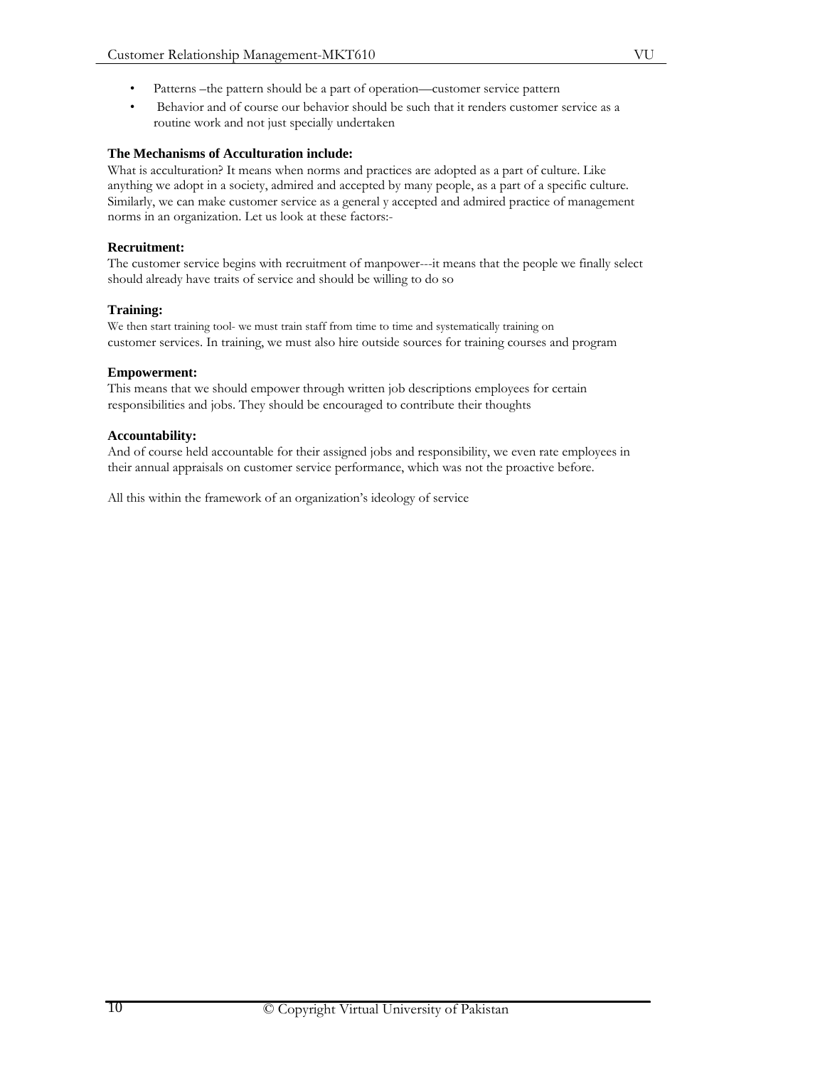- Patterns –the pattern should be a part of operation—customer service pattern
- Behavior and of course our behavior should be such that it renders customer service as a routine work and not just specially undertaken

**The Mechanisms of Acculturation include:**

What is acculturation? It means when norms and practices are adopted as a part of culture. Like anything we adopt in a society, admired and accepted by many people, as a part of a specific culture. Similarly, we can make customer service as a general y accepted and admired practice of management norms in an organization. Let us look at these factors:-

**Recruitment:**

The customer service begins with recruitment of manpower---it means that the people we finally select should already have traits of service and should be willing to do so

**Training:**

We then start training tool- we must train staff from time to time and systematically training on customer services. In training, we must also hire outside sources for training courses and program

**Empowerment:**

This means that we should empower through written job descriptions employees for certain responsibilities and jobs. They should be encouraged to contribute their thoughts

**Accountability:**

And of course held accountable for their assigned jobs and responsibility, we even rate employees in their annual appraisals on customer service performance, which was not the proactive before.

All this within the framework of an organization's ideology of service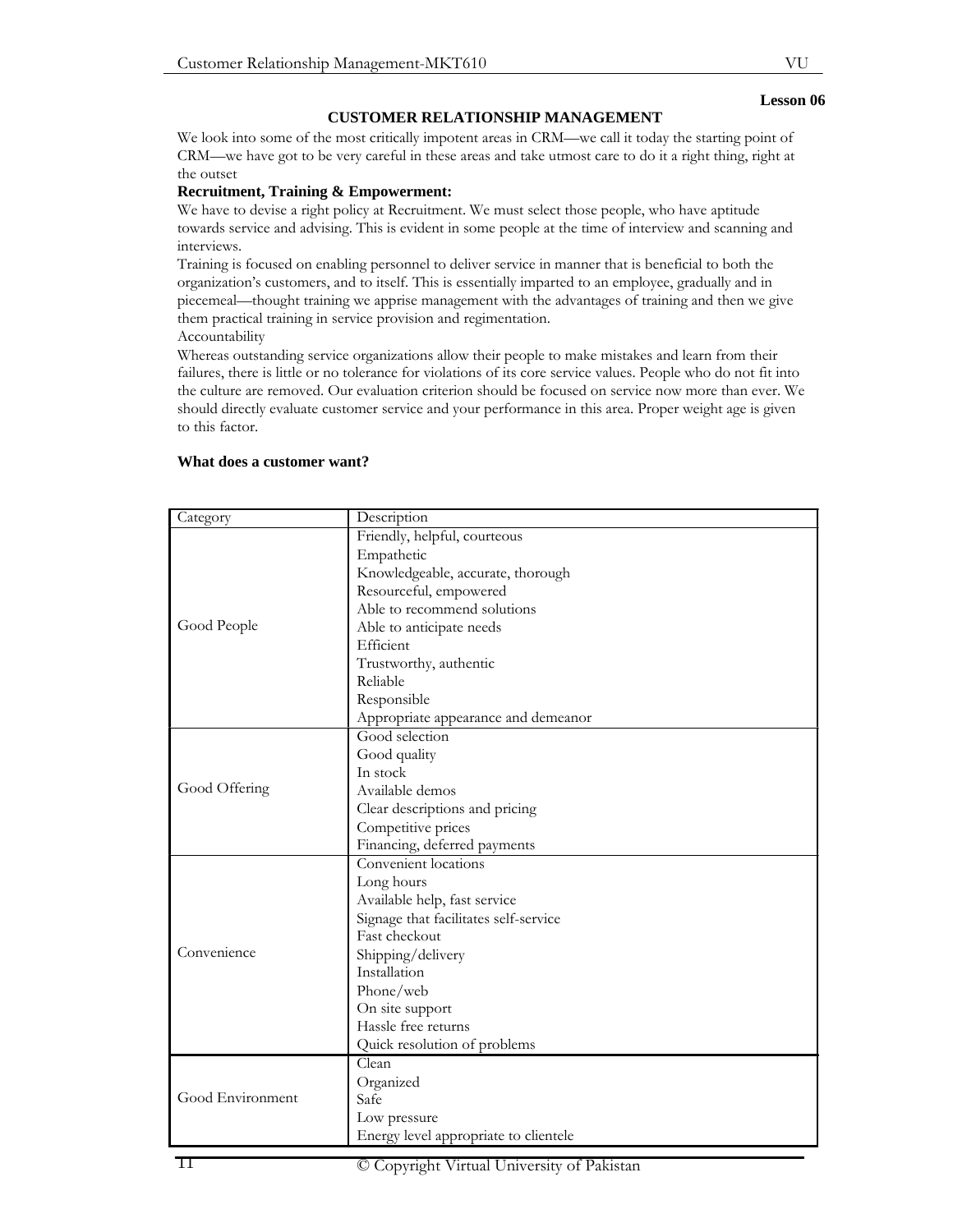**Lesson 06**

# CUSTOMER RELATIONSHIP MANAGEMENT

We look into some of the most critically impotent areas in CRM—we call it today the starting point of CRM—we have got to be very careful in these areas and take utmost care to do it a right thing, right at the outset

**Recruitment, Training & Empowerment:**

We have to devise a right policy at Recruitment. We must select those people, who have aptitude towards service and advising. This is evident in some people at the time of interview and scanning and interviews.

Training is focused on enabling personnel to deliver service in manner that is beneficial to both the organization's customers, and to itself. This is essentially imparted to an employee, gradually and in piecemeal—thought training we apprise management with the advantages of training and then we give them practical training in service provision and regimentation.

Accountability

Whereas outstanding service organizations allow their people to make mistakes and learn from their failures, there is little or no tolerance for violations of its core service values. People who do not fit into the culture are removed. Our evaluation criterion should be focused on service now more than ever. We should directly evaluate customer service and your performance in this area. Proper weight age is given to this factor.

**What does a customer want?**

| Category | Description |
|---|---|
| Good People | Friendly, helpful, courteous<br>Empathetic<br>Knowledgeable, accurate, thorough<br>Resourceful, empowered<br>Able to recommend solutions<br>Able to anticipate needs<br>Efficient<br>Trustworthy, authentic<br>Reliable<br>Responsible<br>Appropriate appearance and demeanor |
| Good Offering | Good selection<br>Good quality<br>In stock<br>Available demos<br>Clear descriptions and pricing<br>Competitive prices<br>Financing, deferred payments |
| Convenience | Convenient locations<br>Long hours<br>Available help, fast service<br>Signage that facilitates self-service<br>Fast checkout<br>Shipping/delivery<br>Installation<br>Phone/web<br>On site support<br>Hassle free returns<br>Quick resolution of problems |
| Good Environment | Clean<br>Organized<br>Safe<br>Low pressure<br>Energy level appropriate to clientele |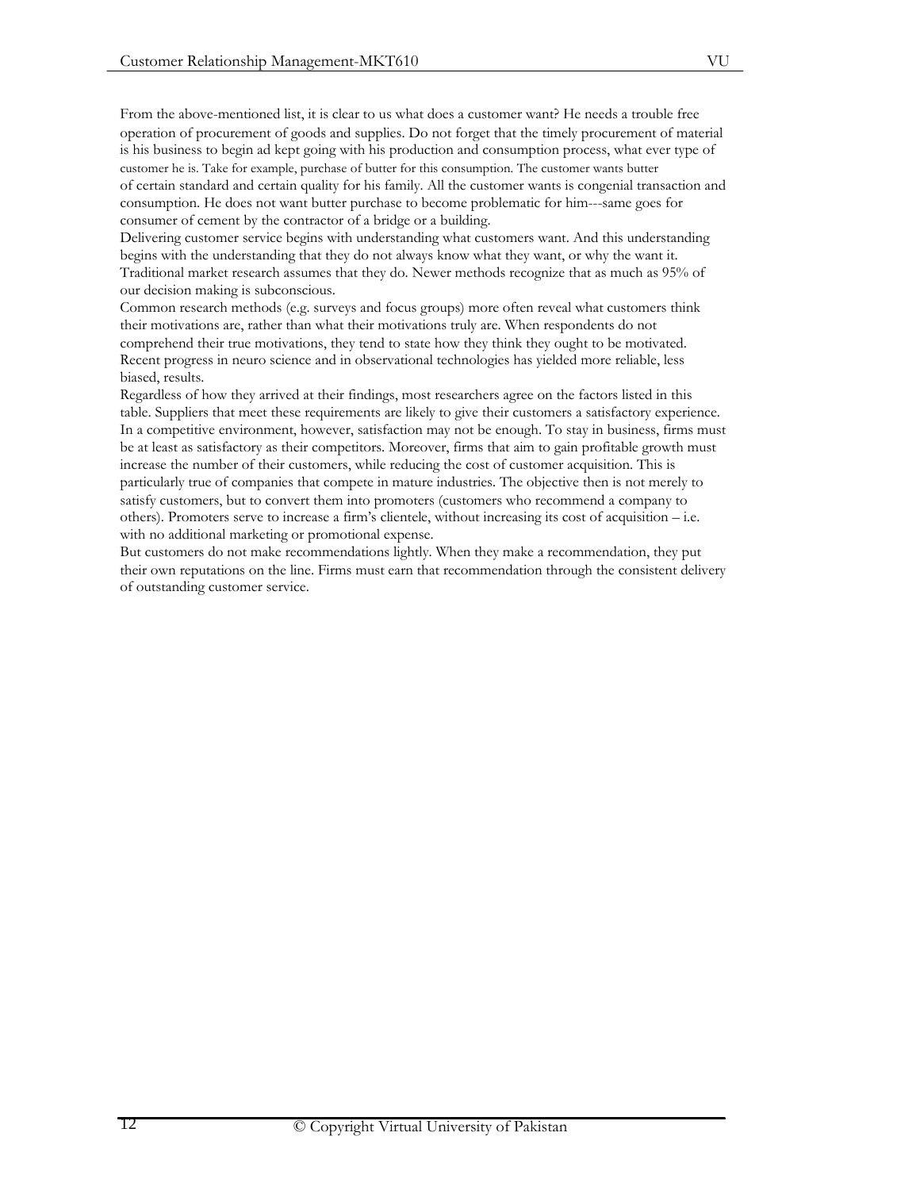From the above-mentioned list, it is clear to us what does a customer want? He needs a trouble free operation of procurement of goods and supplies. Do not forget that the timely procurement of material is his business to begin ad kept going with his production and consumption process, what ever type of customer he is. Take for example, purchase of butter for this consumption. The customer wants butter of certain standard and certain quality for his family. All the customer wants is congenial transaction and consumption. He does not want butter purchase to become problematic for him---same goes for consumer of cement by the contractor of a bridge or a building.

Delivering customer service begins with understanding what customers want. And this understanding begins with the understanding that they do not always know what they want, or why the want it. Traditional market research assumes that they do. Newer methods recognize that as much as 95% of our decision making is subconscious.

Common research methods (e.g. surveys and focus groups) more often reveal what customers think their motivations are, rather than what their motivations truly are. When respondents do not comprehend their true motivations, they tend to state how they think they ought to be motivated. Recent progress in neuro science and in observational technologies has yielded more reliable, less biased, results.

Regardless of how they arrived at their findings, most researchers agree on the factors listed in this table. Suppliers that meet these requirements are likely to give their customers a satisfactory experience. In a competitive environment, however, satisfaction may not be enough. To stay in business, firms must be at least as satisfactory as their competitors. Moreover, firms that aim to gain profitable growth must increase the number of their customers, while reducing the cost of customer acquisition. This is particularly true of companies that compete in mature industries. The objective then is not merely to satisfy customers, but to convert them into promoters (customers who recommend a company to others). Promoters serve to increase a firm's clientele, without increasing its cost of acquisition – i.e. with no additional marketing or promotional expense.

But customers do not make recommendations lightly. When they make a recommendation, they put their own reputations on the line. Firms must earn that recommendation through the consistent delivery of outstanding customer service.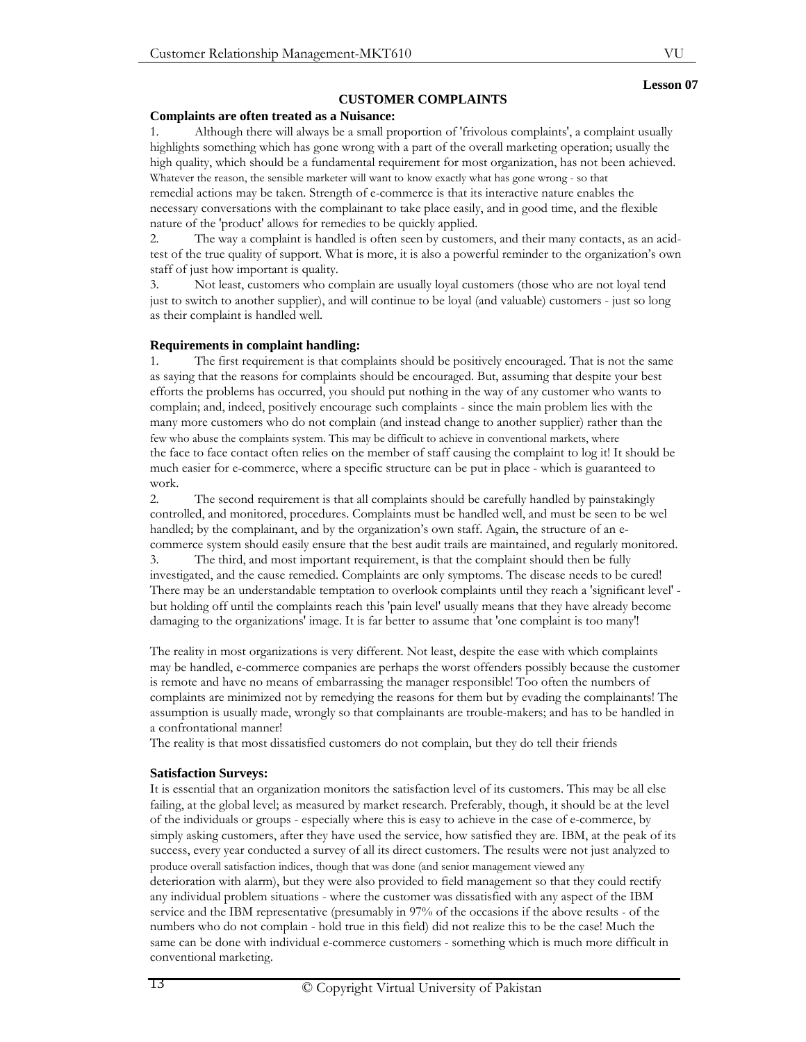**Lesson 07**

## CUSTOMER COMPLAINTS

**Complaints are often treated as a Nuisance:**

1. Although there will always be a small proportion of 'frivolous complaints', a complaint usually highlights something which has gone wrong with a part of the overall marketing operation; usually the high quality, which should be a fundamental requirement for most organization, has not been achieved. Whatever the reason, the sensible marketer will want to know exactly what has gone wrong - so that remedial actions may be taken. Strength of e-commerce is that its interactive nature enables the necessary conversations with the complainant to take place easily, and in good time, and the flexible nature of the 'product' allows for remedies to be quickly applied.
2. The way a complaint is handled is often seen by customers, and their many contacts, as an acid-test of the true quality of support. What is more, it is also a powerful reminder to the organization's own staff of just how important is quality.
3. Not least, customers who complain are usually loyal customers (those who are not loyal tend just to switch to another supplier), and will continue to be loyal (and valuable) customers - just so long as their complaint is handled well.

**Requirements in complaint handling:**

1. The first requirement is that complaints should be positively encouraged. That is not the same as saying that the reasons for complaints should be encouraged. But, assuming that despite your best efforts the problems has occurred, you should put nothing in the way of any customer who wants to complain; and, indeed, positively encourage such complaints - since the main problem lies with the many more customers who do not complain (and instead change to another supplier) rather than the few who abuse the complaints system. This may be difficult to achieve in conventional markets, where the face to face contact often relies on the member of staff causing the complaint to log it! It should be much easier for e-commerce, where a specific structure can be put in place - which is guaranteed to work.
2. The second requirement is that all complaints should be carefully handled by painstakingly controlled, and monitored, procedures. Complaints must be handled well, and must be seen to be wel handled; by the complainant, and by the organization's own staff. Again, the structure of an e-commerce system should easily ensure that the best audit trails are maintained, and regularly monitored.
3. The third, and most important requirement, is that the complaint should then be fully investigated, and the cause remedied. Complaints are only symptoms. The disease needs to be cured! There may be an understandable temptation to overlook complaints until they reach a 'significant level' - but holding off until the complaints reach this 'pain level' usually means that they have already become damaging to the organizations' image. It is far better to assume that 'one complaint is too many'!

The reality in most organizations is very different. Not least, despite the ease with which complaints may be handled, e-commerce companies are perhaps the worst offenders possibly because the customer is remote and have no means of embarrassing the manager responsible! Too often the numbers of complaints are minimized not by remedying the reasons for them but by evading the complainants! The assumption is usually made, wrongly so that complainants are trouble-makers; and has to be handled in a confrontational manner!

The reality is that most dissatisfied customers do not complain, but they do tell their friends

**Satisfaction Surveys:**

It is essential that an organization monitors the satisfaction level of its customers. This may be all else failing, at the global level; as measured by market research. Preferably, though, it should be at the level of the individuals or groups - especially where this is easy to achieve in the case of e-commerce, by simply asking customers, after they have used the service, how satisfied they are. IBM, at the peak of its success, every year conducted a survey of all its direct customers. The results were not just analyzed to produce overall satisfaction indices, though that was done (and senior management viewed any deterioration with alarm), but they were also provided to field management so that they could rectify any individual problem situations - where the customer was dissatisfied with any aspect of the IBM service and the IBM representative (presumably in 97% of the occasions if the above results - of the numbers who do not complain - hold true in this field) did not realize this to be the case! Much the same can be done with individual e-commerce customers - something which is much more difficult in conventional marketing.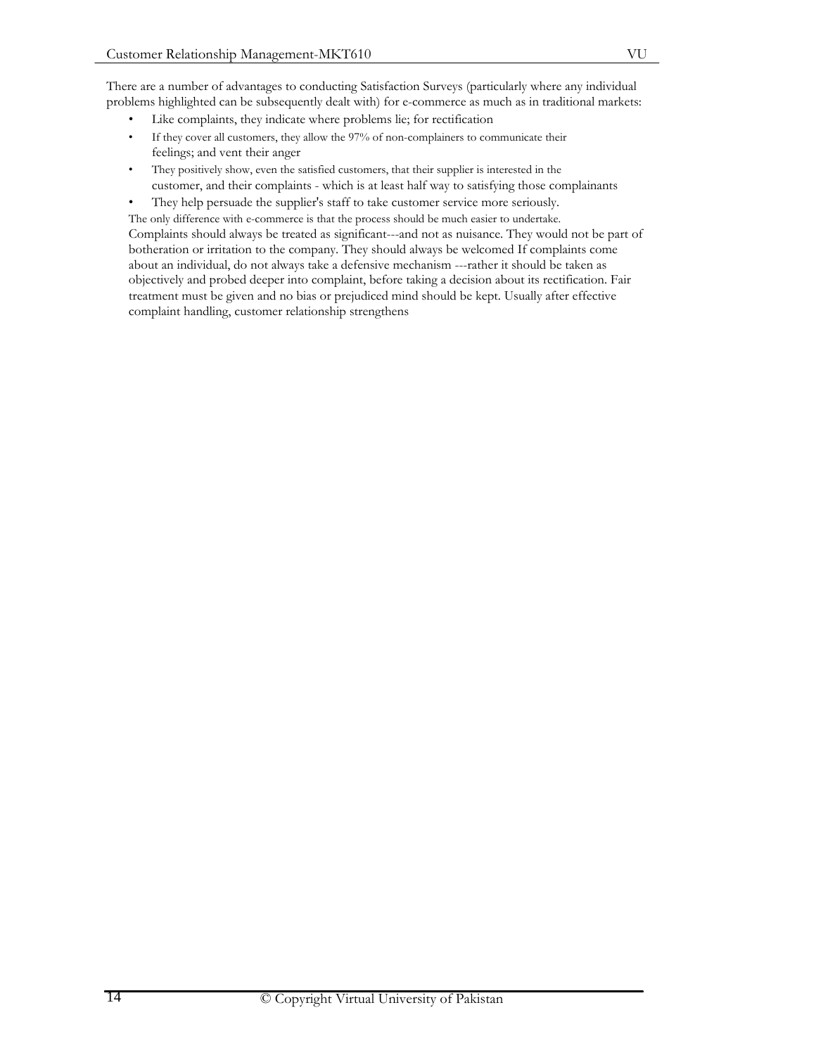There are a number of advantages to conducting Satisfaction Surveys (particularly where any individual problems highlighted can be subsequently dealt with) for e-commerce as much as in traditional markets:

- Like complaints, they indicate where problems lie; for rectification
- If they cover all customers, they allow the 97% of non-complainers to communicate their feelings; and vent their anger
- They positively show, even the satisfied customers, that their supplier is interested in the customer, and their complaints - which is at least half way to satisfying those complainants
- They help persuade the supplier's staff to take customer service more seriously.

The only difference with e-commerce is that the process should be much easier to undertake.

Complaints should always be treated as significant---and not as nuisance. They would not be part of botheration or irritation to the company. They should always be welcomed If complaints come about an individual, do not always take a defensive mechanism ---rather it should be taken as objectively and probed deeper into complaint, before taking a decision about its rectification. Fair treatment must be given and no bias or prejudiced mind should be kept. Usually after effective complaint handling, customer relationship strengthens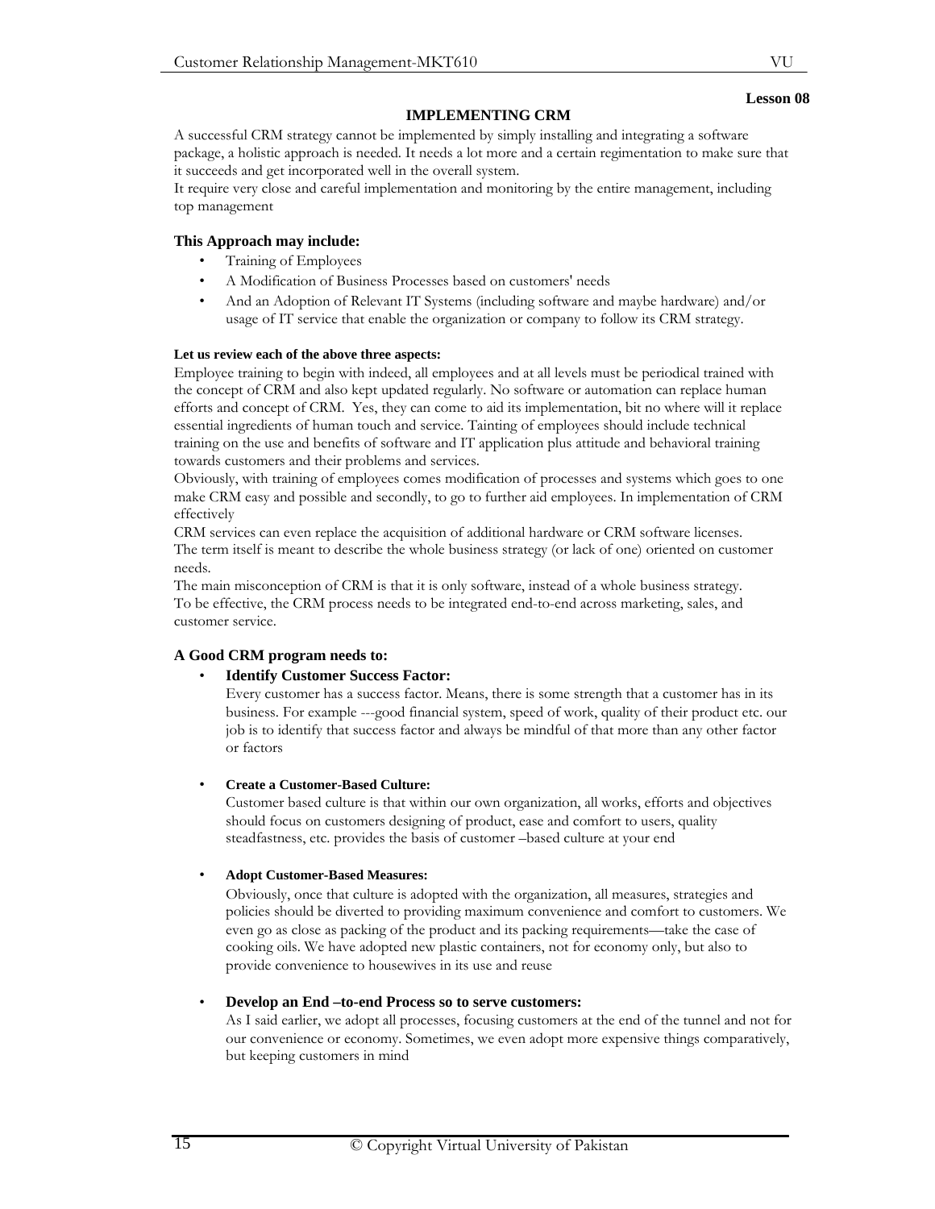**Lesson 08**

## IMPLEMENTING CRM

A successful CRM strategy cannot be implemented by simply installing and integrating a software package, a holistic approach is needed. It needs a lot more and a certain regimentation to make sure that it succeeds and get incorporated well in the overall system.
It require very close and careful implementation and monitoring by the entire management, including top management

### This Approach may include:

- Training of Employees
- A Modification of Business Processes based on customers' needs
- And an Adoption of Relevant IT Systems (including software and maybe hardware) and/or usage of IT service that enable the organization or company to follow its CRM strategy.

**Let us review each of the above three aspects:**

Employee training to begin with indeed, all employees and at all levels must be periodical trained with the concept of CRM and also kept updated regularly. No software or automation can replace human efforts and concept of CRM. Yes, they can come to aid its implementation, bit no where will it replace essential ingredients of human touch and service. Tainting of employees should include technical training on the use and benefits of software and IT application plus attitude and behavioral training towards customers and their problems and services.
Obviously, with training of employees comes modification of processes and systems which goes to one make CRM easy and possible and secondly, to go to further aid employees. In implementation of CRM effectively
CRM services can even replace the acquisition of additional hardware or CRM software licenses.
The term itself is meant to describe the whole business strategy (or lack of one) oriented on customer needs.
The main misconception of CRM is that it is only software, instead of a whole business strategy.
To be effective, the CRM process needs to be integrated end-to-end across marketing, sales, and customer service.

### A Good CRM program needs to:

- **Identify Customer Success Factor:**
  Every customer has a success factor. Means, there is some strength that a customer has in its business. For example ---good financial system, speed of work, quality of their product etc. our job is to identify that success factor and always be mindful of that more than any other factor or factors

- **Create a Customer-Based Culture:**
  Customer based culture is that within our own organization, all works, efforts and objectives should focus on customers designing of product, ease and comfort to users, quality steadfastness, etc. provides the basis of customer –based culture at your end

- **Adopt Customer-Based Measures:**
  Obviously, once that culture is adopted with the organization, all measures, strategies and policies should be diverted to providing maximum convenience and comfort to customers. We even go as close as packing of the product and its packing requirements—take the case of cooking oils. We have adopted new plastic containers, not for economy only, but also to provide convenience to housewives in its use and reuse

- **Develop an End –to-end Process so to serve customers:**
  As I said earlier, we adopt all processes, focusing customers at the end of the tunnel and not for our convenience or economy. Sometimes, we even adopt more expensive things comparatively, but keeping customers in mind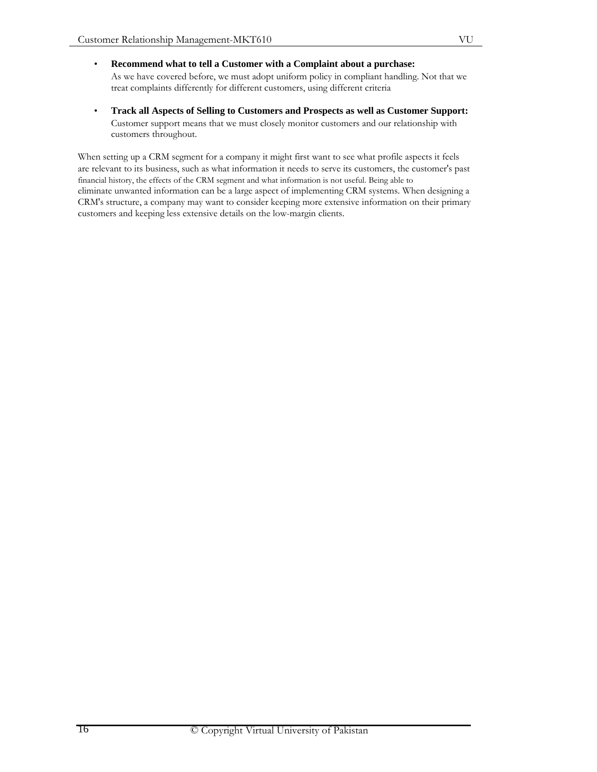- **Recommend what to tell a Customer with a Complaint about a purchase:**
  As we have covered before, we must adopt uniform policy in compliant handling. Not that we treat complaints differently for different customers, using different criteria

- **Track all Aspects of Selling to Customers and Prospects as well as Customer Support:**
  Customer support means that we must closely monitor customers and our relationship with customers throughout.

When setting up a CRM segment for a company it might first want to see what profile aspects it feels are relevant to its business, such as what information it needs to serve its customers, the customer's past financial history, the effects of the CRM segment and what information is not useful. Being able to eliminate unwanted information can be a large aspect of implementing CRM systems. When designing a CRM's structure, a company may want to consider keeping more extensive information on their primary customers and keeping less extensive details on the low-margin clients.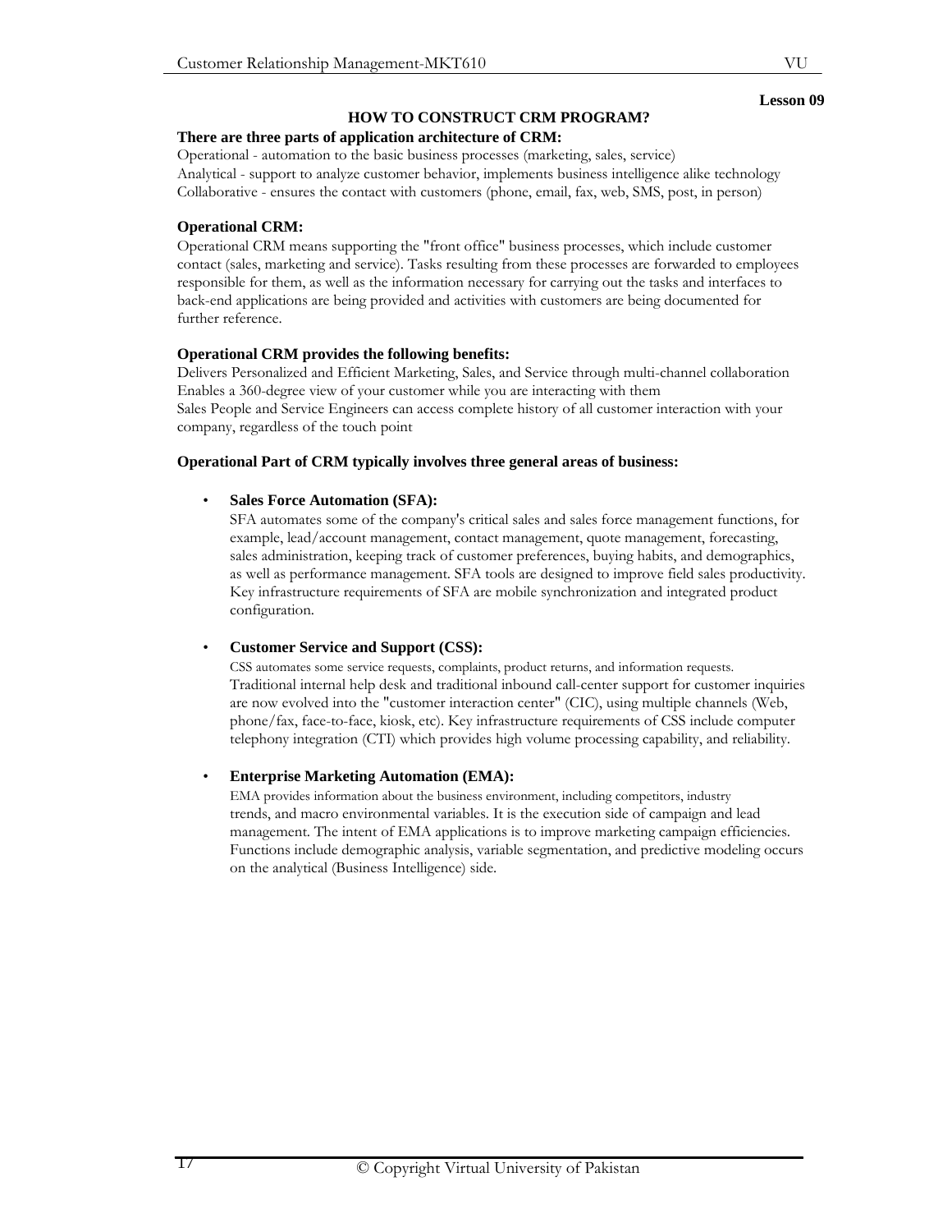**Lesson 09**

## HOW TO CONSTRUCT CRM PROGRAM?

**There are three parts of application architecture of CRM:**

Operational - automation to the basic business processes (marketing, sales, service)
Analytical - support to analyze customer behavior, implements business intelligence alike technology
Collaborative - ensures the contact with customers (phone, email, fax, web, SMS, post, in person)

**Operational CRM:**

Operational CRM means supporting the "front office" business processes, which include customer contact (sales, marketing and service). Tasks resulting from these processes are forwarded to employees responsible for them, as well as the information necessary for carrying out the tasks and interfaces to back-end applications are being provided and activities with customers are being documented for further reference.

**Operational CRM provides the following benefits:**

Delivers Personalized and Efficient Marketing, Sales, and Service through multi-channel collaboration
Enables a 360-degree view of your customer while you are interacting with them
Sales People and Service Engineers can access complete history of all customer interaction with your company, regardless of the touch point

**Operational Part of CRM typically involves three general areas of business:**

- **Sales Force Automation (SFA):**
  SFA automates some of the company's critical sales and sales force management functions, for example, lead/account management, contact management, quote management, forecasting, sales administration, keeping track of customer preferences, buying habits, and demographics, as well as performance management. SFA tools are designed to improve field sales productivity. Key infrastructure requirements of SFA are mobile synchronization and integrated product configuration.

- **Customer Service and Support (CSS):**
  CSS automates some service requests, complaints, product returns, and information requests. Traditional internal help desk and traditional inbound call-center support for customer inquiries are now evolved into the "customer interaction center" (CIC), using multiple channels (Web, phone/fax, face-to-face, kiosk, etc). Key infrastructure requirements of CSS include computer telephony integration (CTI) which provides high volume processing capability, and reliability.

- **Enterprise Marketing Automation (EMA):**
  EMA provides information about the business environment, including competitors, industry trends, and macro environmental variables. It is the execution side of campaign and lead management. The intent of EMA applications is to improve marketing campaign efficiencies. Functions include demographic analysis, variable segmentation, and predictive modeling occurs on the analytical (Business Intelligence) side.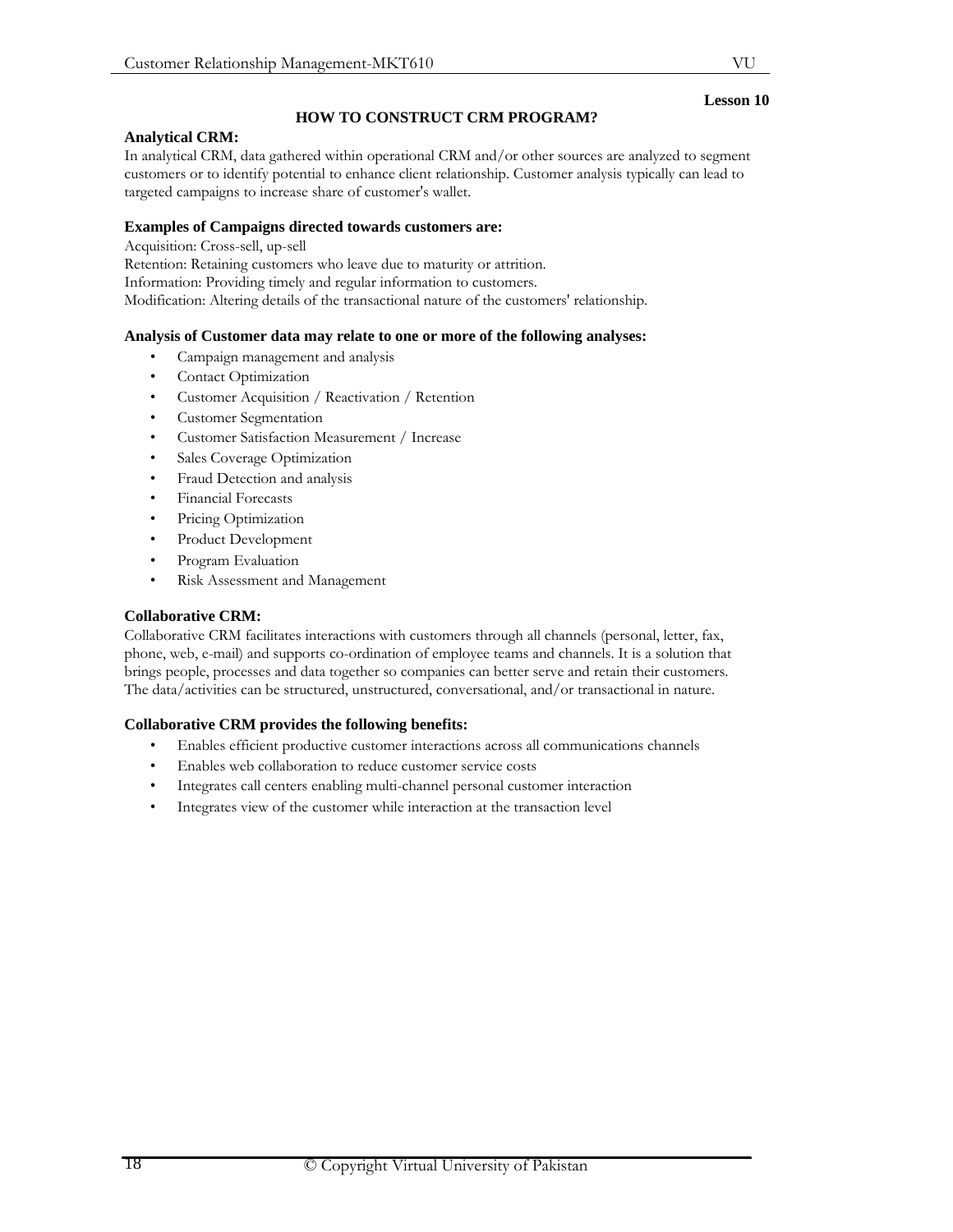Lesson 10

# HOW TO CONSTRUCT CRM PROGRAM?

## Analytical CRM:

In analytical CRM, data gathered within operational CRM and/or other sources are analyzed to segment customers or to identify potential to enhance client relationship. Customer analysis typically can lead to targeted campaigns to increase share of customer's wallet.

### Examples of Campaigns directed towards customers are:

Acquisition: Cross-sell, up-sell
Retention: Retaining customers who leave due to maturity or attrition.
Information: Providing timely and regular information to customers.
Modification: Altering details of the transactional nature of the customers' relationship.

### Analysis of Customer data may relate to one or more of the following analyses:

- Campaign management and analysis
- Contact Optimization
- Customer Acquisition / Reactivation / Retention
- Customer Segmentation
- Customer Satisfaction Measurement / Increase
- Sales Coverage Optimization
- Fraud Detection and analysis
- Financial Forecasts
- Pricing Optimization
- Product Development
- Program Evaluation
- Risk Assessment and Management

## Collaborative CRM:

Collaborative CRM facilitates interactions with customers through all channels (personal, letter, fax, phone, web, e-mail) and supports co-ordination of employee teams and channels. It is a solution that brings people, processes and data together so companies can better serve and retain their customers. The data/activities can be structured, unstructured, conversational, and/or transactional in nature.

### Collaborative CRM provides the following benefits:

- Enables efficient productive customer interactions across all communications channels
- Enables web collaboration to reduce customer service costs
- Integrates call centers enabling multi-channel personal customer interaction
- Integrates view of the customer while interaction at the transaction level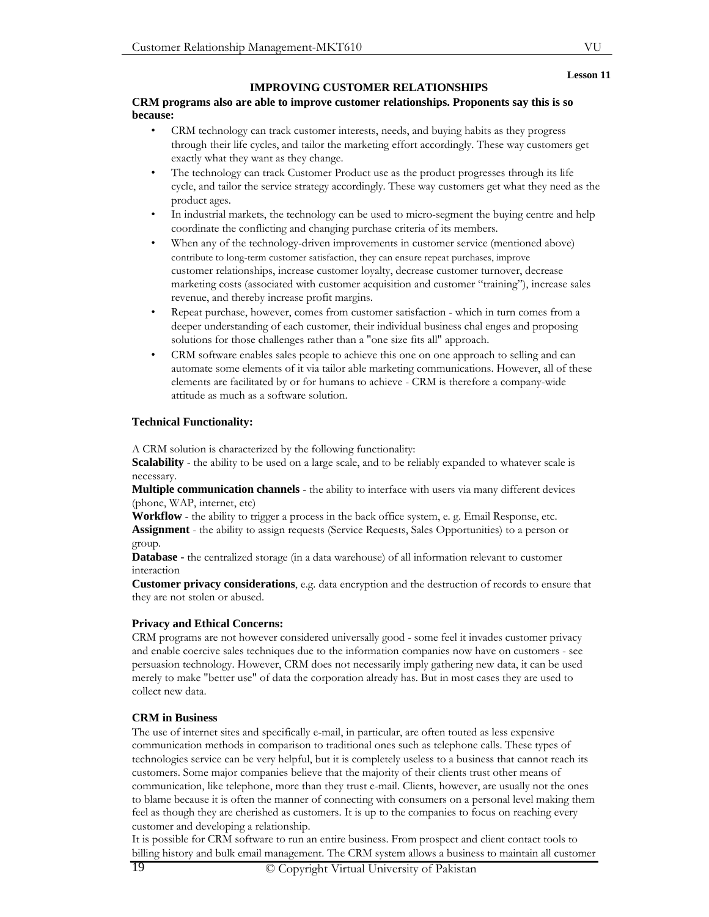Lesson 11

## IMPROVING CUSTOMER RELATIONSHIPS

**CRM programs also are able to improve customer relationships. Proponents say this is so because:**

- CRM technology can track customer interests, needs, and buying habits as they progress through their life cycles, and tailor the marketing effort accordingly. These way customers get exactly what they want as they change.
- The technology can track Customer Product use as the product progresses through its life cycle, and tailor the service strategy accordingly. These way customers get what they need as the product ages.
- In industrial markets, the technology can be used to micro-segment the buying centre and help coordinate the conflicting and changing purchase criteria of its members.
- When any of the technology-driven improvements in customer service (mentioned above) contribute to long-term customer satisfaction, they can ensure repeat purchases, improve customer relationships, increase customer loyalty, decrease customer turnover, decrease marketing costs (associated with customer acquisition and customer "training"), increase sales revenue, and thereby increase profit margins.
- Repeat purchase, however, comes from customer satisfaction - which in turn comes from a deeper understanding of each customer, their individual business chal enges and proposing solutions for those challenges rather than a "one size fits all" approach.
- CRM software enables sales people to achieve this one on one approach to selling and can automate some elements of it via tailor able marketing communications. However, all of these elements are facilitated by or for humans to achieve - CRM is therefore a company-wide attitude as much as a software solution.

### Technical Functionality:

A CRM solution is characterized by the following functionality:

**Scalability** - the ability to be used on a large scale, and to be reliably expanded to whatever scale is necessary.

**Multiple communication channels** - the ability to interface with users via many different devices (phone, WAP, internet, etc)

**Workflow** - the ability to trigger a process in the back office system, e. g. Email Response, etc.

**Assignment** - the ability to assign requests (Service Requests, Sales Opportunities) to a person or group.

**Database -** the centralized storage (in a data warehouse) of all information relevant to customer interaction

**Customer privacy considerations**, e.g. data encryption and the destruction of records to ensure that they are not stolen or abused.

### Privacy and Ethical Concerns:

CRM programs are not however considered universally good - some feel it invades customer privacy and enable coercive sales techniques due to the information companies now have on customers - see persuasion technology. However, CRM does not necessarily imply gathering new data, it can be used merely to make "better use" of data the corporation already has. But in most cases they are used to collect new data.

### CRM in Business

The use of internet sites and specifically e-mail, in particular, are often touted as less expensive communication methods in comparison to traditional ones such as telephone calls. These types of technologies service can be very helpful, but it is completely useless to a business that cannot reach its customers. Some major companies believe that the majority of their clients trust other means of communication, like telephone, more than they trust e-mail. Clients, however, are usually not the ones to blame because it is often the manner of connecting with consumers on a personal level making them feel as though they are cherished as customers. It is up to the companies to focus on reaching every customer and developing a relationship.

It is possible for CRM software to run an entire business. From prospect and client contact tools to billing history and bulk email management. The CRM system allows a business to maintain all customer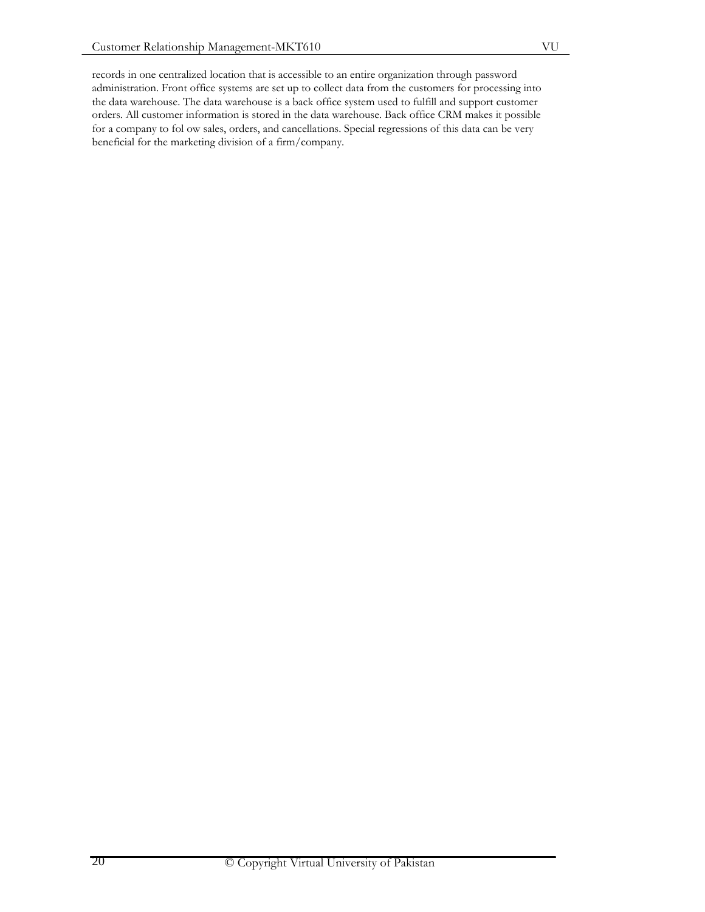records in one centralized location that is accessible to an entire organization through password administration. Front office systems are set up to collect data from the customers for processing into the data warehouse. The data warehouse is a back office system used to fulfill and support customer orders. All customer information is stored in the data warehouse. Back office CRM makes it possible for a company to fol ow sales, orders, and cancellations. Special regressions of this data can be very beneficial for the marketing division of a firm/company.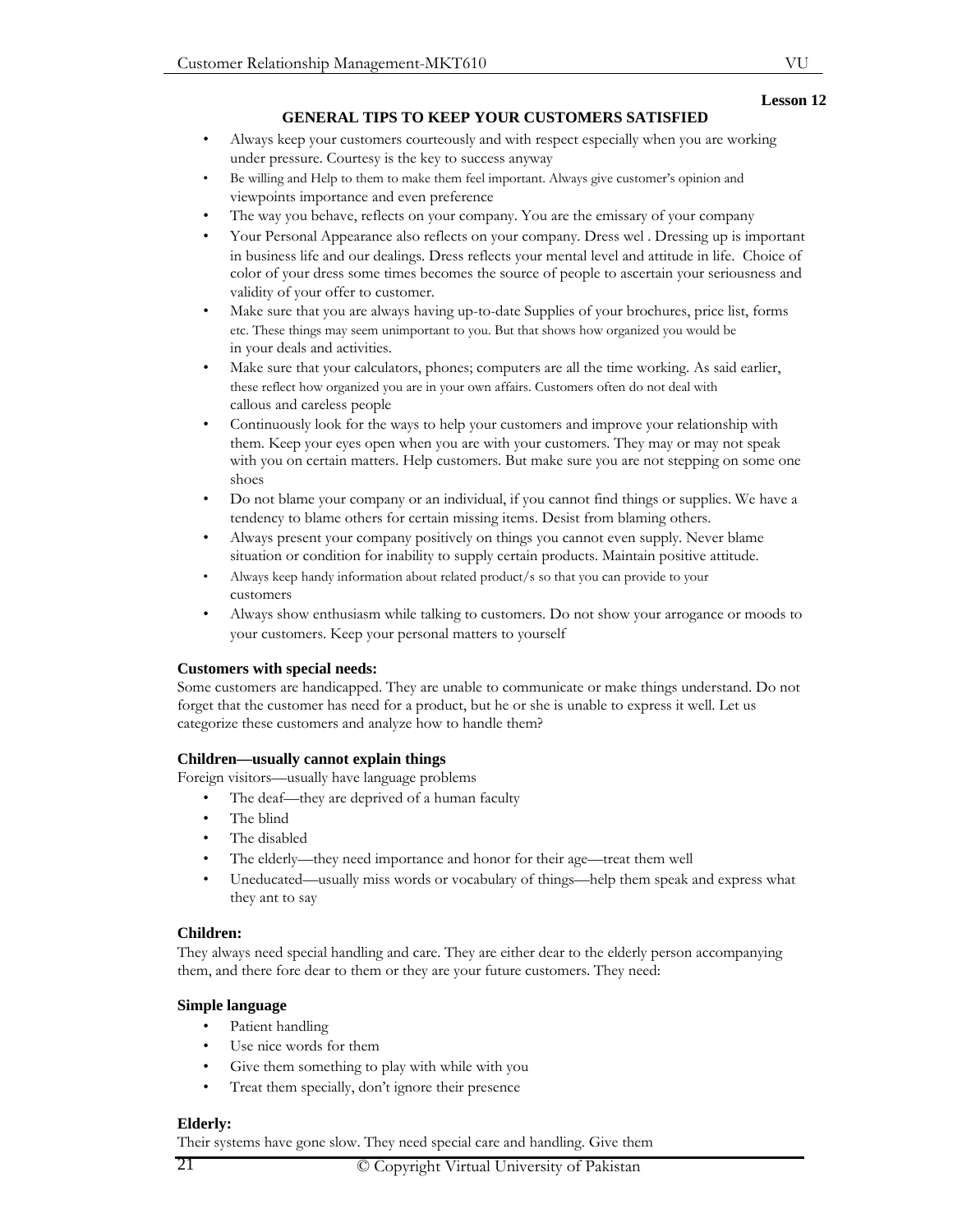**Lesson 12**

## GENERAL TIPS TO KEEP YOUR CUSTOMERS SATISFIED

- Always keep your customers courteously and with respect especially when you are working under pressure. Courtesy is the key to success anyway
- Be willing and Help to them to make them feel important. Always give customer's opinion and viewpoints importance and even preference
- The way you behave, reflects on your company. You are the emissary of your company
- Your Personal Appearance also reflects on your company. Dress wel . Dressing up is important in business life and our dealings. Dress reflects your mental level and attitude in life. Choice of color of your dress some times becomes the source of people to ascertain your seriousness and validity of your offer to customer.
- Make sure that you are always having up-to-date Supplies of your brochures, price list, forms etc. These things may seem unimportant to you. But that shows how organized you would be in your deals and activities.
- Make sure that your calculators, phones; computers are all the time working. As said earlier, these reflect how organized you are in your own affairs. Customers often do not deal with callous and careless people
- Continuously look for the ways to help your customers and improve your relationship with them. Keep your eyes open when you are with your customers. They may or may not speak with you on certain matters. Help customers. But make sure you are not stepping on some one shoes
- Do not blame your company or an individual, if you cannot find things or supplies. We have a tendency to blame others for certain missing items. Desist from blaming others.
- Always present your company positively on things you cannot even supply. Never blame situation or condition for inability to supply certain products. Maintain positive attitude.
- Always keep handy information about related product/s so that you can provide to your customers
- Always show enthusiasm while talking to customers. Do not show your arrogance or moods to your customers. Keep your personal matters to yourself

**Customers with special needs:**

Some customers are handicapped. They are unable to communicate or make things understand. Do not forget that the customer has need for a product, but he or she is unable to express it well. Let us categorize these customers and analyze how to handle them?

**Children—usually cannot explain things**

Foreign visitors—usually have language problems

- The deaf—they are deprived of a human faculty
- The blind
- The disabled
- The elderly—they need importance and honor for their age—treat them well
- Uneducated—usually miss words or vocabulary of things—help them speak and express what they ant to say

**Children:**

They always need special handling and care. They are either dear to the elderly person accompanying them, and there fore dear to them or they are your future customers. They need:

**Simple language**

- Patient handling
- Use nice words for them
- Give them something to play with while with you
- Treat them specially, don't ignore their presence

**Elderly:**

Their systems have gone slow. They need special care and handling. Give them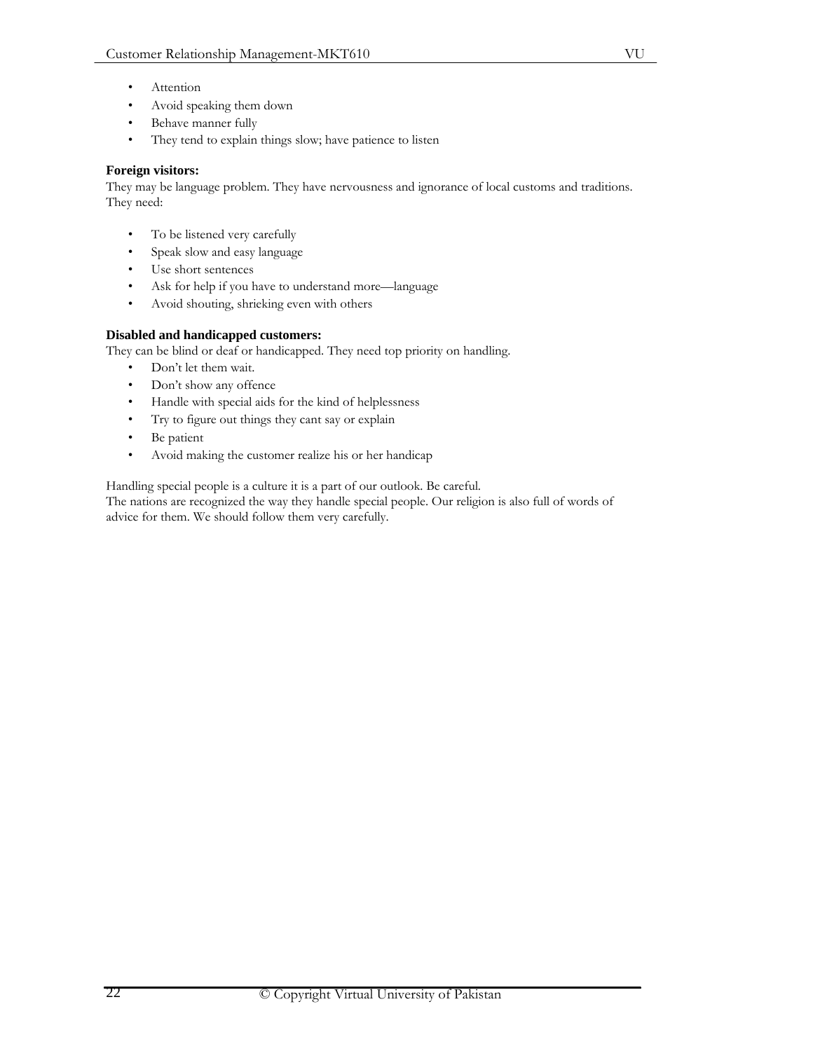- Attention
- Avoid speaking them down
- Behave manner fully
- They tend to explain things slow; have patience to listen

**Foreign visitors:**
They may be language problem. They have nervousness and ignorance of local customs and traditions. They need:

- To be listened very carefully
- Speak slow and easy language
- Use short sentences
- Ask for help if you have to understand more—language
- Avoid shouting, shrieking even with others

**Disabled and handicapped customers:**
They can be blind or deaf or handicapped. They need top priority on handling.

- Don't let them wait.
- Don't show any offence
- Handle with special aids for the kind of helplessness
- Try to figure out things they cant say or explain
- Be patient
- Avoid making the customer realize his or her handicap

Handling special people is a culture it is a part of our outlook. Be careful.
The nations are recognized the way they handle special people. Our religion is also full of words of advice for them. We should follow them very carefully.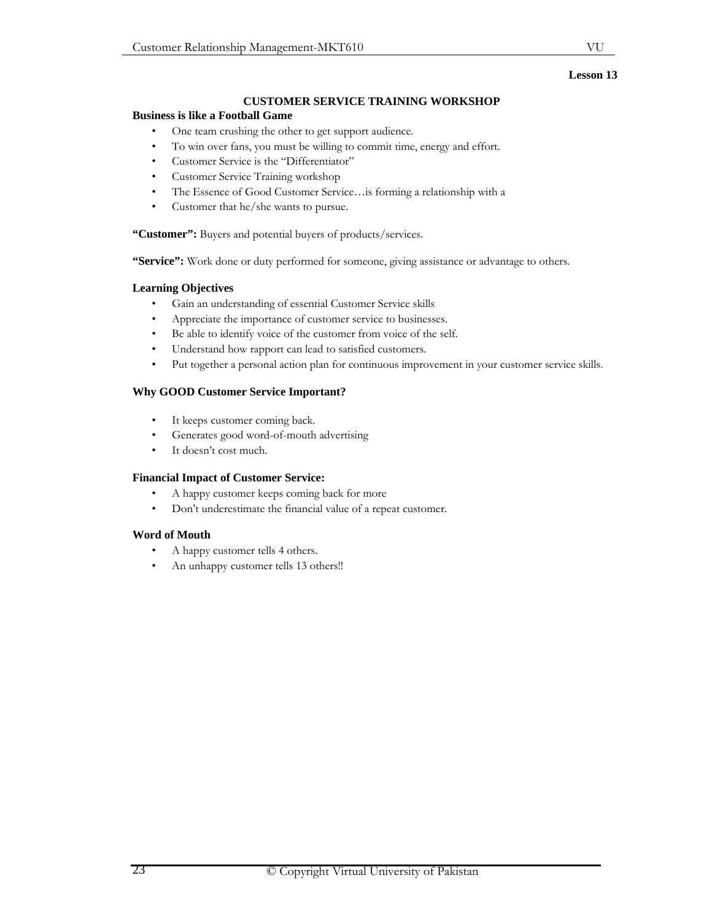**Lesson 13**

## CUSTOMER SERVICE TRAINING WORKSHOP

### Business is like a Football Game

- One team crushing the other to get support audience.
- To win over fans, you must be willing to commit time, energy and effort.
- Customer Service is the "Differentiator"
- Customer Service Training workshop
- The Essence of Good Customer Service…is forming a relationship with a
- Customer that he/she wants to pursue.

**"Customer":** Buyers and potential buyers of products/services.

**"Service":** Work done or duty performed for someone, giving assistance or advantage to others.

### Learning Objectives

- Gain an understanding of essential Customer Service skills
- Appreciate the importance of customer service to businesses.
- Be able to identify voice of the customer from voice of the self.
- Understand how rapport can lead to satisfied customers.
- Put together a personal action plan for continuous improvement in your customer service skills.

### Why GOOD Customer Service Important?

- It keeps customer coming back.
- Generates good word-of-mouth advertising
- It doesn't cost much.

### Financial Impact of Customer Service:

- A happy customer keeps coming back for more
- Don't underestimate the financial value of a repeat customer.

### Word of Mouth

- A happy customer tells 4 others.
- An unhappy customer tells 13 others!!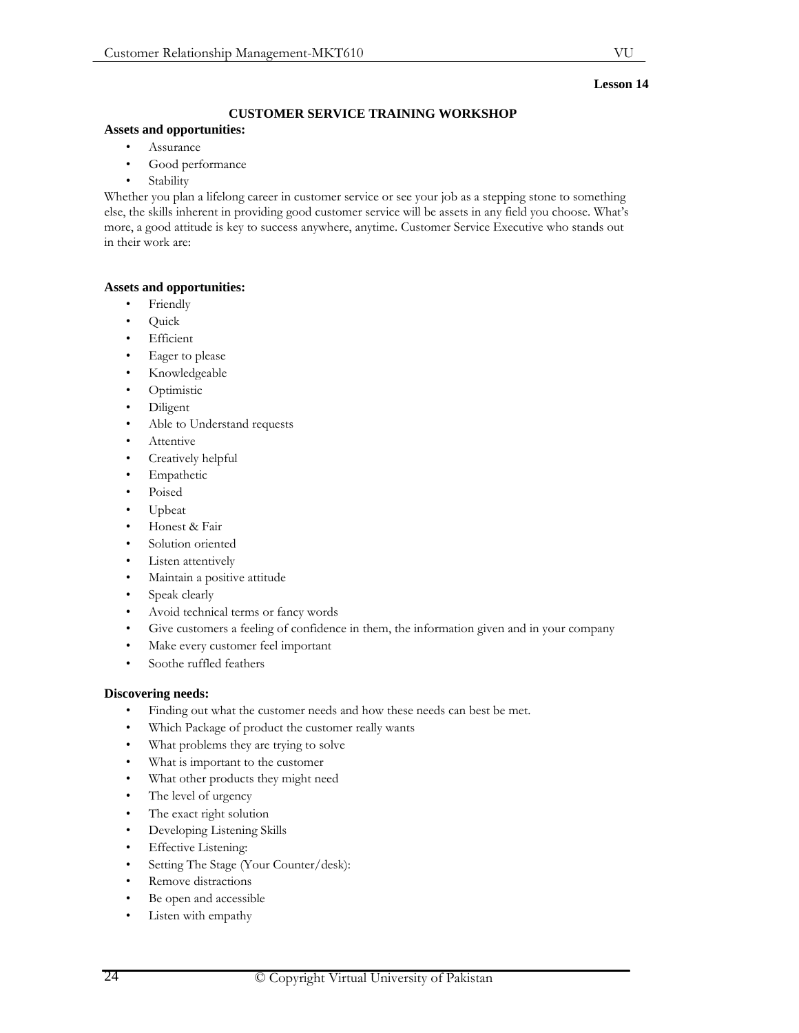**Lesson 14**

## CUSTOMER SERVICE TRAINING WORKSHOP

**Assets and opportunities:**

- Assurance
- Good performance
- Stability

Whether you plan a lifelong career in customer service or see your job as a stepping stone to something else, the skills inherent in providing good customer service will be assets in any field you choose. What's more, a good attitude is key to success anywhere, anytime. Customer Service Executive who stands out in their work are:

**Assets and opportunities:**

- Friendly
- Quick
- Efficient
- Eager to please
- Knowledgeable
- Optimistic
- Diligent
- Able to Understand requests
- Attentive
- Creatively helpful
- Empathetic
- Poised
- Upbeat
- Honest & Fair
- Solution oriented
- Listen attentively
- Maintain a positive attitude
- Speak clearly
- Avoid technical terms or fancy words
- Give customers a feeling of confidence in them, the information given and in your company
- Make every customer feel important
- Soothe ruffled feathers

**Discovering needs:**

- Finding out what the customer needs and how these needs can best be met.
- Which Package of product the customer really wants
- What problems they are trying to solve
- What is important to the customer
- What other products they might need
- The level of urgency
- The exact right solution
- Developing Listening Skills
- Effective Listening:
- Setting The Stage (Your Counter/desk):
- Remove distractions
- Be open and accessible
- Listen with empathy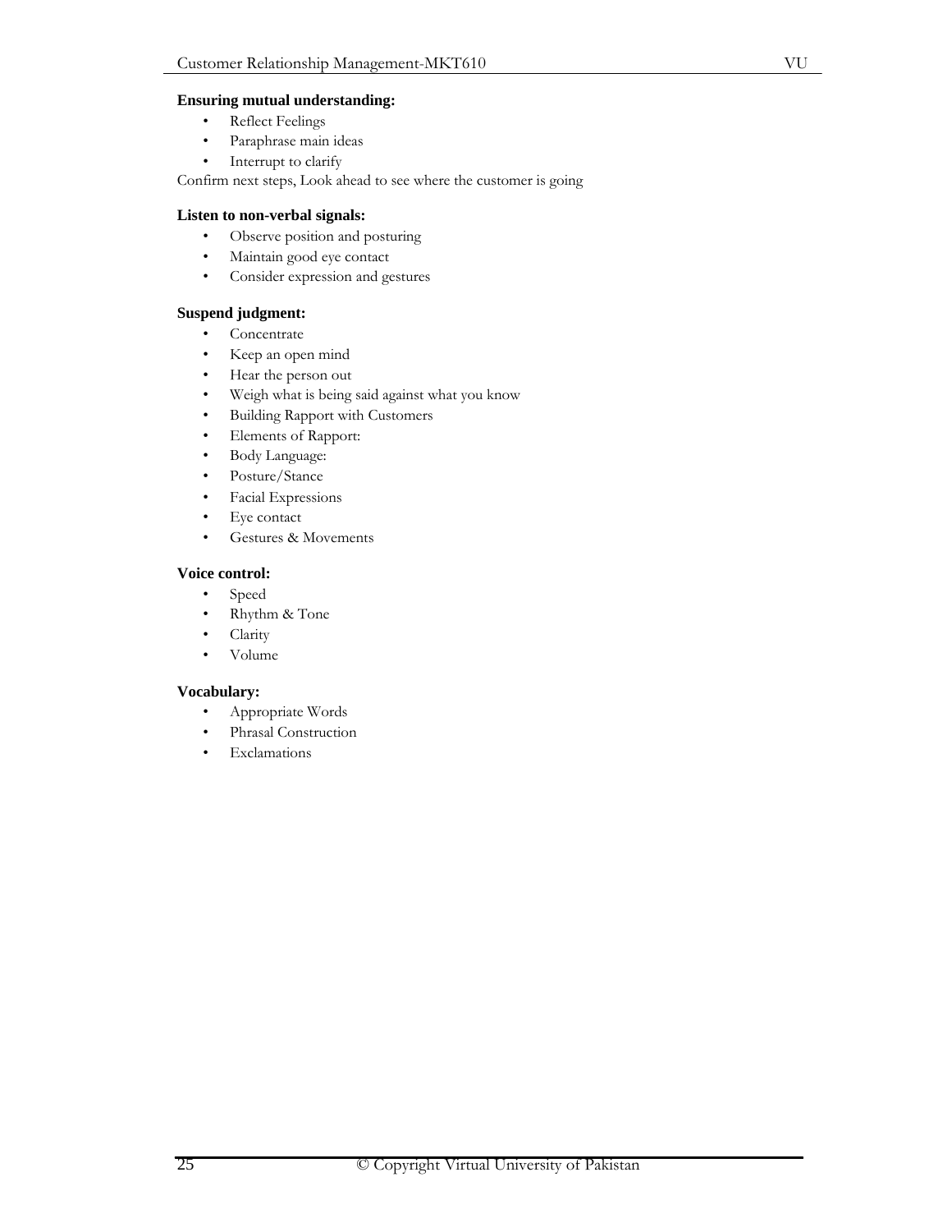**Ensuring mutual understanding:**

- Reflect Feelings
- Paraphrase main ideas
- Interrupt to clarify

Confirm next steps, Look ahead to see where the customer is going

**Listen to non-verbal signals:**

- Observe position and posturing
- Maintain good eye contact
- Consider expression and gestures

**Suspend judgment:**

- Concentrate
- Keep an open mind
- Hear the person out
- Weigh what is being said against what you know
- Building Rapport with Customers
- Elements of Rapport:
- Body Language:
- Posture/Stance
- Facial Expressions
- Eye contact
- Gestures & Movements

**Voice control:**

- Speed
- Rhythm & Tone
- Clarity
- Volume

**Vocabulary:**

- Appropriate Words
- Phrasal Construction
- Exclamations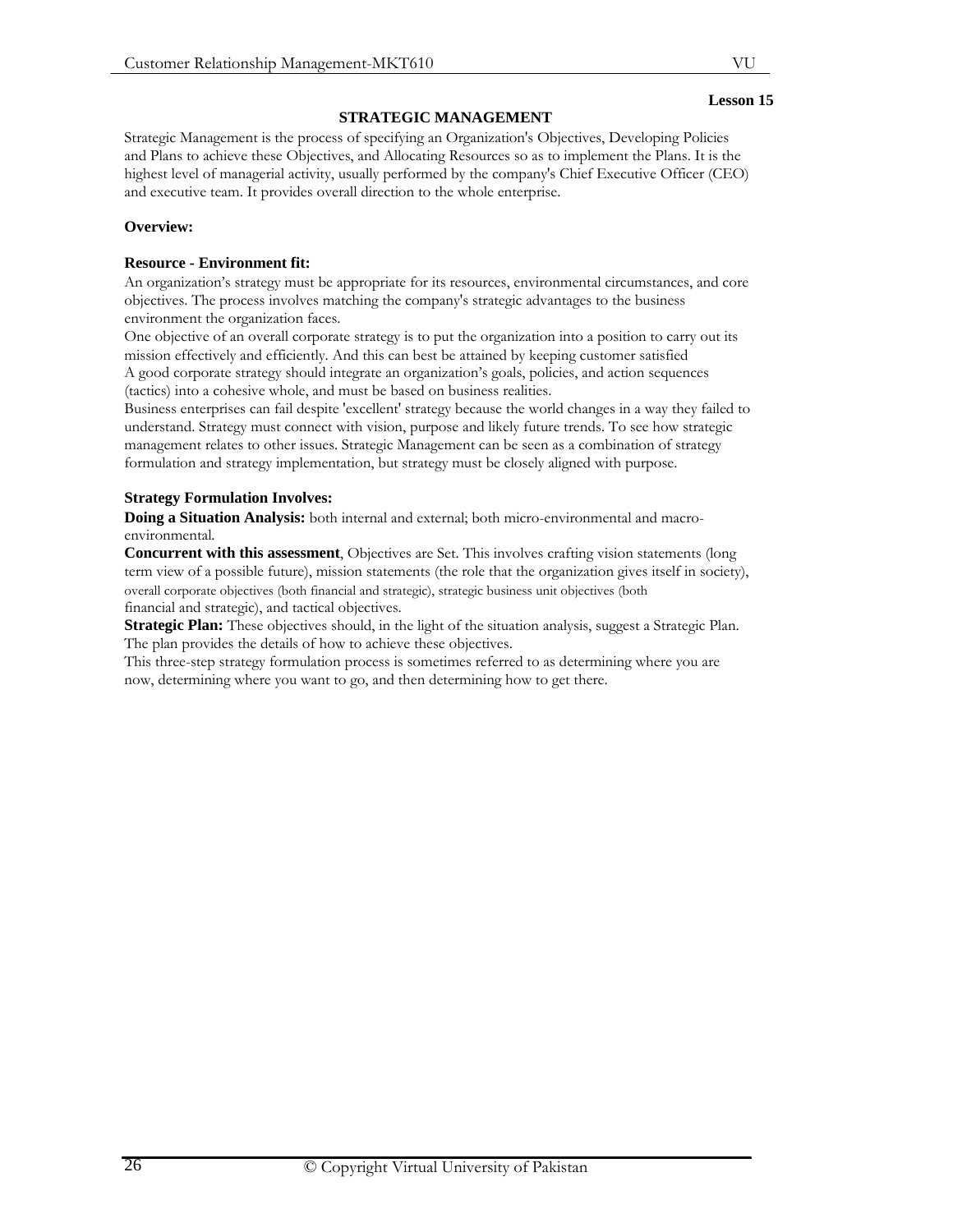**Lesson 15**

# STRATEGIC MANAGEMENT

Strategic Management is the process of specifying an Organization's Objectives, Developing Policies and Plans to achieve these Objectives, and Allocating Resources so as to implement the Plans. It is the highest level of managerial activity, usually performed by the company's Chief Executive Officer (CEO) and executive team. It provides overall direction to the whole enterprise.

**Overview:**

**Resource - Environment fit:**

An organization's strategy must be appropriate for its resources, environmental circumstances, and core objectives. The process involves matching the company's strategic advantages to the business environment the organization faces.

One objective of an overall corporate strategy is to put the organization into a position to carry out its mission effectively and efficiently. And this can best be attained by keeping customer satisfied

A good corporate strategy should integrate an organization's goals, policies, and action sequences (tactics) into a cohesive whole, and must be based on business realities.

Business enterprises can fail despite 'excellent' strategy because the world changes in a way they failed to understand. Strategy must connect with vision, purpose and likely future trends. To see how strategic management relates to other issues. Strategic Management can be seen as a combination of strategy formulation and strategy implementation, but strategy must be closely aligned with purpose.

**Strategy Formulation Involves:**

**Doing a Situation Analysis:** both internal and external; both micro-environmental and macro-environmental.

**Concurrent with this assessment**, Objectives are Set. This involves crafting vision statements (long term view of a possible future), mission statements (the role that the organization gives itself in society), overall corporate objectives (both financial and strategic), strategic business unit objectives (both financial and strategic), and tactical objectives.

**Strategic Plan:** These objectives should, in the light of the situation analysis, suggest a Strategic Plan. The plan provides the details of how to achieve these objectives.

This three-step strategy formulation process is sometimes referred to as determining where you are now, determining where you want to go, and then determining how to get there.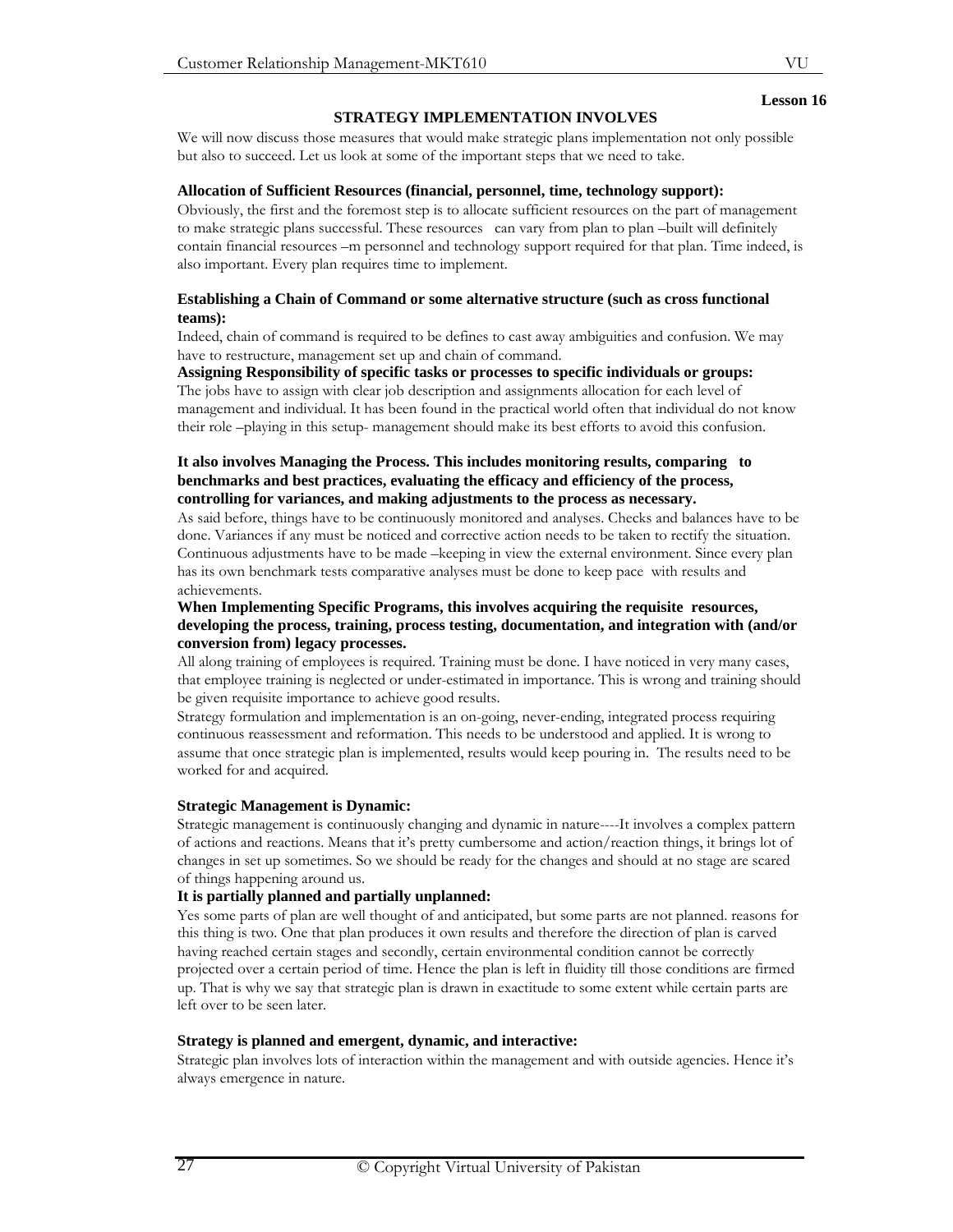**Lesson 16**

## STRATEGY IMPLEMENTATION INVOLVES

We will now discuss those measures that would make strategic plans implementation not only possible but also to succeed. Let us look at some of the important steps that we need to take.

**Allocation of Sufficient Resources (financial, personnel, time, technology support):**

Obviously, the first and the foremost step is to allocate sufficient resources on the part of management to make strategic plans successful. These resources can vary from plan to plan –built will definitely contain financial resources –m personnel and technology support required for that plan. Time indeed, is also important. Every plan requires time to implement.

**Establishing a Chain of Command or some alternative structure (such as cross functional teams):**

Indeed, chain of command is required to be defines to cast away ambiguities and confusion. We may have to restructure, management set up and chain of command.

**Assigning Responsibility of specific tasks or processes to specific individuals or groups:**

The jobs have to assign with clear job description and assignments allocation for each level of management and individual. It has been found in the practical world often that individual do not know their role –playing in this setup- management should make its best efforts to avoid this confusion.

**It also involves Managing the Process. This includes monitoring results, comparing to benchmarks and best practices, evaluating the efficacy and efficiency of the process, controlling for variances, and making adjustments to the process as necessary.**

As said before, things have to be continuously monitored and analyses. Checks and balances have to be done. Variances if any must be noticed and corrective action needs to be taken to rectify the situation. Continuous adjustments have to be made –keeping in view the external environment. Since every plan has its own benchmark tests comparative analyses must be done to keep pace with results and achievements.

**When Implementing Specific Programs, this involves acquiring the requisite resources, developing the process, training, process testing, documentation, and integration with (and/or conversion from) legacy processes.**

All along training of employees is required. Training must be done. I have noticed in very many cases, that employee training is neglected or under-estimated in importance. This is wrong and training should be given requisite importance to achieve good results.

Strategy formulation and implementation is an on-going, never-ending, integrated process requiring continuous reassessment and reformation. This needs to be understood and applied. It is wrong to assume that once strategic plan is implemented, results would keep pouring in. The results need to be worked for and acquired.

**Strategic Management is Dynamic:**

Strategic management is continuously changing and dynamic in nature----It involves a complex pattern of actions and reactions. Means that it's pretty cumbersome and action/reaction things, it brings lot of changes in set up sometimes. So we should be ready for the changes and should at no stage are scared of things happening around us.

**It is partially planned and partially unplanned:**

Yes some parts of plan are well thought of and anticipated, but some parts are not planned. reasons for this thing is two. One that plan produces it own results and therefore the direction of plan is carved having reached certain stages and secondly, certain environmental condition cannot be correctly projected over a certain period of time. Hence the plan is left in fluidity till those conditions are firmed up. That is why we say that strategic plan is drawn in exactitude to some extent while certain parts are left over to be seen later.

**Strategy is planned and emergent, dynamic, and interactive:**

Strategic plan involves lots of interaction within the management and with outside agencies. Hence it's always emergence in nature.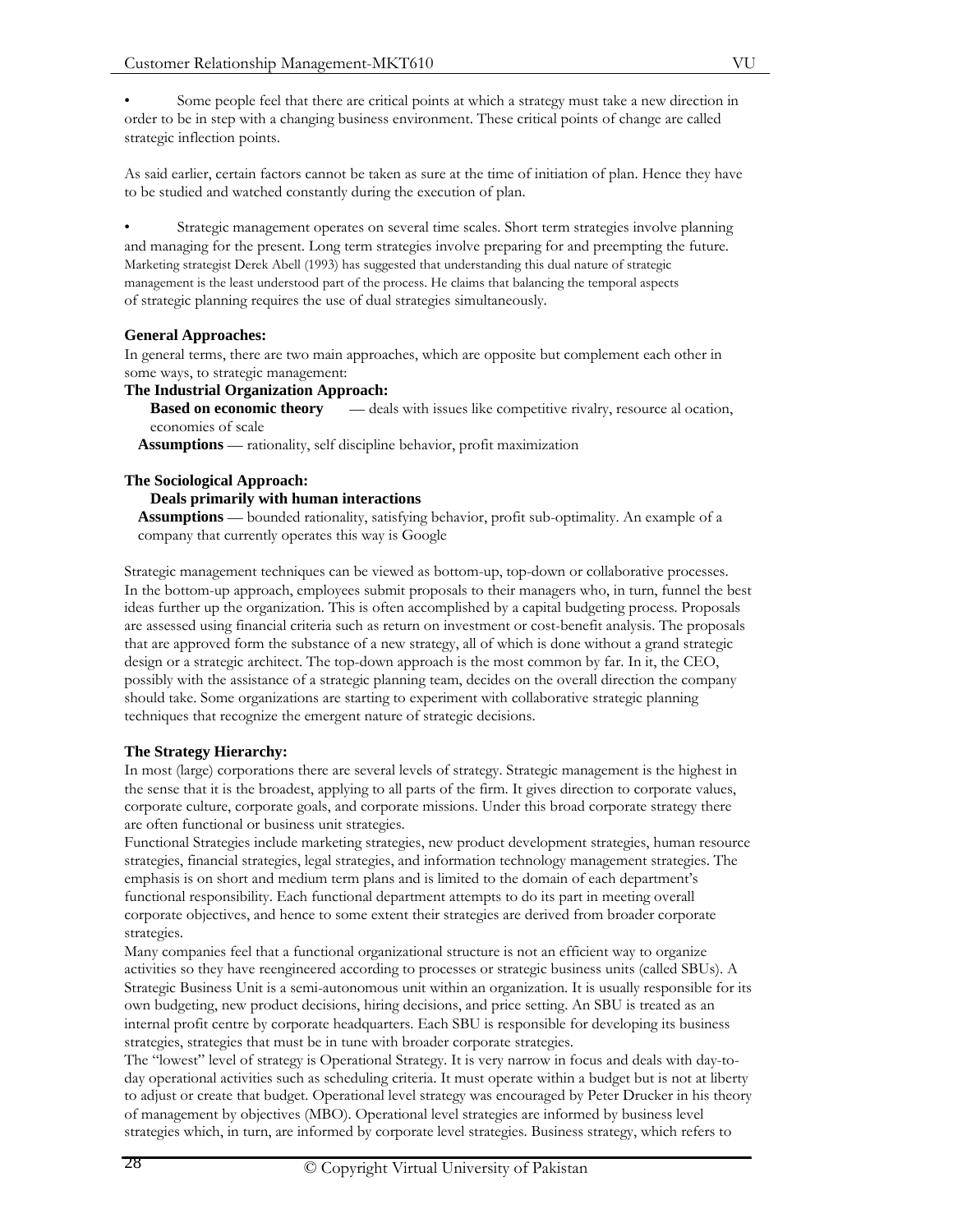- Some people feel that there are critical points at which a strategy must take a new direction in order to be in step with a changing business environment. These critical points of change are called strategic inflection points.

As said earlier, certain factors cannot be taken as sure at the time of initiation of plan. Hence they have to be studied and watched constantly during the execution of plan.

- Strategic management operates on several time scales. Short term strategies involve planning and managing for the present. Long term strategies involve preparing for and preempting the future. Marketing strategist Derek Abell (1993) has suggested that understanding this dual nature of strategic management is the least understood part of the process. He claims that balancing the temporal aspects of strategic planning requires the use of dual strategies simultaneously.

**General Approaches:**

In general terms, there are two main approaches, which are opposite but complement each other in some ways, to strategic management:

**The Industrial Organization Approach:**

**Based on economic theory** — deals with issues like competitive rivalry, resource al ocation, economies of scale

**Assumptions** — rationality, self discipline behavior, profit maximization

**The Sociological Approach:**

**Deals primarily with human interactions**

**Assumptions** — bounded rationality, satisfying behavior, profit sub-optimality. An example of a company that currently operates this way is Google

Strategic management techniques can be viewed as bottom-up, top-down or collaborative processes. In the bottom-up approach, employees submit proposals to their managers who, in turn, funnel the best ideas further up the organization. This is often accomplished by a capital budgeting process. Proposals are assessed using financial criteria such as return on investment or cost-benefit analysis. The proposals that are approved form the substance of a new strategy, all of which is done without a grand strategic design or a strategic architect. The top-down approach is the most common by far. In it, the CEO, possibly with the assistance of a strategic planning team, decides on the overall direction the company should take. Some organizations are starting to experiment with collaborative strategic planning techniques that recognize the emergent nature of strategic decisions.

**The Strategy Hierarchy:**

In most (large) corporations there are several levels of strategy. Strategic management is the highest in the sense that it is the broadest, applying to all parts of the firm. It gives direction to corporate values, corporate culture, corporate goals, and corporate missions. Under this broad corporate strategy there are often functional or business unit strategies.

Functional Strategies include marketing strategies, new product development strategies, human resource strategies, financial strategies, legal strategies, and information technology management strategies. The emphasis is on short and medium term plans and is limited to the domain of each department's functional responsibility. Each functional department attempts to do its part in meeting overall corporate objectives, and hence to some extent their strategies are derived from broader corporate strategies.

Many companies feel that a functional organizational structure is not an efficient way to organize activities so they have reengineered according to processes or strategic business units (called SBUs). A Strategic Business Unit is a semi-autonomous unit within an organization. It is usually responsible for its own budgeting, new product decisions, hiring decisions, and price setting. An SBU is treated as an internal profit centre by corporate headquarters. Each SBU is responsible for developing its business strategies, strategies that must be in tune with broader corporate strategies.

The "lowest" level of strategy is Operational Strategy. It is very narrow in focus and deals with day-to-day operational activities such as scheduling criteria. It must operate within a budget but is not at liberty to adjust or create that budget. Operational level strategy was encouraged by Peter Drucker in his theory of management by objectives (MBO). Operational level strategies are informed by business level strategies which, in turn, are informed by corporate level strategies. Business strategy, which refers to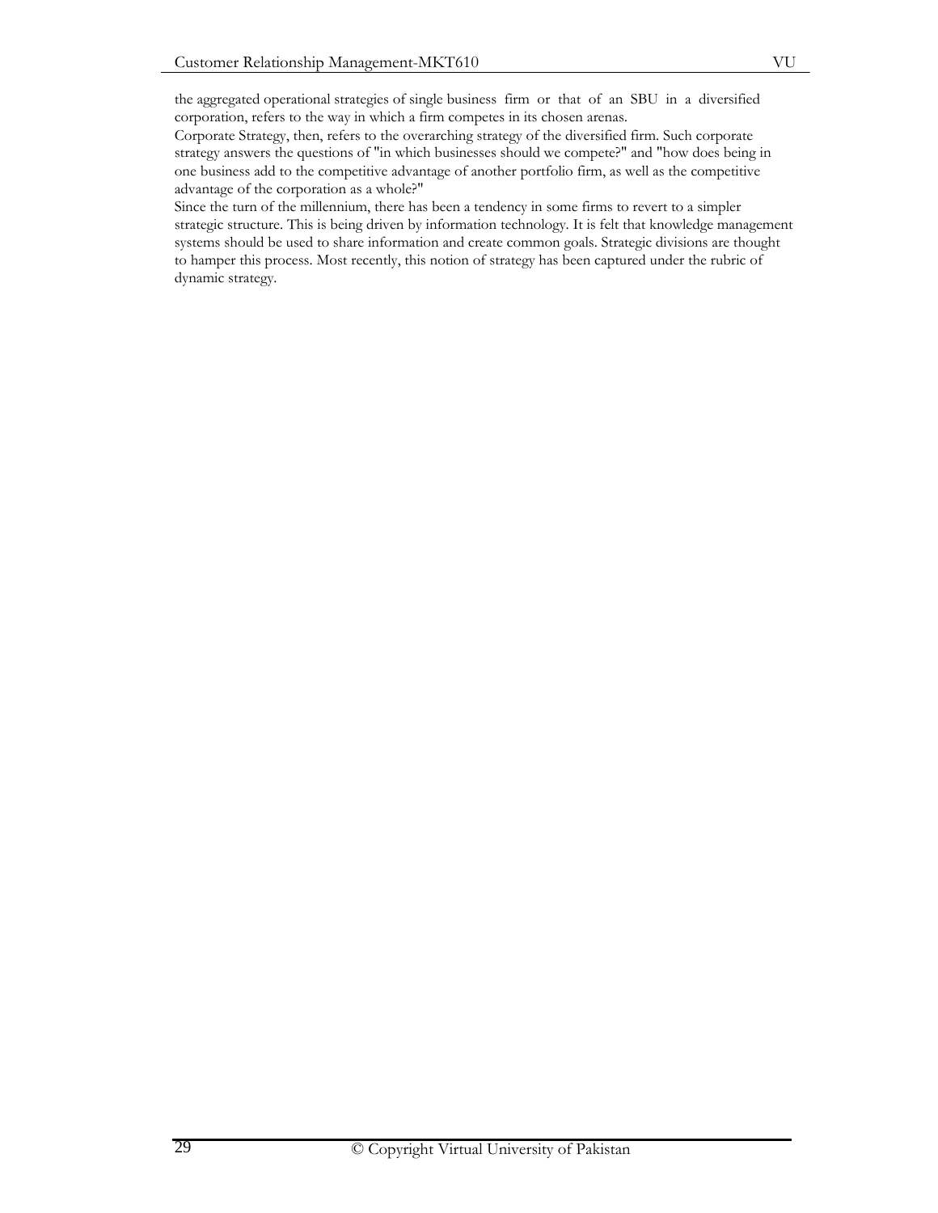the aggregated operational strategies of single business firm or that of an SBU in a diversified corporation, refers to the way in which a firm competes in its chosen arenas.

Corporate Strategy, then, refers to the overarching strategy of the diversified firm. Such corporate strategy answers the questions of "in which businesses should we compete?" and "how does being in one business add to the competitive advantage of another portfolio firm, as well as the competitive advantage of the corporation as a whole?"

Since the turn of the millennium, there has been a tendency in some firms to revert to a simpler strategic structure. This is being driven by information technology. It is felt that knowledge management systems should be used to share information and create common goals. Strategic divisions are thought to hamper this process. Most recently, this notion of strategy has been captured under the rubric of dynamic strategy.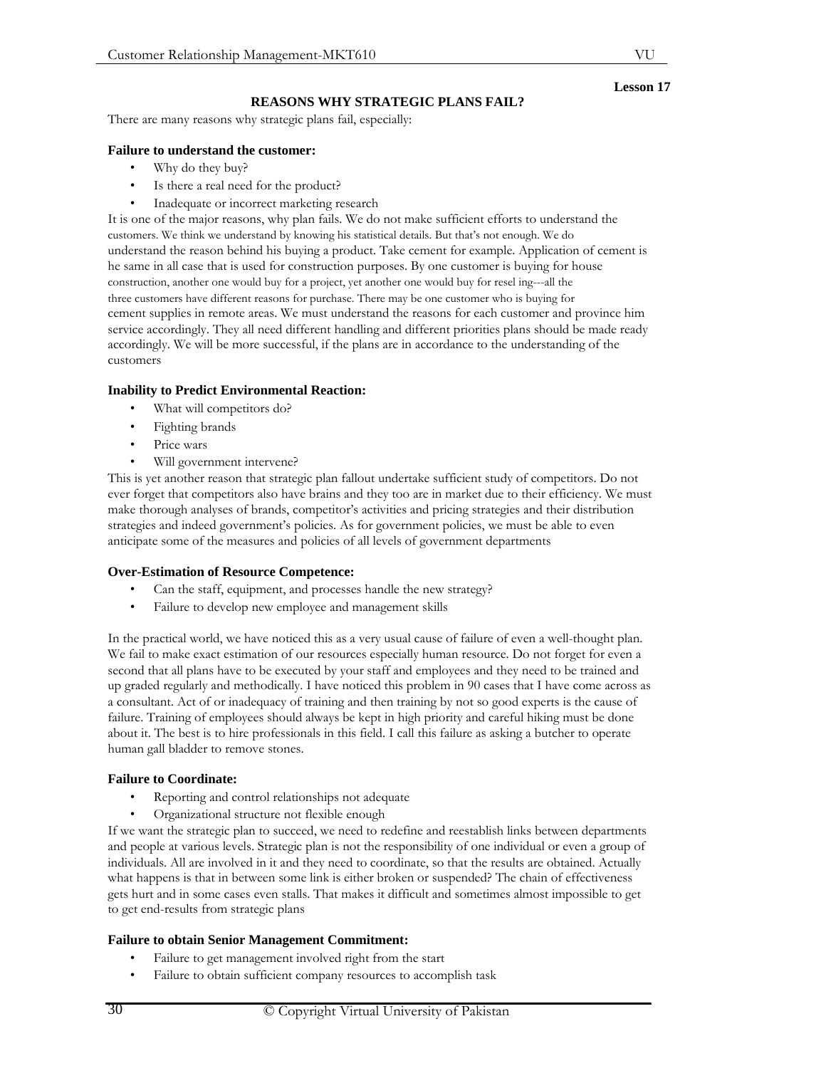**Lesson 17**

## REASONS WHY STRATEGIC PLANS FAIL?

There are many reasons why strategic plans fail, especially:

**Failure to understand the customer:**

- Why do they buy?
- Is there a real need for the product?
- Inadequate or incorrect marketing research

It is one of the major reasons, why plan fails. We do not make sufficient efforts to understand the customers. We think we understand by knowing his statistical details. But that's not enough. We do understand the reason behind his buying a product. Take cement for example. Application of cement is he same in all case that is used for construction purposes. By one customer is buying for house construction, another one would buy for a project, yet another one would buy for resel ing---all the three customers have different reasons for purchase. There may be one customer who is buying for cement supplies in remote areas. We must understand the reasons for each customer and province him service accordingly. They all need different handling and different priorities plans should be made ready accordingly. We will be more successful, if the plans are in accordance to the understanding of the customers

**Inability to Predict Environmental Reaction:**

- What will competitors do?
- Fighting brands
- Price wars
- Will government intervene?

This is yet another reason that strategic plan fallout undertake sufficient study of competitors. Do not ever forget that competitors also have brains and they too are in market due to their efficiency. We must make thorough analyses of brands, competitor's activities and pricing strategies and their distribution strategies and indeed government's policies. As for government policies, we must be able to even anticipate some of the measures and policies of all levels of government departments

**Over-Estimation of Resource Competence:**

- Can the staff, equipment, and processes handle the new strategy?
- Failure to develop new employee and management skills

In the practical world, we have noticed this as a very usual cause of failure of even a well-thought plan. We fail to make exact estimation of our resources especially human resource. Do not forget for even a second that all plans have to be executed by your staff and employees and they need to be trained and up graded regularly and methodically. I have noticed this problem in 90 cases that I have come across as a consultant. Act of or inadequacy of training and then training by not so good experts is the cause of failure. Training of employees should always be kept in high priority and careful hiking must be done about it. The best is to hire professionals in this field. I call this failure as asking a butcher to operate human gall bladder to remove stones.

**Failure to Coordinate:**

- Reporting and control relationships not adequate
- Organizational structure not flexible enough

If we want the strategic plan to succeed, we need to redefine and reestablish links between departments and people at various levels. Strategic plan is not the responsibility of one individual or even a group of individuals. All are involved in it and they need to coordinate, so that the results are obtained. Actually what happens is that in between some link is either broken or suspended? The chain of effectiveness gets hurt and in some cases even stalls. That makes it difficult and sometimes almost impossible to get to get end-results from strategic plans

**Failure to obtain Senior Management Commitment:**

- Failure to get management involved right from the start
- Failure to obtain sufficient company resources to accomplish task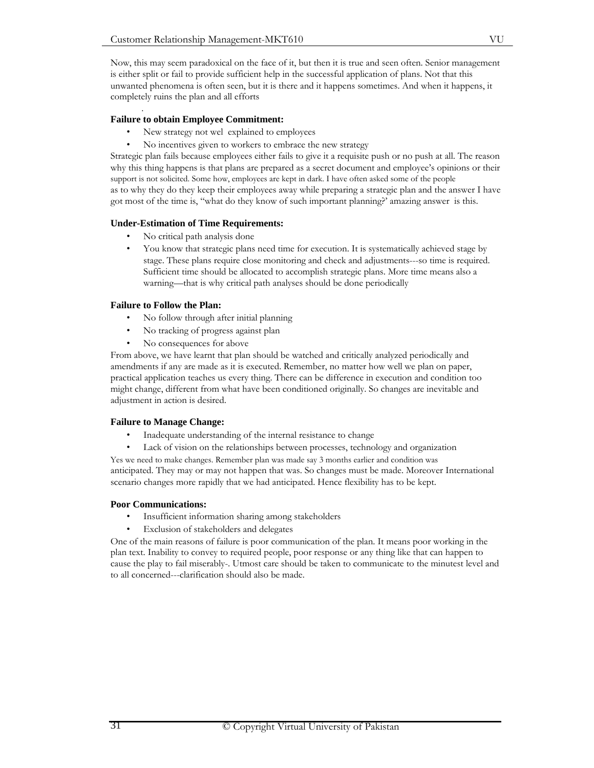Now, this may seem paradoxical on the face of it, but then it is true and seen often. Senior management is either split or fail to provide sufficient help in the successful application of plans. Not that this unwanted phenomena is often seen, but it is there and it happens sometimes. And when it happens, it completely ruins the plan and all efforts

.

**Failure to obtain Employee Commitment:**

- New strategy not wel explained to employees
- No incentives given to workers to embrace the new strategy

Strategic plan fails because employees either fails to give it a requisite push or no push at all. The reason why this thing happens is that plans are prepared as a secret document and employee's opinions or their support is not solicited. Some how, employees are kept in dark. I have often asked some of the people as to why they do they keep their employees away while preparing a strategic plan and the answer I have got most of the time is, "what do they know of such important planning?' amazing answer is this.

**Under-Estimation of Time Requirements:**

- No critical path analysis done
- You know that strategic plans need time for execution. It is systematically achieved stage by stage. These plans require close monitoring and check and adjustments---so time is required. Sufficient time should be allocated to accomplish strategic plans. More time means also a warning—that is why critical path analyses should be done periodically

**Failure to Follow the Plan:**

- No follow through after initial planning
- No tracking of progress against plan
- No consequences for above

From above, we have learnt that plan should be watched and critically analyzed periodically and amendments if any are made as it is executed. Remember, no matter how well we plan on paper, practical application teaches us every thing. There can be difference in execution and condition too might change, different from what have been conditioned originally. So changes are inevitable and adjustment in action is desired.

**Failure to Manage Change:**

- Inadequate understanding of the internal resistance to change
- Lack of vision on the relationships between processes, technology and organization

Yes we need to make changes. Remember plan was made say 3 months earlier and condition was anticipated. They may or may not happen that was. So changes must be made. Moreover International scenario changes more rapidly that we had anticipated. Hence flexibility has to be kept.

**Poor Communications:**

- Insufficient information sharing among stakeholders
- Exclusion of stakeholders and delegates

One of the main reasons of failure is poor communication of the plan. It means poor working in the plan text. Inability to convey to required people, poor response or any thing like that can happen to cause the play to fail miserably-. Utmost care should be taken to communicate to the minutest level and to all concerned---clarification should also be made.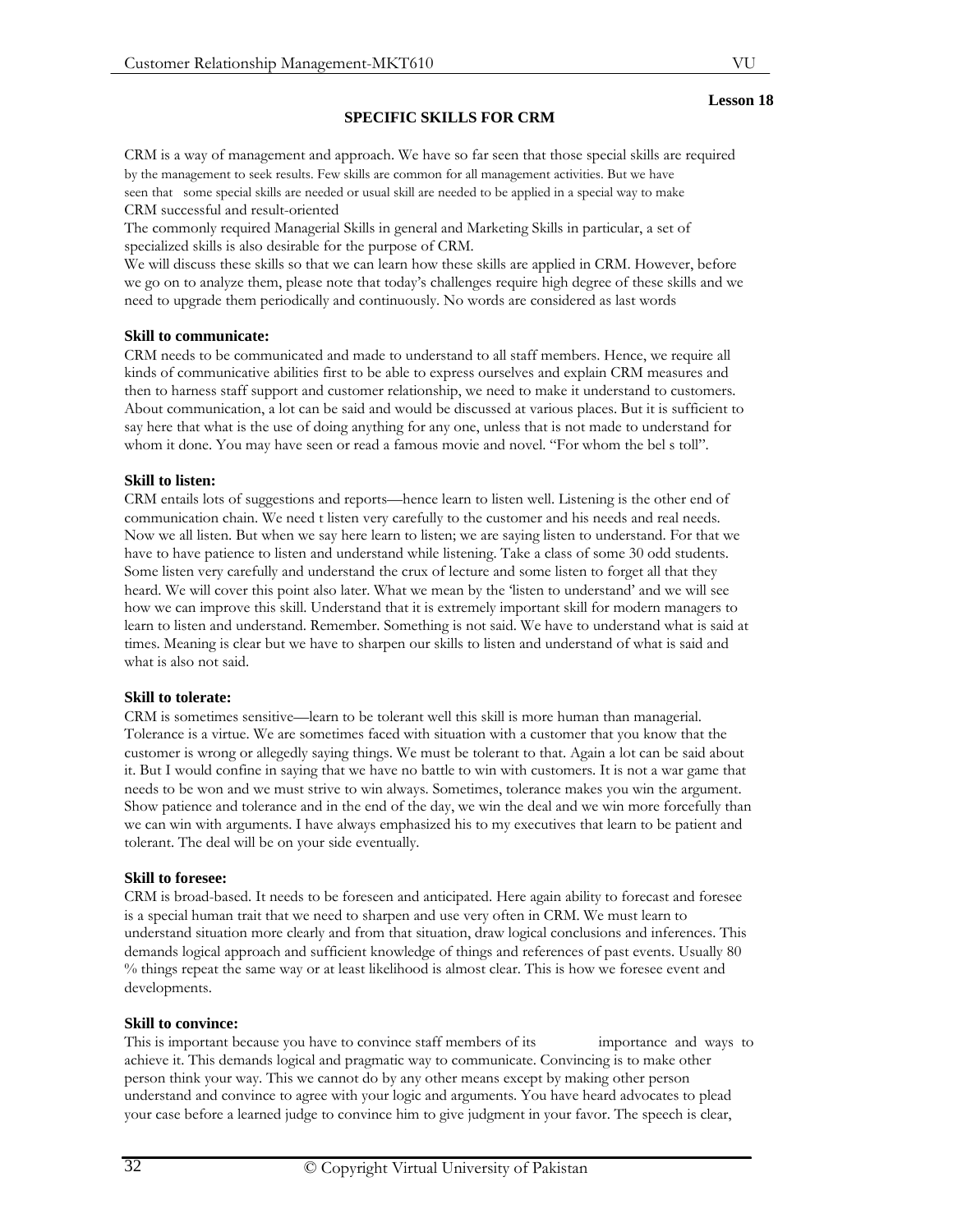**Lesson 18**

## SPECIFIC SKILLS FOR CRM

CRM is a way of management and approach. We have so far seen that those special skills are required by the management to seek results. Few skills are common for all management activities. But we have seen that some special skills are needed or usual skill are needed to be applied in a special way to make CRM successful and result-oriented

The commonly required Managerial Skills in general and Marketing Skills in particular, a set of specialized skills is also desirable for the purpose of CRM.

We will discuss these skills so that we can learn how these skills are applied in CRM. However, before we go on to analyze them, please note that today's challenges require high degree of these skills and we need to upgrade them periodically and continuously. No words are considered as last words

### Skill to communicate:

CRM needs to be communicated and made to understand to all staff members. Hence, we require all kinds of communicative abilities first to be able to express ourselves and explain CRM measures and then to harness staff support and customer relationship, we need to make it understand to customers. About communication, a lot can be said and would be discussed at various places. But it is sufficient to say here that what is the use of doing anything for any one, unless that is not made to understand for whom it done. You may have seen or read a famous movie and novel. "For whom the bel s toll".

### Skill to listen:

CRM entails lots of suggestions and reports—hence learn to listen well. Listening is the other end of communication chain. We need t listen very carefully to the customer and his needs and real needs. Now we all listen. But when we say here learn to listen; we are saying listen to understand. For that we have to have patience to listen and understand while listening. Take a class of some 30 odd students. Some listen very carefully and understand the crux of lecture and some listen to forget all that they heard. We will cover this point also later. What we mean by the 'listen to understand' and we will see how we can improve this skill. Understand that it is extremely important skill for modern managers to learn to listen and understand. Remember. Something is not said. We have to understand what is said at times. Meaning is clear but we have to sharpen our skills to listen and understand of what is said and what is also not said.

### Skill to tolerate:

CRM is sometimes sensitive—learn to be tolerant well this skill is more human than managerial. Tolerance is a virtue. We are sometimes faced with situation with a customer that you know that the customer is wrong or allegedly saying things. We must be tolerant to that. Again a lot can be said about it. But I would confine in saying that we have no battle to win with customers. It is not a war game that needs to be won and we must strive to win always. Sometimes, tolerance makes you win the argument. Show patience and tolerance and in the end of the day, we win the deal and we win more forcefully than we can win with arguments. I have always emphasized his to my executives that learn to be patient and tolerant. The deal will be on your side eventually.

### Skill to foresee:

CRM is broad-based. It needs to be foreseen and anticipated. Here again ability to forecast and foresee is a special human trait that we need to sharpen and use very often in CRM. We must learn to understand situation more clearly and from that situation, draw logical conclusions and inferences. This demands logical approach and sufficient knowledge of things and references of past events. Usually 80 % things repeat the same way or at least likelihood is almost clear. This is how we foresee event and developments.

### Skill to convince:

This is important because you have to convince staff members of its importance and ways to achieve it. This demands logical and pragmatic way to communicate. Convincing is to make other person think your way. This we cannot do by any other means except by making other person understand and convince to agree with your logic and arguments. You have heard advocates to plead your case before a learned judge to convince him to give judgment in your favor. The speech is clear,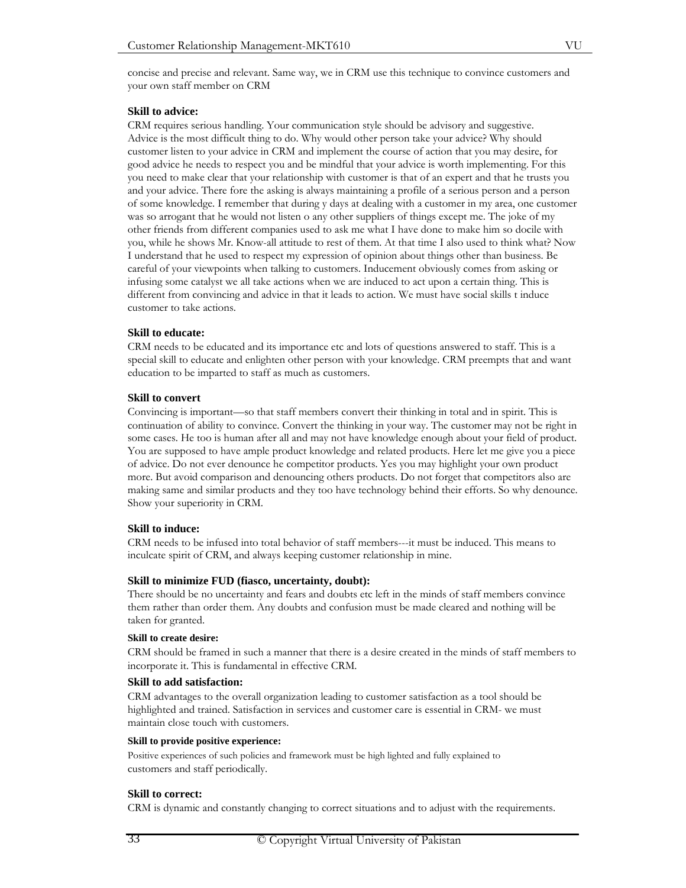concise and precise and relevant. Same way, we in CRM use this technique to convince customers and your own staff member on CRM

**Skill to advice:**

CRM requires serious handling. Your communication style should be advisory and suggestive. Advice is the most difficult thing to do. Why would other person take your advice? Why should customer listen to your advice in CRM and implement the course of action that you may desire, for good advice he needs to respect you and be mindful that your advice is worth implementing. For this you need to make clear that your relationship with customer is that of an expert and that he trusts you and your advice. There fore the asking is always maintaining a profile of a serious person and a person of some knowledge. I remember that during y days at dealing with a customer in my area, one customer was so arrogant that he would not listen o any other suppliers of things except me. The joke of my other friends from different companies used to ask me what I have done to make him so docile with you, while he shows Mr. Know-all attitude to rest of them. At that time I also used to think what? Now I understand that he used to respect my expression of opinion about things other than business. Be careful of your viewpoints when talking to customers. Inducement obviously comes from asking or infusing some catalyst we all take actions when we are induced to act upon a certain thing. This is different from convincing and advice in that it leads to action. We must have social skills t induce customer to take actions.

**Skill to educate:**

CRM needs to be educated and its importance etc and lots of questions answered to staff. This is a special skill to educate and enlighten other person with your knowledge. CRM preempts that and want education to be imparted to staff as much as customers.

**Skill to convert**

Convincing is important—so that staff members convert their thinking in total and in spirit. This is continuation of ability to convince. Convert the thinking in your way. The customer may not be right in some cases. He too is human after all and may not have knowledge enough about your field of product. You are supposed to have ample product knowledge and related products. Here let me give you a piece of advice. Do not ever denounce he competitor products. Yes you may highlight your own product more. But avoid comparison and denouncing others products. Do not forget that competitors also are making same and similar products and they too have technology behind their efforts. So why denounce. Show your superiority in CRM.

**Skill to induce:**

CRM needs to be infused into total behavior of staff members---it must be induced. This means to inculcate spirit of CRM, and always keeping customer relationship in mine.

**Skill to minimize FUD (fiasco, uncertainty, doubt):**

There should be no uncertainty and fears and doubts etc left in the minds of staff members convince them rather than order them. Any doubts and confusion must be made cleared and nothing will be taken for granted.

**Skill to create desire:**

CRM should be framed in such a manner that there is a desire created in the minds of staff members to incorporate it. This is fundamental in effective CRM.

**Skill to add satisfaction:**

CRM advantages to the overall organization leading to customer satisfaction as a tool should be highlighted and trained. Satisfaction in services and customer care is essential in CRM- we must maintain close touch with customers.

**Skill to provide positive experience:**

Positive experiences of such policies and framework must be high lighted and fully explained to customers and staff periodically.

**Skill to correct:**

CRM is dynamic and constantly changing to correct situations and to adjust with the requirements.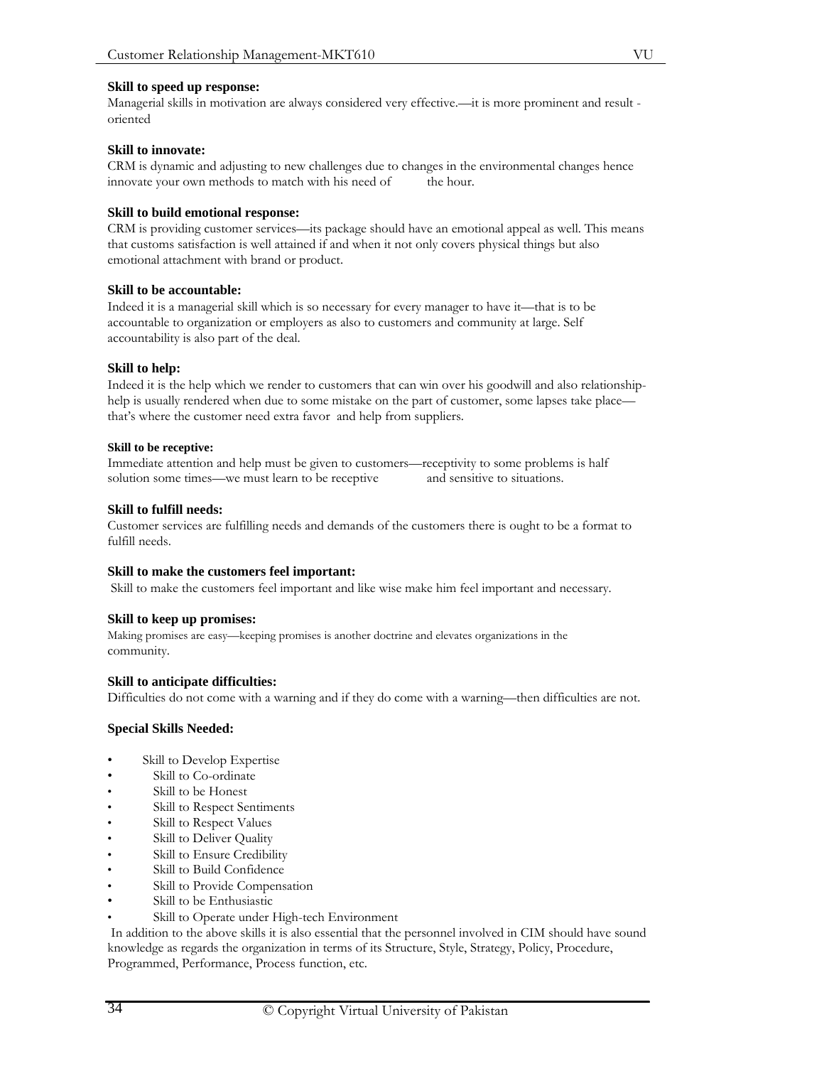**Skill to speed up response:**

Managerial skills in motivation are always considered very effective.—it is more prominent and result - oriented

**Skill to innovate:**

CRM is dynamic and adjusting to new challenges due to changes in the environmental changes hence innovate your own methods to match with his need of the hour.

**Skill to build emotional response:**

CRM is providing customer services—its package should have an emotional appeal as well. This means that customs satisfaction is well attained if and when it not only covers physical things but also emotional attachment with brand or product.

**Skill to be accountable:**

Indeed it is a managerial skill which is so necessary for every manager to have it—that is to be accountable to organization or employers as also to customers and community at large. Self accountability is also part of the deal.

**Skill to help:**

Indeed it is the help which we render to customers that can win over his goodwill and also relationship-help is usually rendered when due to some mistake on the part of customer, some lapses take place—that's where the customer need extra favor and help from suppliers.

**Skill to be receptive:**

Immediate attention and help must be given to customers—receptivity to some problems is half solution some times—we must learn to be receptive and sensitive to situations.

**Skill to fulfill needs:**

Customer services are fulfilling needs and demands of the customers there is ought to be a format to fulfill needs.

**Skill to make the customers feel important:**

Skill to make the customers feel important and like wise make him feel important and necessary.

**Skill to keep up promises:**

Making promises are easy—keeping promises is another doctrine and elevates organizations in the community.

**Skill to anticipate difficulties:**

Difficulties do not come with a warning and if they do come with a warning—then difficulties are not.

**Special Skills Needed:**

- Skill to Develop Expertise
- Skill to Co-ordinate
- Skill to be Honest
- Skill to Respect Sentiments
- Skill to Respect Values
- Skill to Deliver Quality
- Skill to Ensure Credibility
- Skill to Build Confidence
- Skill to Provide Compensation
- Skill to be Enthusiastic
- Skill to Operate under High-tech Environment

In addition to the above skills it is also essential that the personnel involved in CIM should have sound knowledge as regards the organization in terms of its Structure, Style, Strategy, Policy, Procedure, Programmed, Performance, Process function, etc.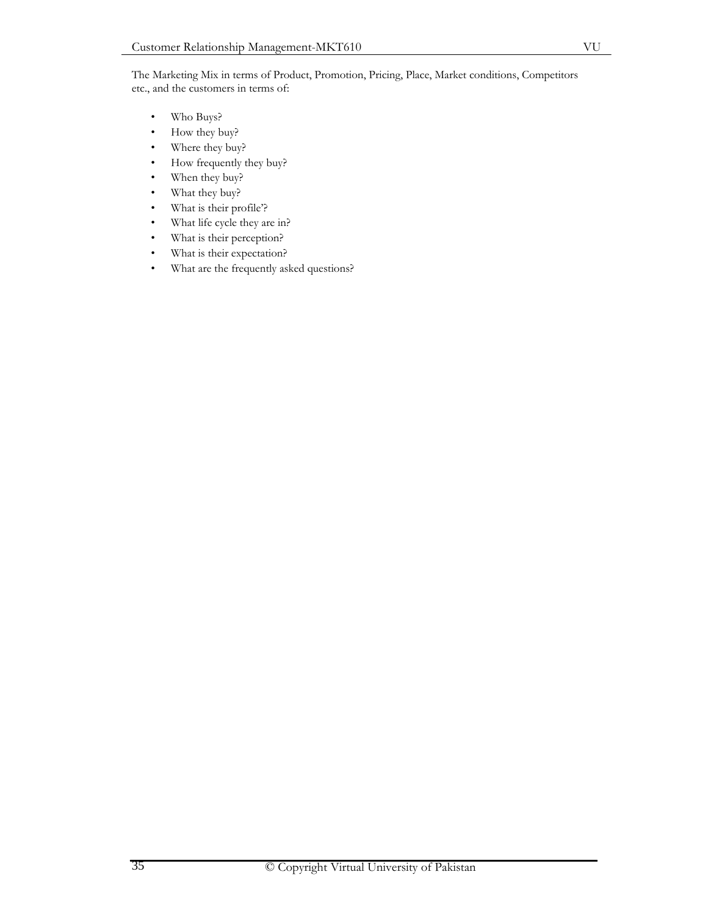The Marketing Mix in terms of Product, Promotion, Pricing, Place, Market conditions, Competitors etc., and the customers in terms of:

- Who Buys?
- How they buy?
- Where they buy?
- How frequently they buy?
- When they buy?
- What they buy?
- What is their profile'?
- What life cycle they are in?
- What is their perception?
- What is their expectation?
- What are the frequently asked questions?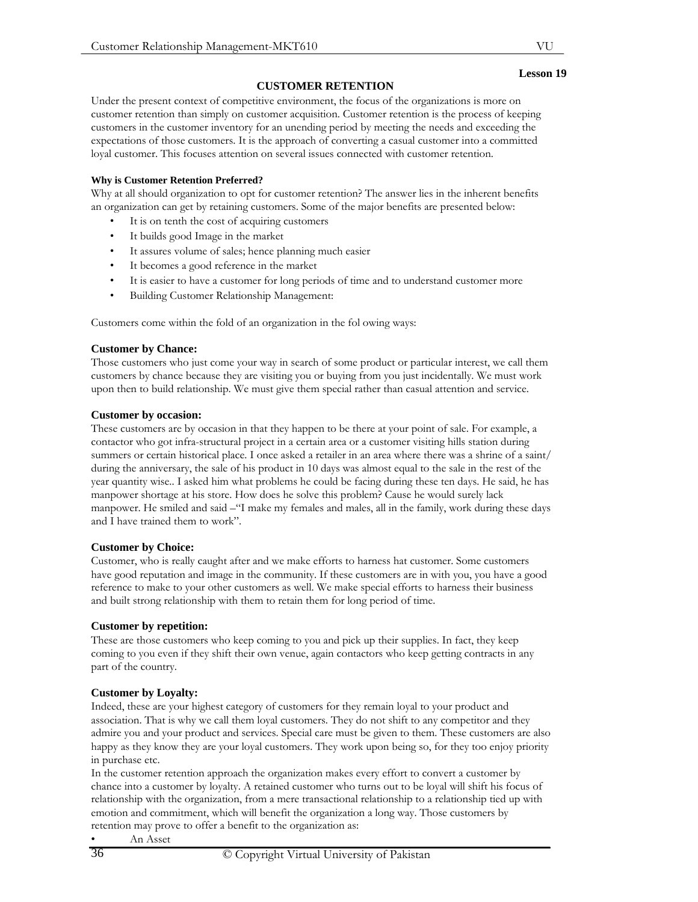**Lesson 19**

# CUSTOMER RETENTION

Under the present context of competitive environment, the focus of the organizations is more on customer retention than simply on customer acquisition. Customer retention is the process of keeping customers in the customer inventory for an unending period by meeting the needs and exceeding the expectations of those customers. It is the approach of converting a casual customer into a committed loyal customer. This focuses attention on several issues connected with customer retention.

#### Why is Customer Retention Preferred?

Why at all should organization to opt for customer retention? The answer lies in the inherent benefits an organization can get by retaining customers. Some of the major benefits are presented below:

- It is on tenth the cost of acquiring customers
- It builds good Image in the market
- It assures volume of sales; hence planning much easier
- It becomes a good reference in the market
- It is easier to have a customer for long periods of time and to understand customer more
- Building Customer Relationship Management:

Customers come within the fold of an organization in the fol owing ways:

### Customer by Chance:

Those customers who just come your way in search of some product or particular interest, we call them customers by chance because they are visiting you or buying from you just incidentally. We must work upon then to build relationship. We must give them special rather than casual attention and service.

### Customer by occasion:

These customers are by occasion in that they happen to be there at your point of sale. For example, a contactor who got infra-structural project in a certain area or a customer visiting hills station during summers or certain historical place. I once asked a retailer in an area where there was a shrine of a saint/ during the anniversary, the sale of his product in 10 days was almost equal to the sale in the rest of the year quantity wise.. I asked him what problems he could be facing during these ten days. He said, he has manpower shortage at his store. How does he solve this problem? Cause he would surely lack manpower. He smiled and said –"I make my females and males, all in the family, work during these days and I have trained them to work".

### Customer by Choice:

Customer, who is really caught after and we make efforts to harness hat customer. Some customers have good reputation and image in the community. If these customers are in with you, you have a good reference to make to your other customers as well. We make special efforts to harness their business and built strong relationship with them to retain them for long period of time.

### Customer by repetition:

These are those customers who keep coming to you and pick up their supplies. In fact, they keep coming to you even if they shift their own venue, again contactors who keep getting contracts in any part of the country.

### Customer by Loyalty:

Indeed, these are your highest category of customers for they remain loyal to your product and association. That is why we call them loyal customers. They do not shift to any competitor and they admire you and your product and services. Special care must be given to them. These customers are also happy as they know they are your loyal customers. They work upon being so, for they too enjoy priority in purchase etc.

In the customer retention approach the organization makes every effort to convert a customer by chance into a customer by loyalty. A retained customer who turns out to be loyal will shift his focus of relationship with the organization, from a mere transactional relationship to a relationship tied up with emotion and commitment, which will benefit the organization a long way. Those customers by retention may prove to offer a benefit to the organization as:

- An Asset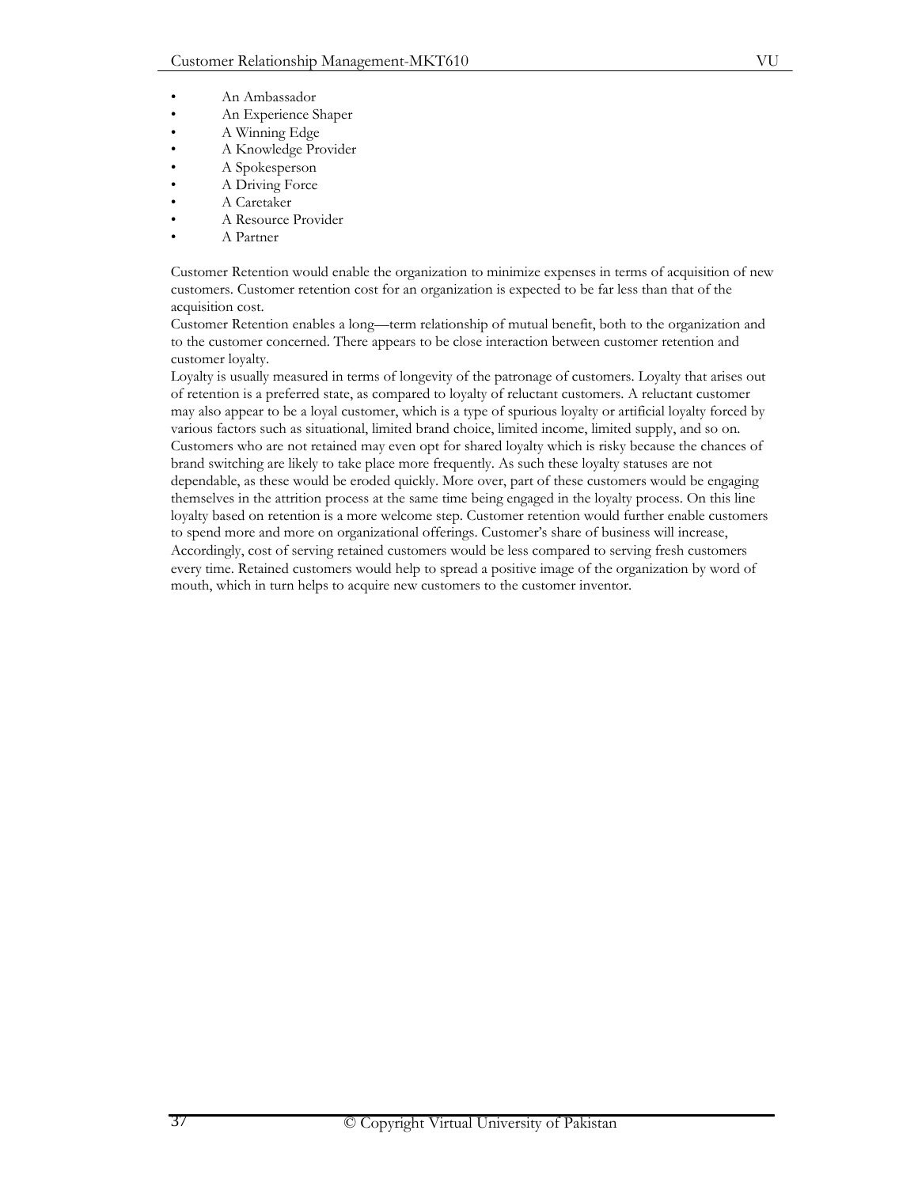- An Ambassador
- An Experience Shaper
- A Winning Edge
- A Knowledge Provider
- A Spokesperson
- A Driving Force
- A Caretaker
- A Resource Provider
- A Partner

Customer Retention would enable the organization to minimize expenses in terms of acquisition of new customers. Customer retention cost for an organization is expected to be far less than that of the acquisition cost.
Customer Retention enables a long—term relationship of mutual benefit, both to the organization and to the customer concerned. There appears to be close interaction between customer retention and customer loyalty.
Loyalty is usually measured in terms of longevity of the patronage of customers. Loyalty that arises out of retention is a preferred state, as compared to loyalty of reluctant customers. A reluctant customer may also appear to be a loyal customer, which is a type of spurious loyalty or artificial loyalty forced by various factors such as situational, limited brand choice, limited income, limited supply, and so on. Customers who are not retained may even opt for shared loyalty which is risky because the chances of brand switching are likely to take place more frequently. As such these loyalty statuses are not dependable, as these would be eroded quickly. More over, part of these customers would be engaging themselves in the attrition process at the same time being engaged in the loyalty process. On this line loyalty based on retention is a more welcome step. Customer retention would further enable customers to spend more and more on organizational offerings. Customer's share of business will increase, Accordingly, cost of serving retained customers would be less compared to serving fresh customers every time. Retained customers would help to spread a positive image of the organization by word of mouth, which in turn helps to acquire new customers to the customer inventor.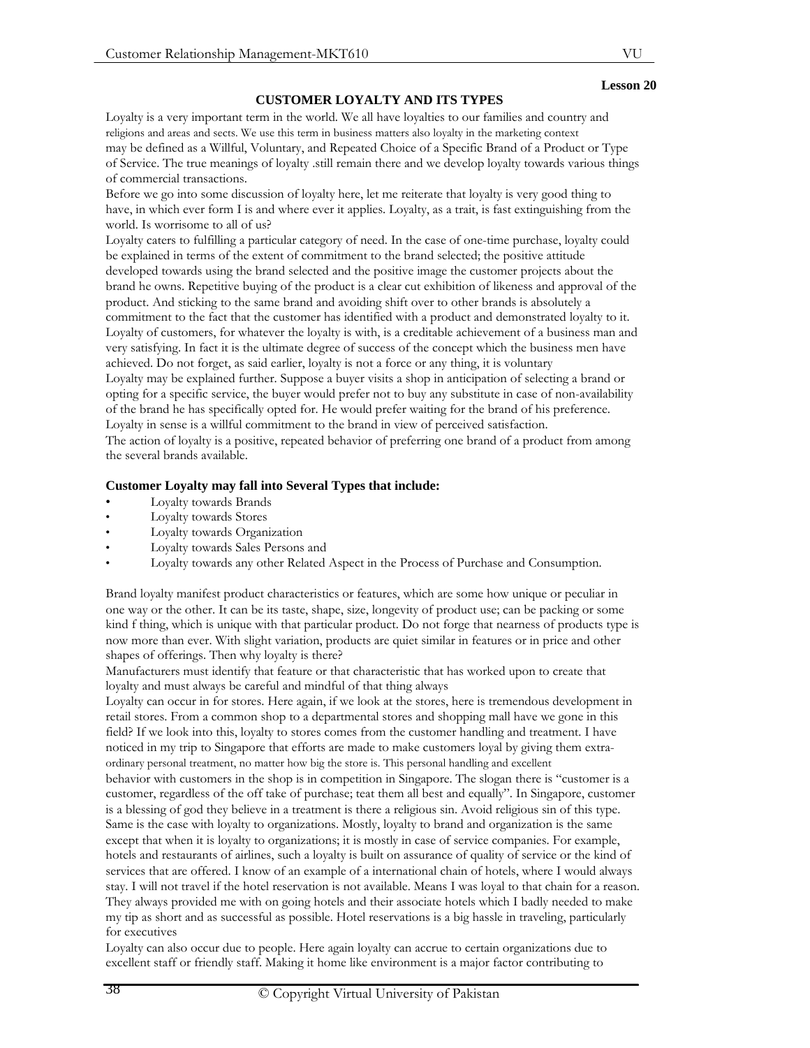**Lesson 20**

## CUSTOMER LOYALTY AND ITS TYPES

Loyalty is a very important term in the world. We all have loyalties to our families and country and religions and areas and sects. We use this term in business matters also loyalty in the marketing context may be defined as a Willful, Voluntary, and Repeated Choice of a Specific Brand of a Product or Type of Service. The true meanings of loyalty .still remain there and we develop loyalty towards various things of commercial transactions.

Before we go into some discussion of loyalty here, let me reiterate that loyalty is very good thing to have, in which ever form I is and where ever it applies. Loyalty, as a trait, is fast extinguishing from the world. Is worrisome to all of us?

Loyalty caters to fulfilling a particular category of need. In the case of one-time purchase, loyalty could be explained in terms of the extent of commitment to the brand selected; the positive attitude developed towards using the brand selected and the positive image the customer projects about the brand he owns. Repetitive buying of the product is a clear cut exhibition of likeness and approval of the product. And sticking to the same brand and avoiding shift over to other brands is absolutely a commitment to the fact that the customer has identified with a product and demonstrated loyalty to it. Loyalty of customers, for whatever the loyalty is with, is a creditable achievement of a business man and very satisfying. In fact it is the ultimate degree of success of the concept which the business men have achieved. Do not forget, as said earlier, loyalty is not a force or any thing, it is voluntary

Loyalty may be explained further. Suppose a buyer visits a shop in anticipation of selecting a brand or opting for a specific service, the buyer would prefer not to buy any substitute in case of non-availability of the brand he has specifically opted for. He would prefer waiting for the brand of his preference. Loyalty in sense is a willful commitment to the brand in view of perceived satisfaction.

The action of loyalty is a positive, repeated behavior of preferring one brand of a product from among the several brands available.

### Customer Loyalty may fall into Several Types that include:

- Loyalty towards Brands
- Loyalty towards Stores
- Loyalty towards Organization
- Loyalty towards Sales Persons and
- Loyalty towards any other Related Aspect in the Process of Purchase and Consumption.

Brand loyalty manifest product characteristics or features, which are some how unique or peculiar in one way or the other. It can be its taste, shape, size, longevity of product use; can be packing or some kind f thing, which is unique with that particular product. Do not forge that nearness of products type is now more than ever. With slight variation, products are quiet similar in features or in price and other shapes of offerings. Then why loyalty is there?

Manufacturers must identify that feature or that characteristic that has worked upon to create that loyalty and must always be careful and mindful of that thing always

Loyalty can occur in for stores. Here again, if we look at the stores, here is tremendous development in retail stores. From a common shop to a departmental stores and shopping mall have we gone in this field? If we look into this, loyalty to stores comes from the customer handling and treatment. I have noticed in my trip to Singapore that efforts are made to make customers loyal by giving them extra-ordinary personal treatment, no matter how big the store is. This personal handling and excellent behavior with customers in the shop is in competition in Singapore. The slogan there is "customer is a customer, regardless of the off take of purchase; teat them all best and equally". In Singapore, customer is a blessing of god they believe in a treatment is there a religious sin. Avoid religious sin of this type.

Same is the case with loyalty to organizations. Mostly, loyalty to brand and organization is the same except that when it is loyalty to organizations; it is mostly in case of service companies. For example, hotels and restaurants of airlines, such a loyalty is built on assurance of quality of service or the kind of services that are offered. I know of an example of a international chain of hotels, where I would always stay. I will not travel if the hotel reservation is not available. Means I was loyal to that chain for a reason. They always provided me with on going hotels and their associate hotels which I badly needed to make my tip as short and as successful as possible. Hotel reservations is a big hassle in traveling, particularly for executives

Loyalty can also occur due to people. Here again loyalty can accrue to certain organizations due to excellent staff or friendly staff. Making it home like environment is a major factor contributing to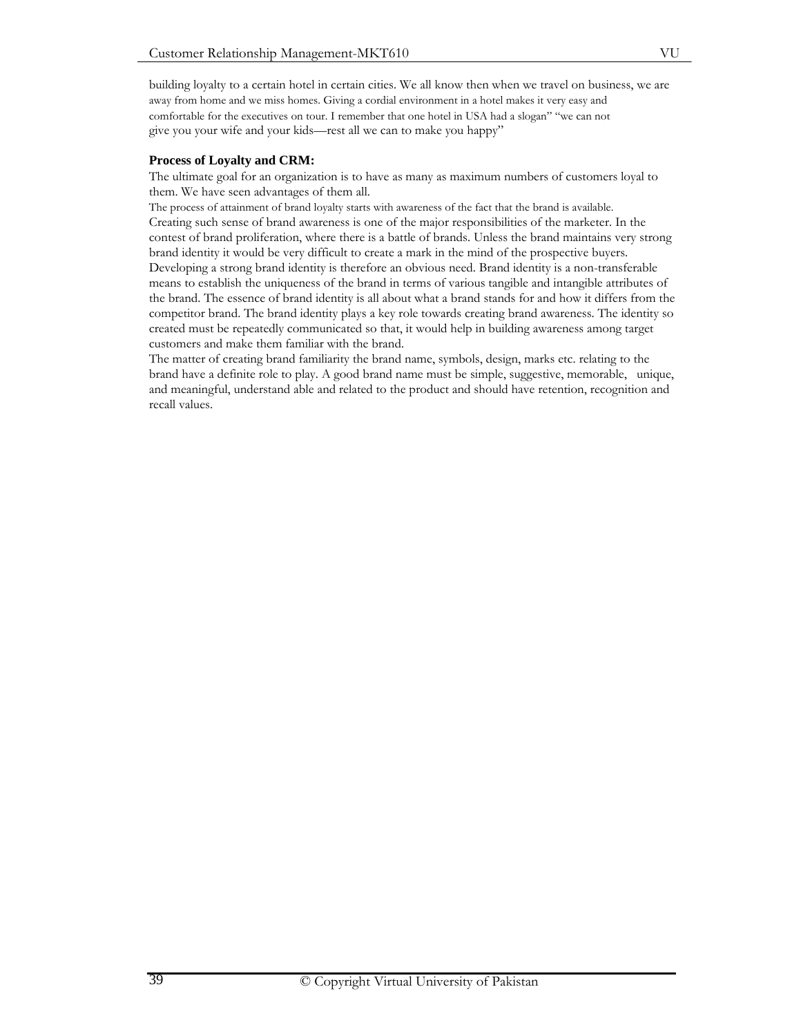building loyalty to a certain hotel in certain cities. We all know then when we travel on business, we are away from home and we miss homes. Giving a cordial environment in a hotel makes it very easy and comfortable for the executives on tour. I remember that one hotel in USA had a slogan" "we can not give you your wife and your kids—rest all we can to make you happy"

**Process of Loyalty and CRM:**

The ultimate goal for an organization is to have as many as maximum numbers of customers loyal to them. We have seen advantages of them all.

The process of attainment of brand loyalty starts with awareness of the fact that the brand is available. Creating such sense of brand awareness is one of the major responsibilities of the marketer. In the contest of brand proliferation, where there is a battle of brands. Unless the brand maintains very strong brand identity it would be very difficult to create a mark in the mind of the prospective buyers. Developing a strong brand identity is therefore an obvious need. Brand identity is a non-transferable means to establish the uniqueness of the brand in terms of various tangible and intangible attributes of the brand. The essence of brand identity is all about what a brand stands for and how it differs from the competitor brand. The brand identity plays a key role towards creating brand awareness. The identity so created must be repeatedly communicated so that, it would help in building awareness among target customers and make them familiar with the brand.

The matter of creating brand familiarity the brand name, symbols, design, marks etc. relating to the brand have a definite role to play. A good brand name must be simple, suggestive, memorable, unique, and meaningful, understand able and related to the product and should have retention, recognition and recall values.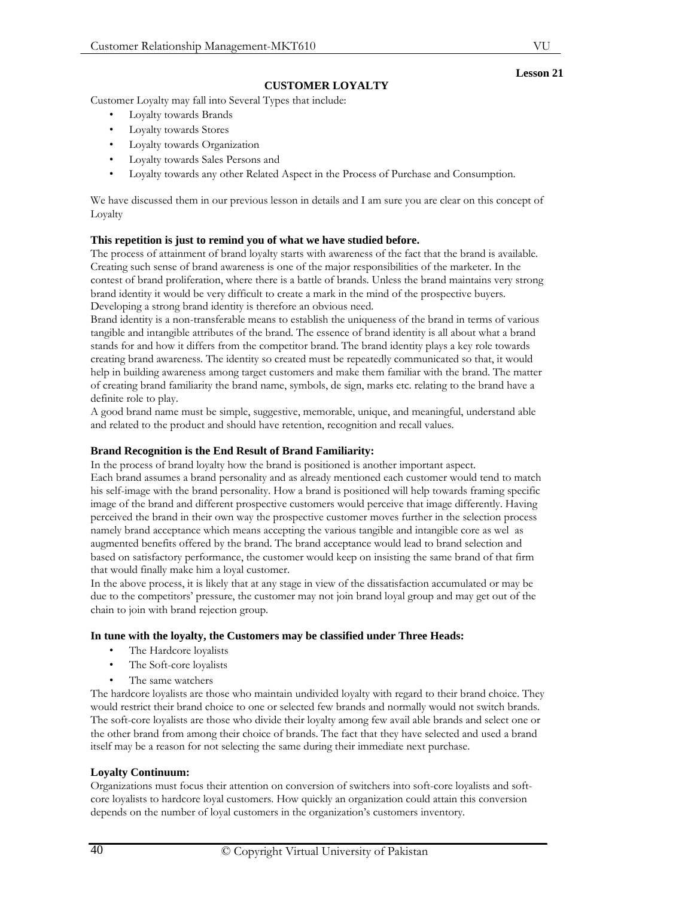Lesson 21

## CUSTOMER LOYALTY

Customer Loyalty may fall into Several Types that include:

- Loyalty towards Brands
- Loyalty towards Stores
- Loyalty towards Organization
- Loyalty towards Sales Persons and
- Loyalty towards any other Related Aspect in the Process of Purchase and Consumption.

We have discussed them in our previous lesson in details and I am sure you are clear on this concept of Loyalty

**This repetition is just to remind you of what we have studied before.**

The process of attainment of brand loyalty starts with awareness of the fact that the brand is available. Creating such sense of brand awareness is one of the major responsibilities of the marketer. In the contest of brand proliferation, where there is a battle of brands. Unless the brand maintains very strong brand identity it would be very difficult to create a mark in the mind of the prospective buyers. Developing a strong brand identity is therefore an obvious need.

Brand identity is a non-transferable means to establish the uniqueness of the brand in terms of various tangible and intangible attributes of the brand. The essence of brand identity is all about what a brand stands for and how it differs from the competitor brand. The brand identity plays a key role towards creating brand awareness. The identity so created must be repeatedly communicated so that, it would help in building awareness among target customers and make them familiar with the brand. The matter of creating brand familiarity the brand name, symbols, de sign, marks etc. relating to the brand have a definite role to play.

A good brand name must be simple, suggestive, memorable, unique, and meaningful, understand able and related to the product and should have retention, recognition and recall values.

### Brand Recognition is the End Result of Brand Familiarity:

In the process of brand loyalty how the brand is positioned is another important aspect.

Each brand assumes a brand personality and as already mentioned each customer would tend to match his self-image with the brand personality. How a brand is positioned will help towards framing specific image of the brand and different prospective customers would perceive that image differently. Having perceived the brand in their own way the prospective customer moves further in the selection process namely brand acceptance which means accepting the various tangible and intangible core as wel as augmented benefits offered by the brand. The brand acceptance would lead to brand selection and based on satisfactory performance, the customer would keep on insisting the same brand of that firm that would finally make him a loyal customer.

In the above process, it is likely that at any stage in view of the dissatisfaction accumulated or may be due to the competitors' pressure, the customer may not join brand loyal group and may get out of the chain to join with brand rejection group.

### In tune with the loyalty, the Customers may be classified under Three Heads:

- The Hardcore loyalists
- The Soft-core loyalists
- The same watchers

The hardcore loyalists are those who maintain undivided loyalty with regard to their brand choice. They would restrict their brand choice to one or selected few brands and normally would not switch brands. The soft-core loyalists are those who divide their loyalty among few avail able brands and select one or the other brand from among their choice of brands. The fact that they have selected and used a brand itself may be a reason for not selecting the same during their immediate next purchase.

### Loyalty Continuum:

Organizations must focus their attention on conversion of switchers into soft-core loyalists and soft-core loyalists to hardcore loyal customers. How quickly an organization could attain this conversion depends on the number of loyal customers in the organization's customers inventory.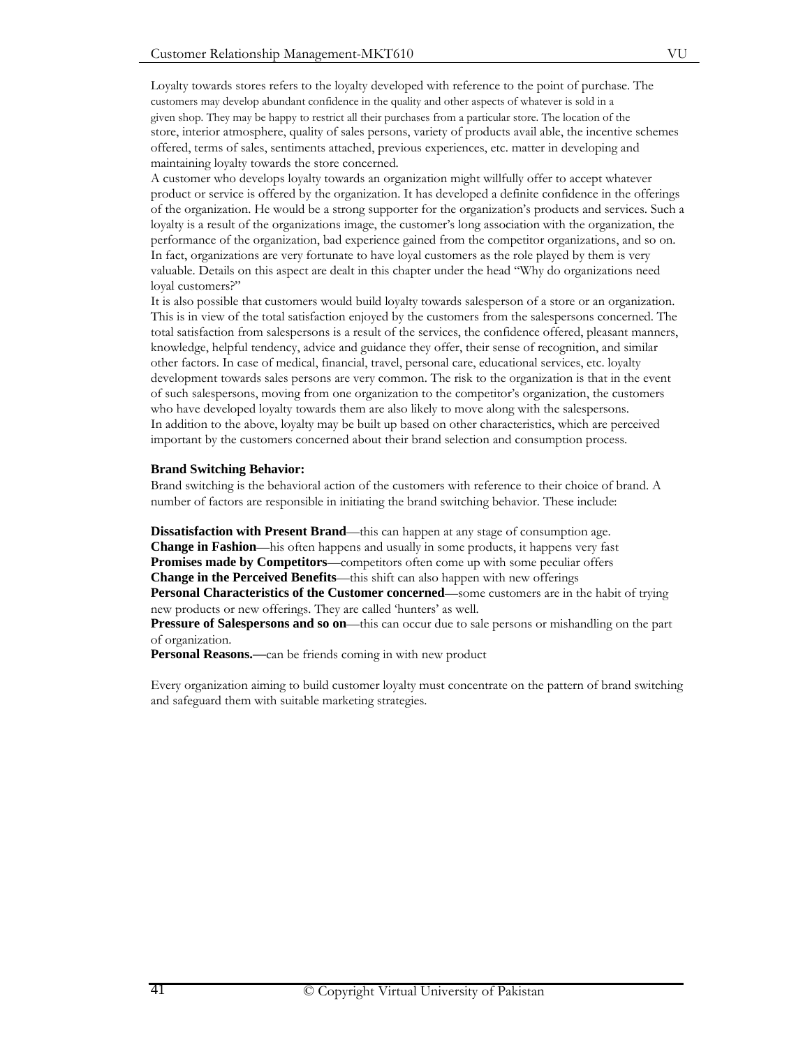Loyalty towards stores refers to the loyalty developed with reference to the point of purchase. The customers may develop abundant confidence in the quality and other aspects of whatever is sold in a given shop. They may be happy to restrict all their purchases from a particular store. The location of the store, interior atmosphere, quality of sales persons, variety of products avail able, the incentive schemes offered, terms of sales, sentiments attached, previous experiences, etc. matter in developing and maintaining loyalty towards the store concerned.

A customer who develops loyalty towards an organization might willfully offer to accept whatever product or service is offered by the organization. It has developed a definite confidence in the offerings of the organization. He would be a strong supporter for the organization's products and services. Such a loyalty is a result of the organizations image, the customer's long association with the organization, the performance of the organization, bad experience gained from the competitor organizations, and so on. In fact, organizations are very fortunate to have loyal customers as the role played by them is very valuable. Details on this aspect are dealt in this chapter under the head "Why do organizations need loyal customers?"

It is also possible that customers would build loyalty towards salesperson of a store or an organization. This is in view of the total satisfaction enjoyed by the customers from the salespersons concerned. The total satisfaction from salespersons is a result of the services, the confidence offered, pleasant manners, knowledge, helpful tendency, advice and guidance they offer, their sense of recognition, and similar other factors. In case of medical, financial, travel, personal care, educational services, etc. loyalty development towards sales persons are very common. The risk to the organization is that in the event of such salespersons, moving from one organization to the competitor's organization, the customers who have developed loyalty towards them are also likely to move along with the salespersons.

In addition to the above, loyalty may be built up based on other characteristics, which are perceived important by the customers concerned about their brand selection and consumption process.

**Brand Switching Behavior:**

Brand switching is the behavioral action of the customers with reference to their choice of brand. A number of factors are responsible in initiating the brand switching behavior. These include:

**Dissatisfaction with Present Brand**—this can happen at any stage of consumption age.
**Change in Fashion**—his often happens and usually in some products, it happens very fast
**Promises made by Competitors**—competitors often come up with some peculiar offers
**Change in the Perceived Benefits**—this shift can also happen with new offerings
**Personal Characteristics of the Customer concerned**—some customers are in the habit of trying new products or new offerings. They are called 'hunters' as well.
**Pressure of Salespersons and so on**—this can occur due to sale persons or mishandling on the part of organization.
**Personal Reasons.—**can be friends coming in with new product

Every organization aiming to build customer loyalty must concentrate on the pattern of brand switching and safeguard them with suitable marketing strategies.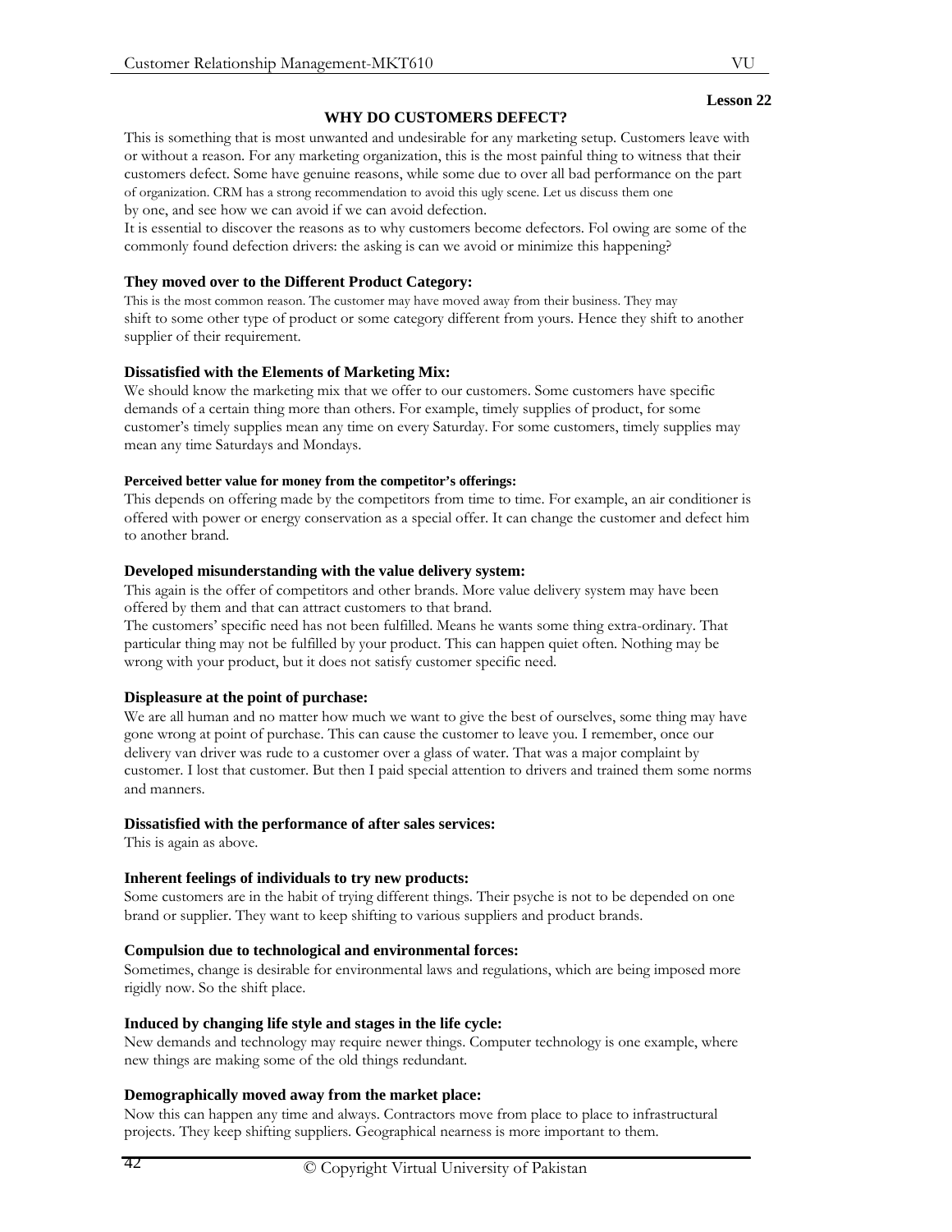**Lesson 22**

## WHY DO CUSTOMERS DEFECT?

This is something that is most unwanted and undesirable for any marketing setup. Customers leave with or without a reason. For any marketing organization, this is the most painful thing to witness that their customers defect. Some have genuine reasons, while some due to over all bad performance on the part of organization. CRM has a strong recommendation to avoid this ugly scene. Let us discuss them one by one, and see how we can avoid if we can avoid defection.

It is essential to discover the reasons as to why customers become defectors. Fol owing are some of the commonly found defection drivers: the asking is can we avoid or minimize this happening?

### They moved over to the Different Product Category:

This is the most common reason. The customer may have moved away from their business. They may shift to some other type of product or some category different from yours. Hence they shift to another supplier of their requirement.

### Dissatisfied with the Elements of Marketing Mix:

We should know the marketing mix that we offer to our customers. Some customers have specific demands of a certain thing more than others. For example, timely supplies of product, for some customer's timely supplies mean any time on every Saturday. For some customers, timely supplies may mean any time Saturdays and Mondays.

#### Perceived better value for money from the competitor's offerings:

This depends on offering made by the competitors from time to time. For example, an air conditioner is offered with power or energy conservation as a special offer. It can change the customer and defect him to another brand.

### Developed misunderstanding with the value delivery system:

This again is the offer of competitors and other brands. More value delivery system may have been offered by them and that can attract customers to that brand.

The customers' specific need has not been fulfilled. Means he wants some thing extra-ordinary. That particular thing may not be fulfilled by your product. This can happen quiet often. Nothing may be wrong with your product, but it does not satisfy customer specific need.

### Displeasure at the point of purchase:

We are all human and no matter how much we want to give the best of ourselves, some thing may have gone wrong at point of purchase. This can cause the customer to leave you. I remember, once our delivery van driver was rude to a customer over a glass of water. That was a major complaint by customer. I lost that customer. But then I paid special attention to drivers and trained them some norms and manners.

### Dissatisfied with the performance of after sales services:

This is again as above.

### Inherent feelings of individuals to try new products:

Some customers are in the habit of trying different things. Their psyche is not to be depended on one brand or supplier. They want to keep shifting to various suppliers and product brands.

### Compulsion due to technological and environmental forces:

Sometimes, change is desirable for environmental laws and regulations, which are being imposed more rigidly now. So the shift place.

### Induced by changing life style and stages in the life cycle:

New demands and technology may require newer things. Computer technology is one example, where new things are making some of the old things redundant.

### Demographically moved away from the market place:

Now this can happen any time and always. Contractors move from place to place to infrastructural projects. They keep shifting suppliers. Geographical nearness is more important to them.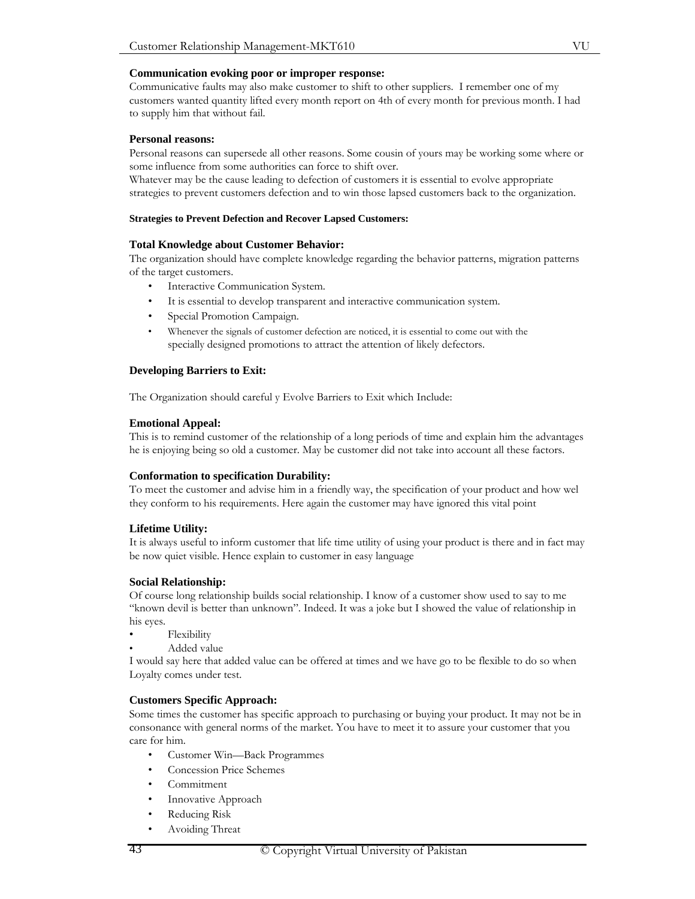**Communication evoking poor or improper response:**
Communicative faults may also make customer to shift to other suppliers. I remember one of my customers wanted quantity lifted every month report on 4th of every month for previous month. I had to supply him that without fail.

**Personal reasons:**
Personal reasons can supersede all other reasons. Some cousin of yours may be working some where or some influence from some authorities can force to shift over.
Whatever may be the cause leading to defection of customers it is essential to evolve appropriate strategies to prevent customers defection and to win those lapsed customers back to the organization.

**Strategies to Prevent Defection and Recover Lapsed Customers:**

**Total Knowledge about Customer Behavior:**
The organization should have complete knowledge regarding the behavior patterns, migration patterns of the target customers.

- Interactive Communication System.
- It is essential to develop transparent and interactive communication system.
- Special Promotion Campaign.
- Whenever the signals of customer defection are noticed, it is essential to come out with the specially designed promotions to attract the attention of likely defectors.

**Developing Barriers to Exit:**

The Organization should careful y Evolve Barriers to Exit which Include:

**Emotional Appeal:**
This is to remind customer of the relationship of a long periods of time and explain him the advantages he is enjoying being so old a customer. May be customer did not take into account all these factors.

**Conformation to specification Durability:**
To meet the customer and advise him in a friendly way, the specification of your product and how wel they conform to his requirements. Here again the customer may have ignored this vital point

**Lifetime Utility:**
It is always useful to inform customer that life time utility of using your product is there and in fact may be now quiet visible. Hence explain to customer in easy language

**Social Relationship:**
Of course long relationship builds social relationship. I know of a customer show used to say to me "known devil is better than unknown". Indeed. It was a joke but I showed the value of relationship in his eyes.

- Flexibility
- Added value

I would say here that added value can be offered at times and we have go to be flexible to do so when Loyalty comes under test.

**Customers Specific Approach:**
Some times the customer has specific approach to purchasing or buying your product. It may not be in consonance with general norms of the market. You have to meet it to assure your customer that you care for him.

- Customer Win—Back Programmes
- Concession Price Schemes
- Commitment
- Innovative Approach
- Reducing Risk
- Avoiding Threat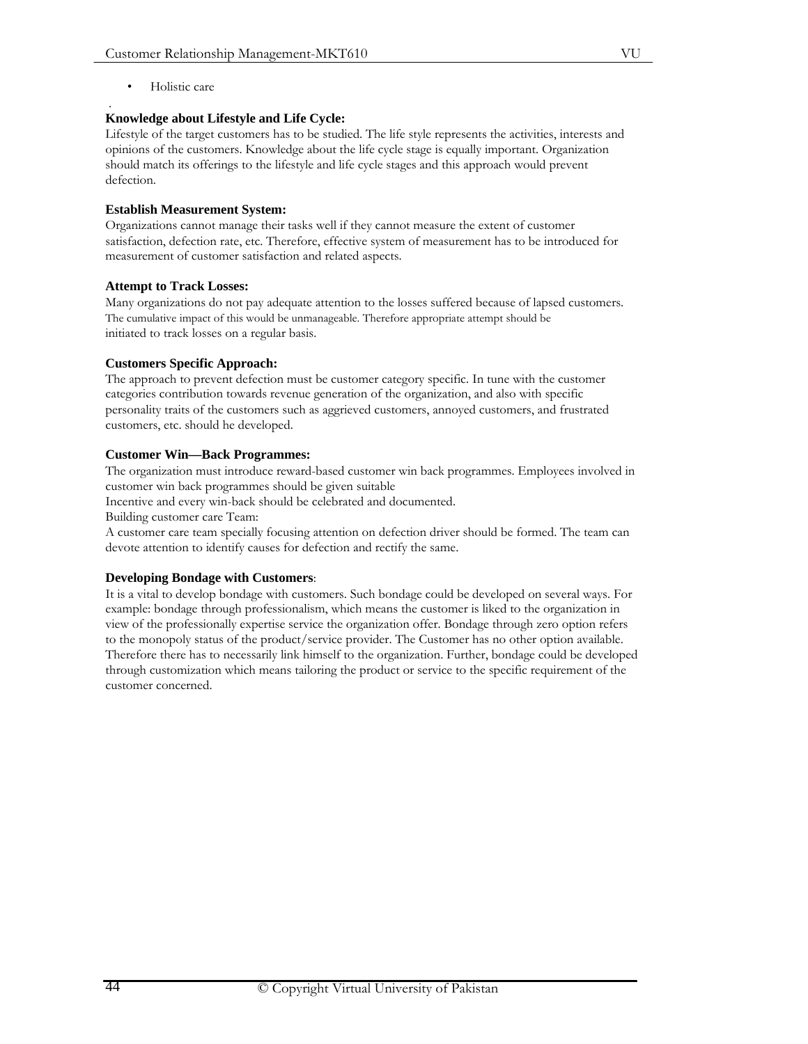- Holistic care

.

**Knowledge about Lifestyle and Life Cycle:**

Lifestyle of the target customers has to be studied. The life style represents the activities, interests and opinions of the customers. Knowledge about the life cycle stage is equally important. Organization should match its offerings to the lifestyle and life cycle stages and this approach would prevent defection.

**Establish Measurement System:**

Organizations cannot manage their tasks well if they cannot measure the extent of customer satisfaction, defection rate, etc. Therefore, effective system of measurement has to be introduced for measurement of customer satisfaction and related aspects.

**Attempt to Track Losses:**

Many organizations do not pay adequate attention to the losses suffered because of lapsed customers. The cumulative impact of this would be unmanageable. Therefore appropriate attempt should be initiated to track losses on a regular basis.

**Customers Specific Approach:**

The approach to prevent defection must be customer category specific. In tune with the customer categories contribution towards revenue generation of the organization, and also with specific personality traits of the customers such as aggrieved customers, annoyed customers, and frustrated customers, etc. should he developed.

**Customer Win—Back Programmes:**

The organization must introduce reward-based customer win back programmes. Employees involved in customer win back programmes should be given suitable
Incentive and every win-back should be celebrated and documented.

Building customer care Team:

A customer care team specially focusing attention on defection driver should be formed. The team can devote attention to identify causes for defection and rectify the same.

**Developing Bondage with Customers**:

It is a vital to develop bondage with customers. Such bondage could be developed on several ways. For example: bondage through professionalism, which means the customer is liked to the organization in view of the professionally expertise service the organization offer. Bondage through zero option refers to the monopoly status of the product/service provider. The Customer has no other option available. Therefore there has to necessarily link himself to the organization. Further, bondage could be developed through customization which means tailoring the product or service to the specific requirement of the customer concerned.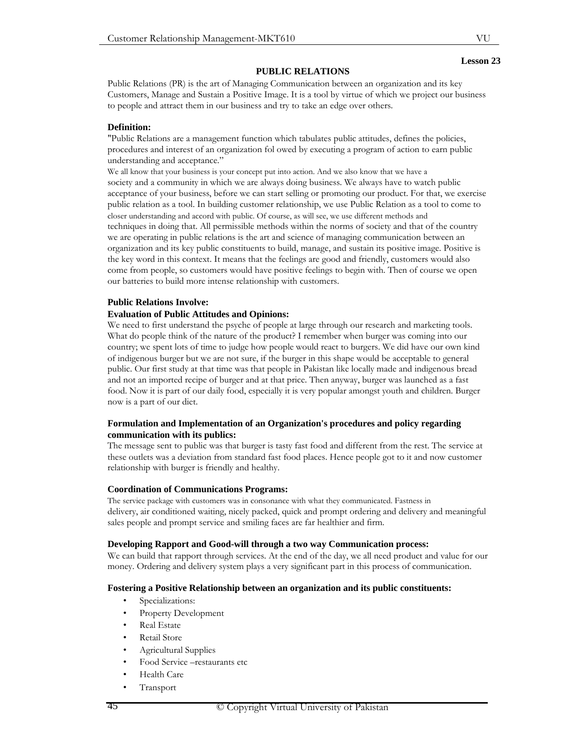**Lesson 23**

## PUBLIC RELATIONS

Public Relations (PR) is the art of Managing Communication between an organization and its key Customers, Manage and Sustain a Positive Image. It is a tool by virtue of which we project our business to people and attract them in our business and try to take an edge over others.

**Definition:**

"Public Relations are a management function which tabulates public attitudes, defines the policies, procedures and interest of an organization fol owed by executing a program of action to earn public understanding and acceptance."

We all know that your business is your concept put into action. And we also know that we have a society and a community in which we are always doing business. We always have to watch public acceptance of your business, before we can start selling or promoting our product. For that, we exercise public relation as a tool. In building customer relationship, we use Public Relation as a tool to come to closer understanding and accord with public. Of course, as will see, we use different methods and techniques in doing that. All permissible methods within the norms of society and that of the country we are operating in public relations is the art and science of managing communication between an organization and its key public constituents to build, manage, and sustain its positive image. Positive is the key word in this context. It means that the feelings are good and friendly, customers would also come from people, so customers would have positive feelings to begin with. Then of course we open our batteries to build more intense relationship with customers.

**Public Relations Involve:**

**Evaluation of Public Attitudes and Opinions:**

We need to first understand the psyche of people at large through our research and marketing tools. What do people think of the nature of the product? I remember when burger was coming into our country; we spent lots of time to judge how people would react to burgers. We did have our own kind of indigenous burger but we are not sure, if the burger in this shape would be acceptable to general public. Our first study at that time was that people in Pakistan like locally made and indigenous bread and not an imported recipe of burger and at that price. Then anyway, burger was launched as a fast food. Now it is part of our daily food, especially it is very popular amongst youth and children. Burger now is a part of our diet.

**Formulation and Implementation of an Organization's procedures and policy regarding communication with its publics:**

The message sent to public was that burger is tasty fast food and different from the rest. The service at these outlets was a deviation from standard fast food places. Hence people got to it and now customer relationship with burger is friendly and healthy.

**Coordination of Communications Programs:**

The service package with customers was in consonance with what they communicated. Fastness in delivery, air conditioned waiting, nicely packed, quick and prompt ordering and delivery and meaningful sales people and prompt service and smiling faces are far healthier and firm.

**Developing Rapport and Good-will through a two way Communication process:**

We can build that rapport through services. At the end of the day, we all need product and value for our money. Ordering and delivery system plays a very significant part in this process of communication.

**Fostering a Positive Relationship between an organization and its public constituents:**

- Specializations:
- Property Development
- Real Estate
- Retail Store
- Agricultural Supplies
- Food Service –restaurants etc
- Health Care
- Transport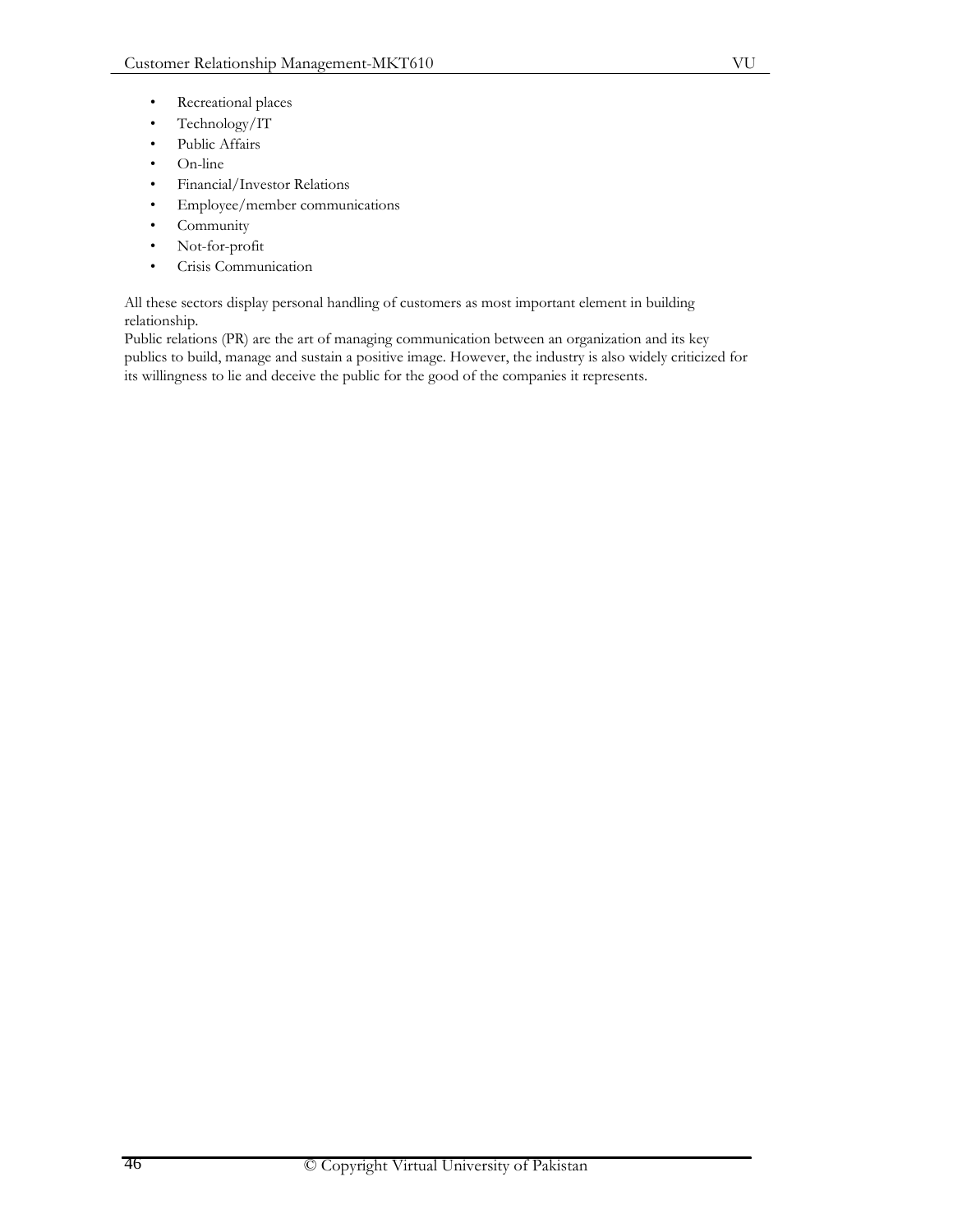- Recreational places
- Technology/IT
- Public Affairs
- On-line
- Financial/Investor Relations
- Employee/member communications
- Community
- Not-for-profit
- Crisis Communication

All these sectors display personal handling of customers as most important element in building relationship.

Public relations (PR) are the art of managing communication between an organization and its key publics to build, manage and sustain a positive image. However, the industry is also widely criticized for its willingness to lie and deceive the public for the good of the companies it represents.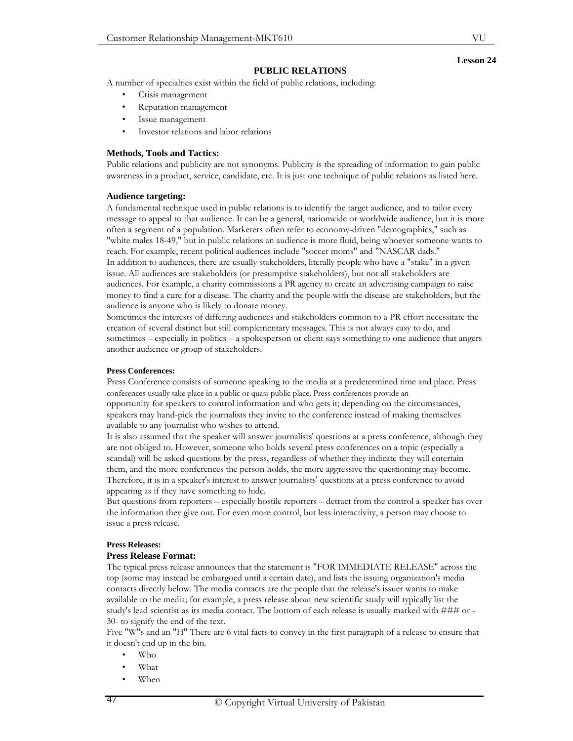**Lesson 24**

## PUBLIC RELATIONS

A number of specialties exist within the field of public relations, including:

- Crisis management
- Reputation management
- Issue management
- Investor relations and labor relations

### Methods, Tools and Tactics:

Public relations and publicity are not synonyms. Publicity is the spreading of information to gain public awareness in a product, service, candidate, etc. It is just one technique of public relations as listed here.

### Audience targeting:

A fundamental technique used in public relations is to identify the target audience, and to tailor every message to appeal to that audience. It can be a general, nationwide or worldwide audience, but it is more often a segment of a population. Marketers often refer to economy-driven "demographics," such as "white males 18-49," but in public relations an audience is more fluid, being whoever someone wants to reach. For example, recent political audiences include "soccer moms" and "NASCAR dads."

In addition to audiences, there are usually stakeholders, literally people who have a "stake" in a given issue. All audiences are stakeholders (or presumptive stakeholders), but not all stakeholders are audiences. For example, a charity commissions a PR agency to create an advertising campaign to raise money to find a cure for a disease. The charity and the people with the disease are stakeholders, but the audience is anyone who is likely to donate money.

Sometimes the interests of differing audiences and stakeholders common to a PR effort necessitate the creation of several distinct but still complementary messages. This is not always easy to do, and sometimes – especially in politics – a spokesperson or client says something to one audience that angers another audience or group of stakeholders.

#### Press Conferences:

Press Conference consists of someone speaking to the media at a predetermined time and place. Press conferences usually take place in a public or quasi-public place. Press conferences provide an opportunity for speakers to control information and who gets it; depending on the circumstances, speakers may hand-pick the journalists they invite to the conference instead of making themselves available to any journalist who wishes to attend.

It is also assumed that the speaker will answer journalists' questions at a press conference, although they are not obliged to. However, someone who holds several press conferences on a topic (especially a scandal) will be asked questions by the press, regardless of whether they indicate they will entertain them, and the more conferences the person holds, the more aggressive the questioning may become. Therefore, it is in a speaker's interest to answer journalists' questions at a press conference to avoid appearing as if they have something to hide.

But questions from reporters – especially hostile reporters – detract from the control a speaker has over the information they give out. For even more control, but less interactivity, a person may choose to issue a press release.

#### Press Releases:

### Press Release Format:

The typical press release announces that the statement is "FOR IMMEDIATE RELEASE" across the top (some may instead be embargoed until a certain date), and lists the issuing organization's media contacts directly below. The media contacts are the people that the release's issuer wants to make available to the media; for example, a press release about new scientific study will typically list the study's lead scientist as its media contact. The bottom of each release is usually marked with ### or -30- to signify the end of the text.

Five "W"s and an "H" There are 6 vital facts to convey in the first paragraph of a release to ensure that it doesn't end up in the bin.

- Who
- What
- When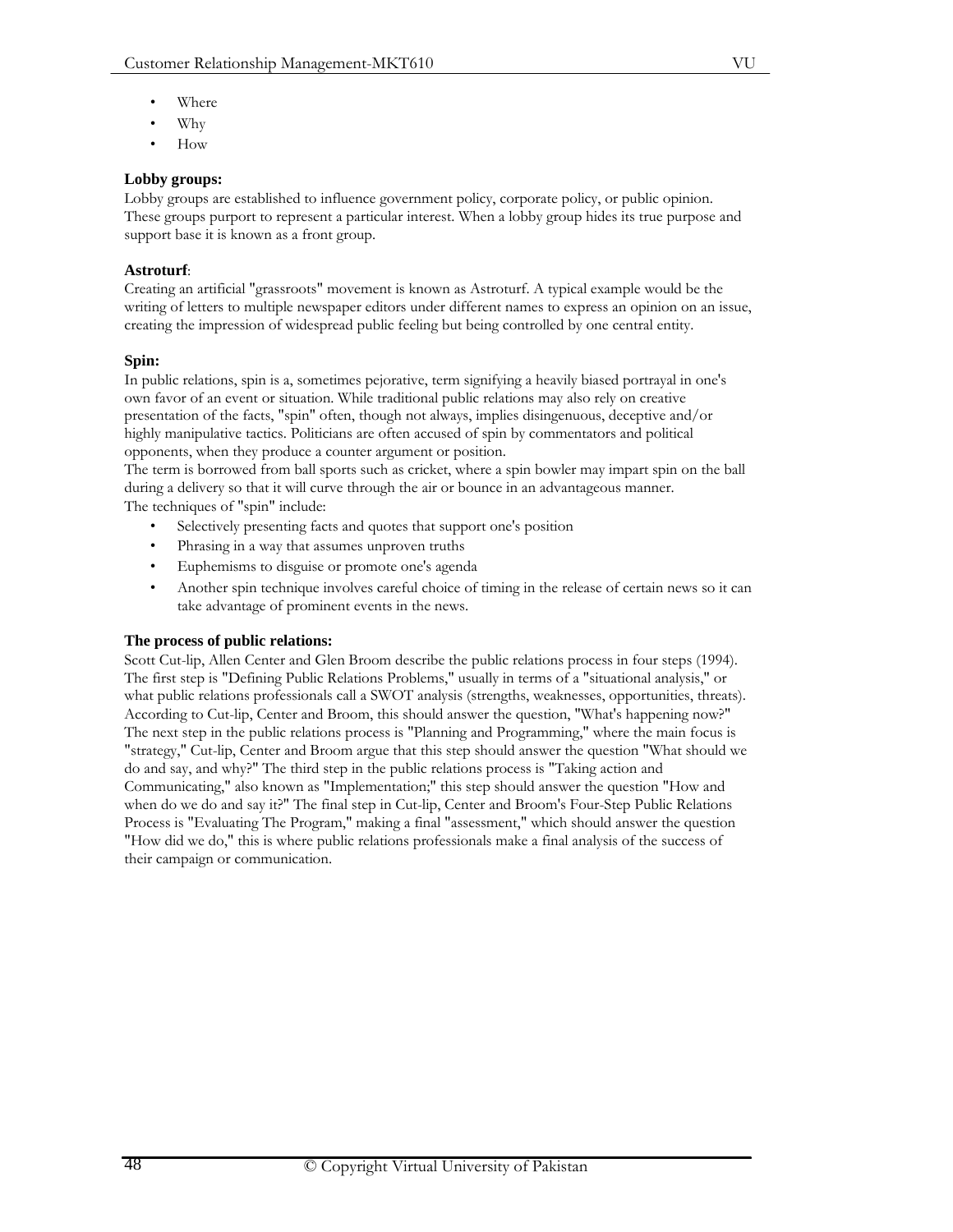- Where
- Why
- How

**Lobby groups:**
Lobby groups are established to influence government policy, corporate policy, or public opinion. These groups purport to represent a particular interest. When a lobby group hides its true purpose and support base it is known as a front group.

**Astroturf**:
Creating an artificial "grassroots" movement is known as Astroturf. A typical example would be the writing of letters to multiple newspaper editors under different names to express an opinion on an issue, creating the impression of widespread public feeling but being controlled by one central entity.

**Spin:**
In public relations, spin is a, sometimes pejorative, term signifying a heavily biased portrayal in one's own favor of an event or situation. While traditional public relations may also rely on creative presentation of the facts, "spin" often, though not always, implies disingenuous, deceptive and/or highly manipulative tactics. Politicians are often accused of spin by commentators and political opponents, when they produce a counter argument or position.
The term is borrowed from ball sports such as cricket, where a spin bowler may impart spin on the ball during a delivery so that it will curve through the air or bounce in an advantageous manner.
The techniques of "spin" include:

- Selectively presenting facts and quotes that support one's position
- Phrasing in a way that assumes unproven truths
- Euphemisms to disguise or promote one's agenda
- Another spin technique involves careful choice of timing in the release of certain news so it can take advantage of prominent events in the news.

**The process of public relations:**
Scott Cut-lip, Allen Center and Glen Broom describe the public relations process in four steps (1994). The first step is "Defining Public Relations Problems," usually in terms of a "situational analysis," or what public relations professionals call a SWOT analysis (strengths, weaknesses, opportunities, threats). According to Cut-lip, Center and Broom, this should answer the question, "What's happening now?" The next step in the public relations process is "Planning and Programming," where the main focus is "strategy," Cut-lip, Center and Broom argue that this step should answer the question "What should we do and say, and why?" The third step in the public relations process is "Taking action and Communicating," also known as "Implementation;" this step should answer the question "How and when do we do and say it?" The final step in Cut-lip, Center and Broom's Four-Step Public Relations Process is "Evaluating The Program," making a final "assessment," which should answer the question "How did we do," this is where public relations professionals make a final analysis of the success of their campaign or communication.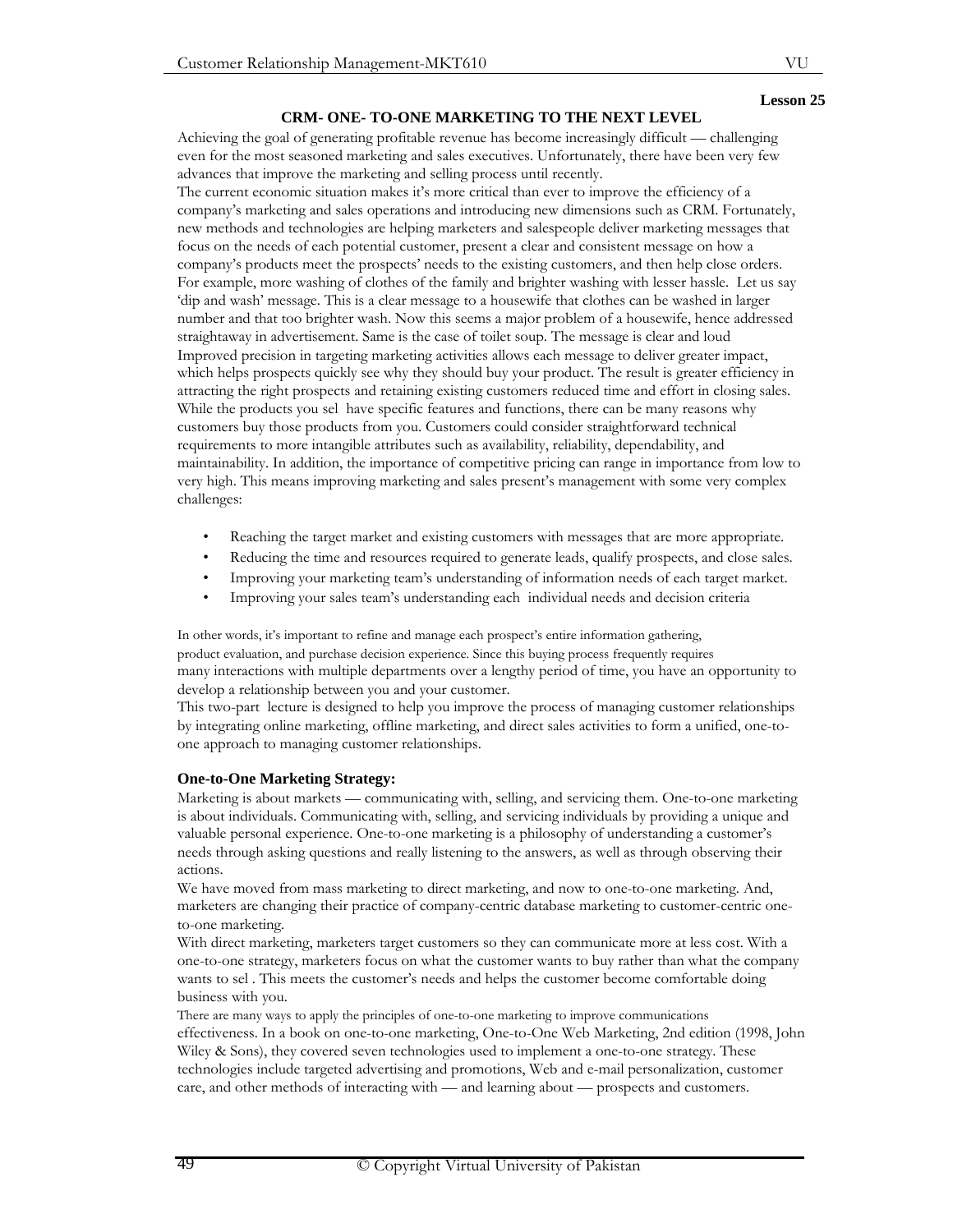**Lesson 25**

## CRM- ONE- TO-ONE MARKETING TO THE NEXT LEVEL

Achieving the goal of generating profitable revenue has become increasingly difficult — challenging even for the most seasoned marketing and sales executives. Unfortunately, there have been very few advances that improve the marketing and selling process until recently.

The current economic situation makes it's more critical than ever to improve the efficiency of a company's marketing and sales operations and introducing new dimensions such as CRM. Fortunately, new methods and technologies are helping marketers and salespeople deliver marketing messages that focus on the needs of each potential customer, present a clear and consistent message on how a company's products meet the prospects' needs to the existing customers, and then help close orders. For example, more washing of clothes of the family and brighter washing with lesser hassle. Let us say 'dip and wash' message. This is a clear message to a housewife that clothes can be washed in larger number and that too brighter wash. Now this seems a major problem of a housewife, hence addressed straightaway in advertisement. Same is the case of toilet soup. The message is clear and loud

Improved precision in targeting marketing activities allows each message to deliver greater impact, which helps prospects quickly see why they should buy your product. The result is greater efficiency in attracting the right prospects and retaining existing customers reduced time and effort in closing sales. While the products you sel have specific features and functions, there can be many reasons why customers buy those products from you. Customers could consider straightforward technical requirements to more intangible attributes such as availability, reliability, dependability, and maintainability. In addition, the importance of competitive pricing can range in importance from low to very high. This means improving marketing and sales present's management with some very complex challenges:

- Reaching the target market and existing customers with messages that are more appropriate.
- Reducing the time and resources required to generate leads, qualify prospects, and close sales.
- Improving your marketing team's understanding of information needs of each target market.
- Improving your sales team's understanding each individual needs and decision criteria

In other words, it's important to refine and manage each prospect's entire information gathering, product evaluation, and purchase decision experience. Since this buying process frequently requires many interactions with multiple departments over a lengthy period of time, you have an opportunity to develop a relationship between you and your customer.

This two-part lecture is designed to help you improve the process of managing customer relationships by integrating online marketing, offline marketing, and direct sales activities to form a unified, one-to-one approach to managing customer relationships.

### One-to-One Marketing Strategy:

Marketing is about markets — communicating with, selling, and servicing them. One-to-one marketing is about individuals. Communicating with, selling, and servicing individuals by providing a unique and valuable personal experience. One-to-one marketing is a philosophy of understanding a customer's needs through asking questions and really listening to the answers, as well as through observing their actions.

We have moved from mass marketing to direct marketing, and now to one-to-one marketing. And, marketers are changing their practice of company-centric database marketing to customer-centric one-to-one marketing.

With direct marketing, marketers target customers so they can communicate more at less cost. With a one-to-one strategy, marketers focus on what the customer wants to buy rather than what the company wants to sel . This meets the customer's needs and helps the customer become comfortable doing business with you.

There are many ways to apply the principles of one-to-one marketing to improve communications effectiveness. In a book on one-to-one marketing, One-to-One Web Marketing, 2nd edition (1998, John Wiley & Sons), they covered seven technologies used to implement a one-to-one strategy. These technologies include targeted advertising and promotions, Web and e-mail personalization, customer care, and other methods of interacting with — and learning about — prospects and customers.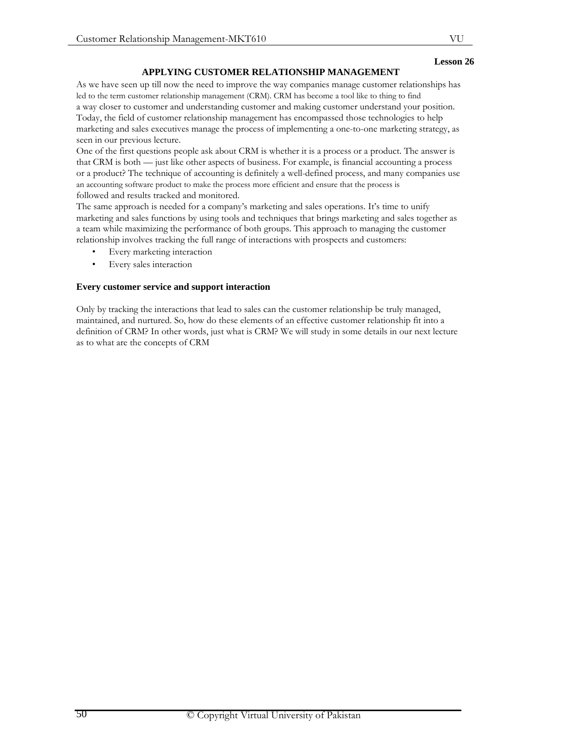Lesson 26

## APPLYING CUSTOMER RELATIONSHIP MANAGEMENT

As we have seen up till now the need to improve the way companies manage customer relationships has led to the term customer relationship management (CRM). CRM has become a tool like to thing to find a way closer to customer and understanding customer and making customer understand your position. Today, the field of customer relationship management has encompassed those technologies to help marketing and sales executives manage the process of implementing a one-to-one marketing strategy, as seen in our previous lecture.

One of the first questions people ask about CRM is whether it is a process or a product. The answer is that CRM is both — just like other aspects of business. For example, is financial accounting a process or a product? The technique of accounting is definitely a well-defined process, and many companies use an accounting software product to make the process more efficient and ensure that the process is followed and results tracked and monitored.

The same approach is needed for a company's marketing and sales operations. It's time to unify marketing and sales functions by using tools and techniques that brings marketing and sales together as a team while maximizing the performance of both groups. This approach to managing the customer relationship involves tracking the full range of interactions with prospects and customers:

- Every marketing interaction
- Every sales interaction

**Every customer service and support interaction**

Only by tracking the interactions that lead to sales can the customer relationship be truly managed, maintained, and nurtured. So, how do these elements of an effective customer relationship fit into a definition of CRM? In other words, just what is CRM? We will study in some details in our next lecture as to what are the concepts of CRM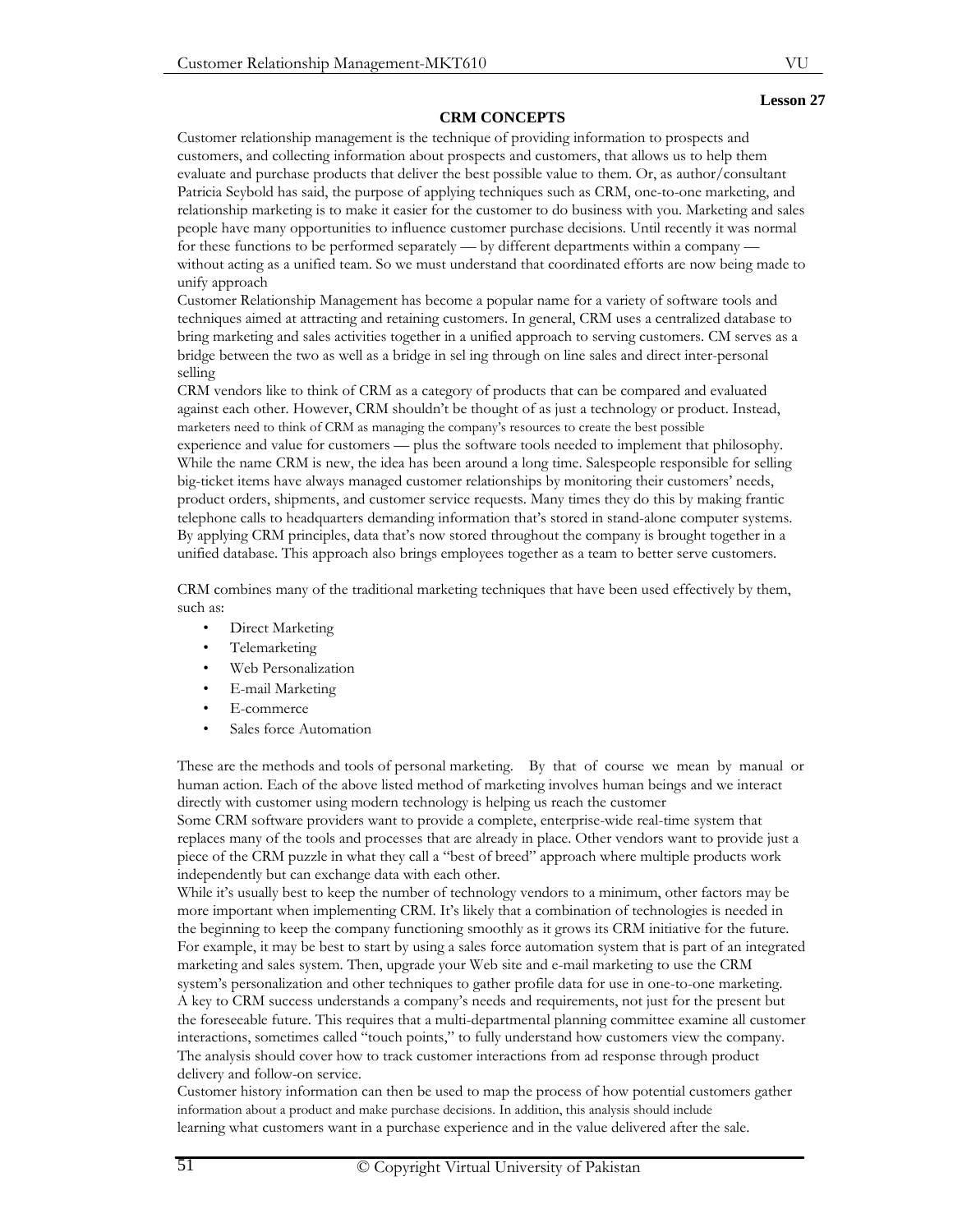**Lesson 27**

# CRM CONCEPTS

Customer relationship management is the technique of providing information to prospects and customers, and collecting information about prospects and customers, that allows us to help them evaluate and purchase products that deliver the best possible value to them. Or, as author/consultant Patricia Seybold has said, the purpose of applying techniques such as CRM, one-to-one marketing, and relationship marketing is to make it easier for the customer to do business with you. Marketing and sales people have many opportunities to influence customer purchase decisions. Until recently it was normal for these functions to be performed separately — by different departments within a company — without acting as a unified team. So we must understand that coordinated efforts are now being made to unify approach

Customer Relationship Management has become a popular name for a variety of software tools and techniques aimed at attracting and retaining customers. In general, CRM uses a centralized database to bring marketing and sales activities together in a unified approach to serving customers. CM serves as a bridge between the two as well as a bridge in sel ing through on line sales and direct inter-personal selling

CRM vendors like to think of CRM as a category of products that can be compared and evaluated against each other. However, CRM shouldn't be thought of as just a technology or product. Instead, marketers need to think of CRM as managing the company's resources to create the best possible experience and value for customers — plus the software tools needed to implement that philosophy. While the name CRM is new, the idea has been around a long time. Salespeople responsible for selling big-ticket items have always managed customer relationships by monitoring their customers' needs, product orders, shipments, and customer service requests. Many times they do this by making frantic telephone calls to headquarters demanding information that's stored in stand-alone computer systems. By applying CRM principles, data that's now stored throughout the company is brought together in a unified database. This approach also brings employees together as a team to better serve customers.

CRM combines many of the traditional marketing techniques that have been used effectively by them, such as:

- Direct Marketing
- Telemarketing
- Web Personalization
- E-mail Marketing
- E-commerce
- Sales force Automation

These are the methods and tools of personal marketing. By that of course we mean by manual or human action. Each of the above listed method of marketing involves human beings and we interact directly with customer using modern technology is helping us reach the customer

Some CRM software providers want to provide a complete, enterprise-wide real-time system that replaces many of the tools and processes that are already in place. Other vendors want to provide just a piece of the CRM puzzle in what they call a "best of breed" approach where multiple products work independently but can exchange data with each other.

While it's usually best to keep the number of technology vendors to a minimum, other factors may be more important when implementing CRM. It's likely that a combination of technologies is needed in the beginning to keep the company functioning smoothly as it grows its CRM initiative for the future. For example, it may be best to start by using a sales force automation system that is part of an integrated marketing and sales system. Then, upgrade your Web site and e-mail marketing to use the CRM system's personalization and other techniques to gather profile data for use in one-to-one marketing.

A key to CRM success understands a company's needs and requirements, not just for the present but the foreseeable future. This requires that a multi-departmental planning committee examine all customer interactions, sometimes called "touch points," to fully understand how customers view the company. The analysis should cover how to track customer interactions from ad response through product delivery and follow-on service.

Customer history information can then be used to map the process of how potential customers gather information about a product and make purchase decisions. In addition, this analysis should include learning what customers want in a purchase experience and in the value delivered after the sale.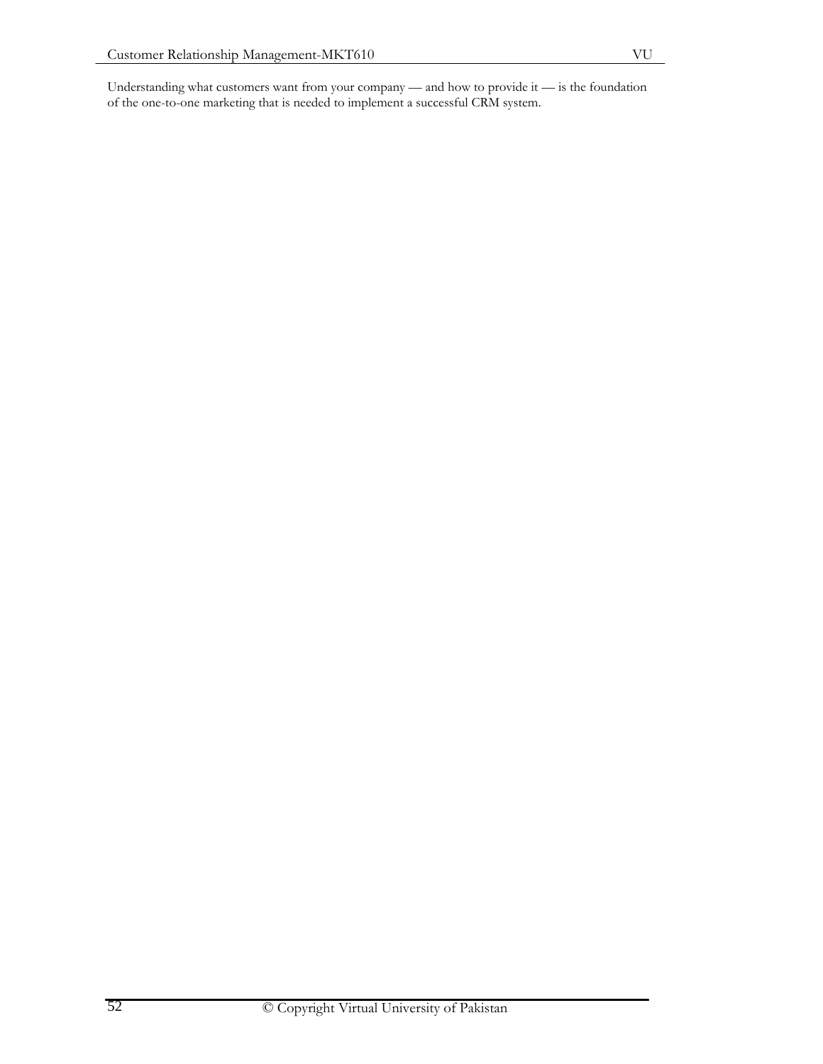Understanding what customers want from your company — and how to provide it — is the foundation of the one-to-one marketing that is needed to implement a successful CRM system.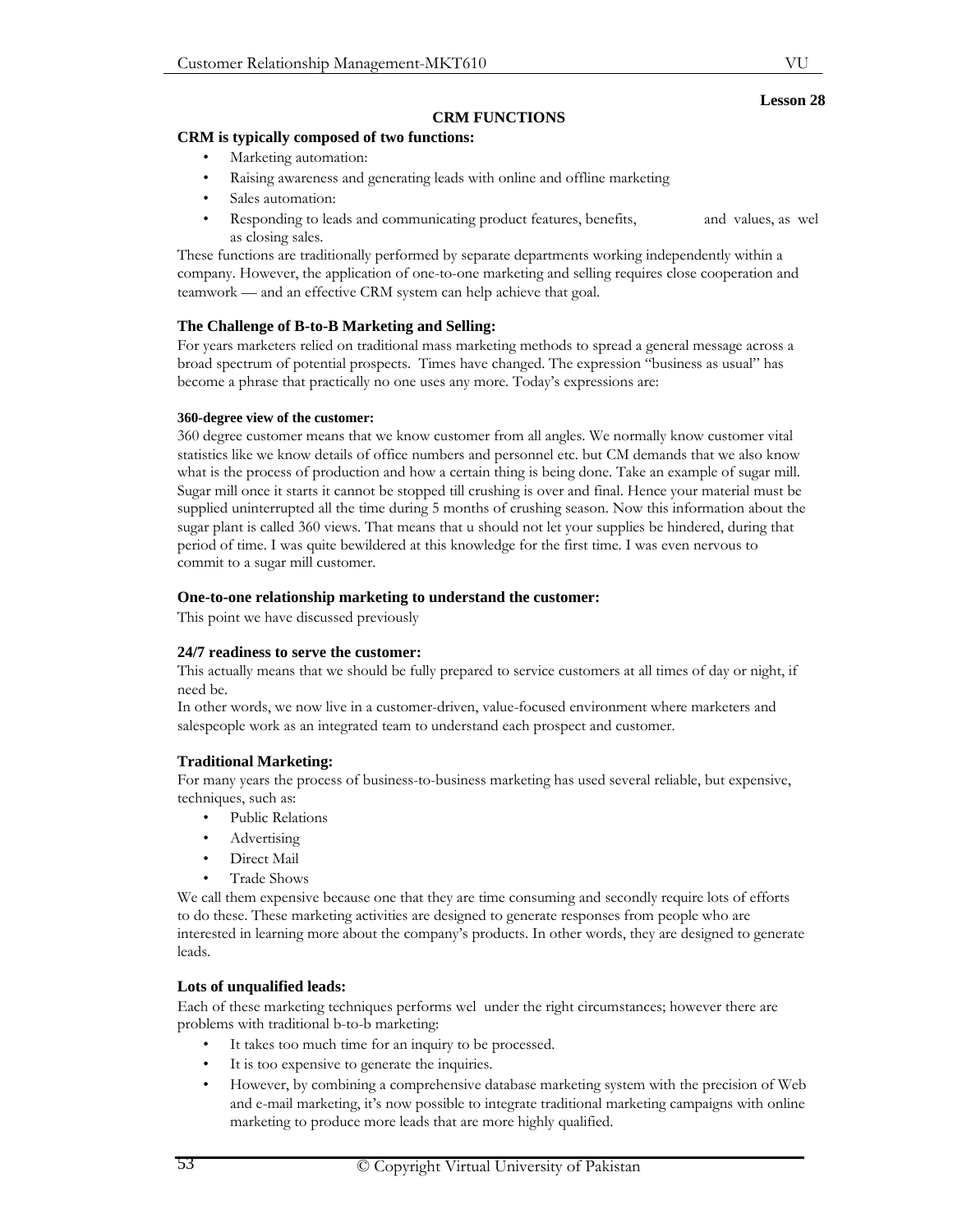Lesson 28

## CRM FUNCTIONS

**CRM is typically composed of two functions:**

- Marketing automation:
- Raising awareness and generating leads with online and offline marketing
- Sales automation:
- Responding to leads and communicating product features, benefits, and values, as wel as closing sales.

These functions are traditionally performed by separate departments working independently within a company. However, the application of one-to-one marketing and selling requires close cooperation and teamwork — and an effective CRM system can help achieve that goal.

### The Challenge of B-to-B Marketing and Selling:

For years marketers relied on traditional mass marketing methods to spread a general message across a broad spectrum of potential prospects. Times have changed. The expression "business as usual" has become a phrase that practically no one uses any more. Today's expressions are:

#### 360-degree view of the customer:

360 degree customer means that we know customer from all angles. We normally know customer vital statistics like we know details of office numbers and personnel etc. but CM demands that we also know what is the process of production and how a certain thing is being done. Take an example of sugar mill. Sugar mill once it starts it cannot be stopped till crushing is over and final. Hence your material must be supplied uninterrupted all the time during 5 months of crushing season. Now this information about the sugar plant is called 360 views. That means that u should not let your supplies be hindered, during that period of time. I was quite bewildered at this knowledge for the first time. I was even nervous to commit to a sugar mill customer.

### One-to-one relationship marketing to understand the customer:

This point we have discussed previously

### 24/7 readiness to serve the customer:

This actually means that we should be fully prepared to service customers at all times of day or night, if need be.

In other words, we now live in a customer-driven, value-focused environment where marketers and salespeople work as an integrated team to understand each prospect and customer.

### Traditional Marketing:

For many years the process of business-to-business marketing has used several reliable, but expensive, techniques, such as:

- Public Relations
- Advertising
- Direct Mail
- Trade Shows

We call them expensive because one that they are time consuming and secondly require lots of efforts to do these. These marketing activities are designed to generate responses from people who are interested in learning more about the company's products. In other words, they are designed to generate leads.

### Lots of unqualified leads:

Each of these marketing techniques performs wel under the right circumstances; however there are problems with traditional b-to-b marketing:

- It takes too much time for an inquiry to be processed.
- It is too expensive to generate the inquiries.
- However, by combining a comprehensive database marketing system with the precision of Web and e-mail marketing, it's now possible to integrate traditional marketing campaigns with online marketing to produce more leads that are more highly qualified.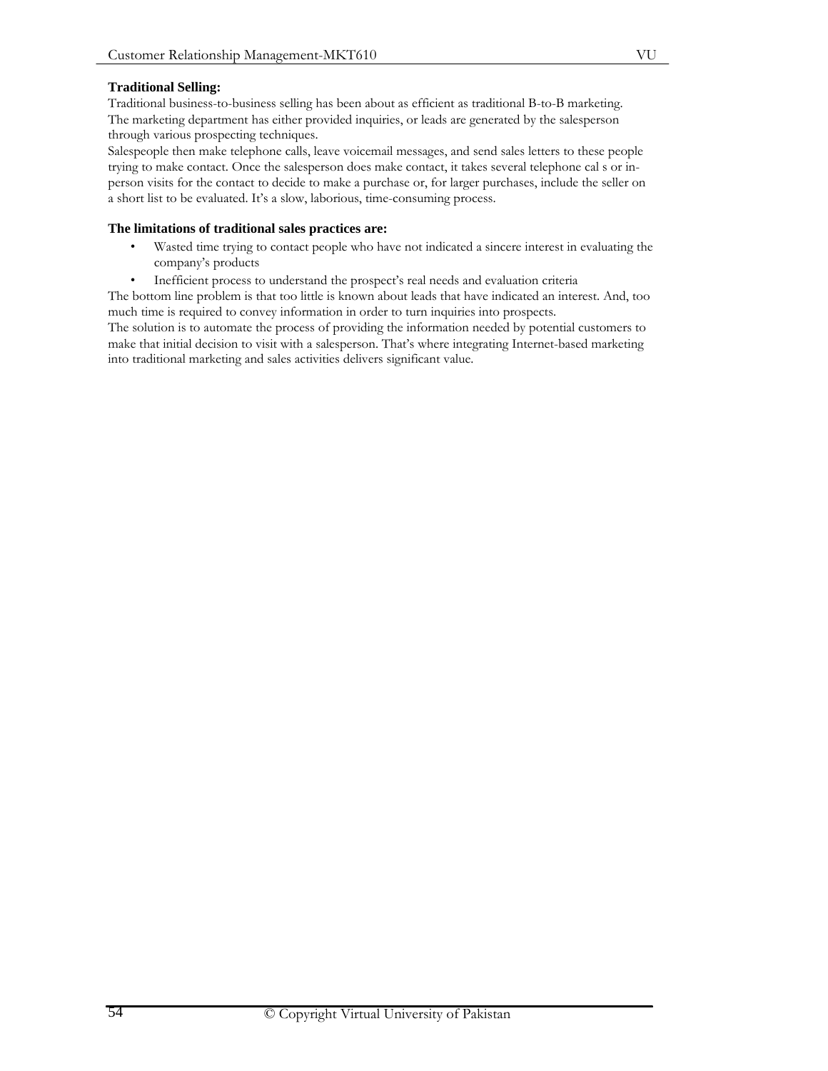**Traditional Selling:**

Traditional business-to-business selling has been about as efficient as traditional B-to-B marketing. The marketing department has either provided inquiries, or leads are generated by the salesperson through various prospecting techniques.

Salespeople then make telephone calls, leave voicemail messages, and send sales letters to these people trying to make contact. Once the salesperson does make contact, it takes several telephone cal s or in-person visits for the contact to decide to make a purchase or, for larger purchases, include the seller on a short list to be evaluated. It's a slow, laborious, time-consuming process.

**The limitations of traditional sales practices are:**

- Wasted time trying to contact people who have not indicated a sincere interest in evaluating the company's products
- Inefficient process to understand the prospect's real needs and evaluation criteria

The bottom line problem is that too little is known about leads that have indicated an interest. And, too much time is required to convey information in order to turn inquiries into prospects.

The solution is to automate the process of providing the information needed by potential customers to make that initial decision to visit with a salesperson. That's where integrating Internet-based marketing into traditional marketing and sales activities delivers significant value.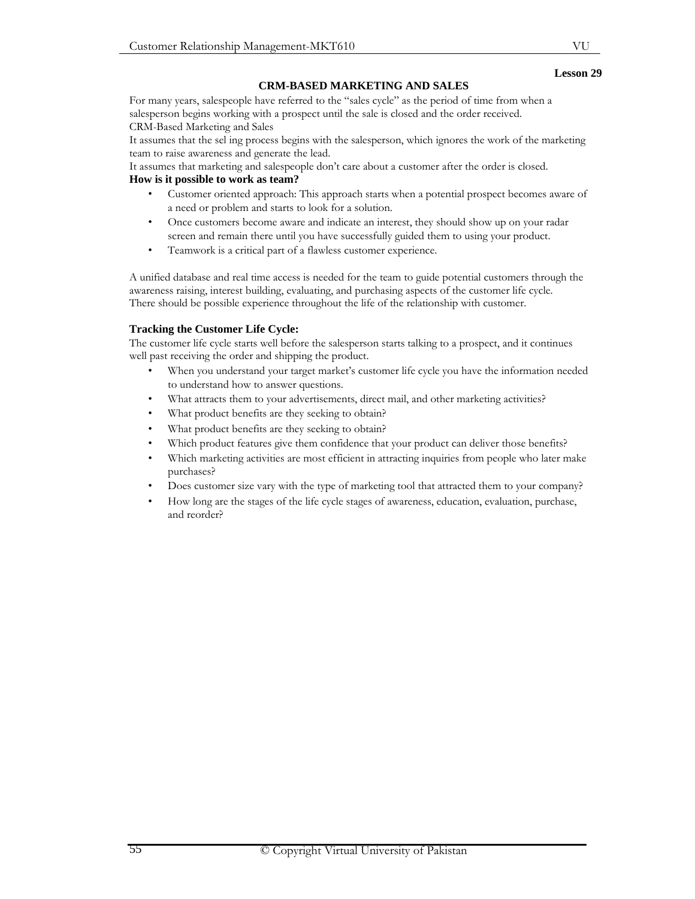**Lesson 29**

## CRM-BASED MARKETING AND SALES

For many years, salespeople have referred to the "sales cycle" as the period of time from when a salesperson begins working with a prospect until the sale is closed and the order received.

CRM-Based Marketing and Sales

It assumes that the sel ing process begins with the salesperson, which ignores the work of the marketing team to raise awareness and generate the lead.

It assumes that marketing and salespeople don't care about a customer after the order is closed.

**How is it possible to work as team?**

- Customer oriented approach: This approach starts when a potential prospect becomes aware of a need or problem and starts to look for a solution.
- Once customers become aware and indicate an interest, they should show up on your radar screen and remain there until you have successfully guided them to using your product.
- Teamwork is a critical part of a flawless customer experience.

A unified database and real time access is needed for the team to guide potential customers through the awareness raising, interest building, evaluating, and purchasing aspects of the customer life cycle.

There should be possible experience throughout the life of the relationship with customer.

### Tracking the Customer Life Cycle:

The customer life cycle starts well before the salesperson starts talking to a prospect, and it continues well past receiving the order and shipping the product.

- When you understand your target market's customer life cycle you have the information needed to understand how to answer questions.
- What attracts them to your advertisements, direct mail, and other marketing activities?
- What product benefits are they seeking to obtain?
- What product benefits are they seeking to obtain?
- Which product features give them confidence that your product can deliver those benefits?
- Which marketing activities are most efficient in attracting inquiries from people who later make purchases?
- Does customer size vary with the type of marketing tool that attracted them to your company?
- How long are the stages of the life cycle stages of awareness, education, evaluation, purchase, and reorder?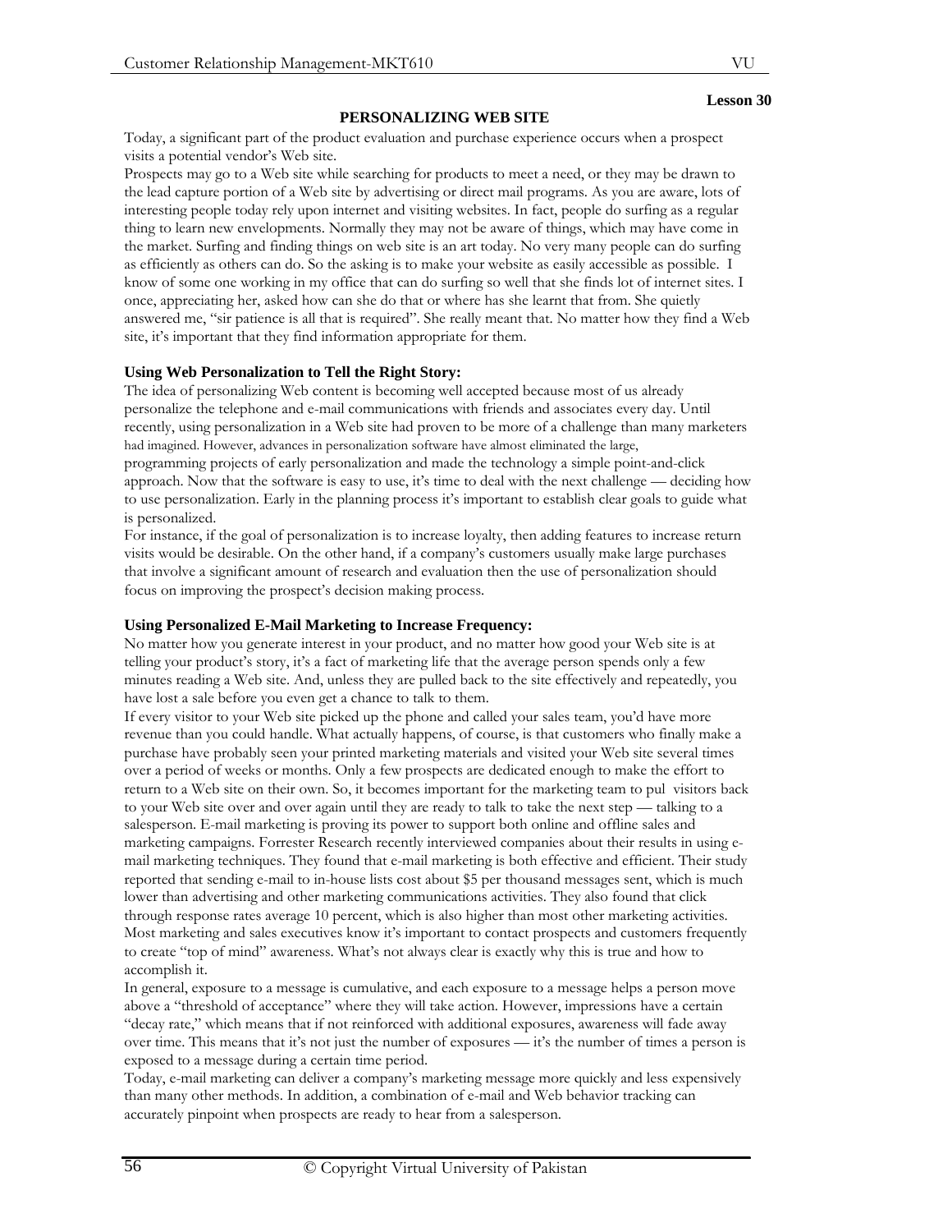**Lesson 30**

# PERSONALIZING WEB SITE

Today, a significant part of the product evaluation and purchase experience occurs when a prospect visits a potential vendor's Web site.

Prospects may go to a Web site while searching for products to meet a need, or they may be drawn to the lead capture portion of a Web site by advertising or direct mail programs. As you are aware, lots of interesting people today rely upon internet and visiting websites. In fact, people do surfing as a regular thing to learn new envelopments. Normally they may not be aware of things, which may have come in the market. Surfing and finding things on web site is an art today. No very many people can do surfing as efficiently as others can do. So the asking is to make your website as easily accessible as possible. I know of some one working in my office that can do surfing so well that she finds lot of internet sites. I once, appreciating her, asked how can she do that or where has she learnt that from. She quietly answered me, "sir patience is all that is required". She really meant that. No matter how they find a Web site, it's important that they find information appropriate for them.

## Using Web Personalization to Tell the Right Story:

The idea of personalizing Web content is becoming well accepted because most of us already personalize the telephone and e-mail communications with friends and associates every day. Until recently, using personalization in a Web site had proven to be more of a challenge than many marketers had imagined. However, advances in personalization software have almost eliminated the large, programming projects of early personalization and made the technology a simple point-and-click approach. Now that the software is easy to use, it's time to deal with the next challenge — deciding how to use personalization. Early in the planning process it's important to establish clear goals to guide what is personalized.

For instance, if the goal of personalization is to increase loyalty, then adding features to increase return visits would be desirable. On the other hand, if a company's customers usually make large purchases that involve a significant amount of research and evaluation then the use of personalization should focus on improving the prospect's decision making process.

## Using Personalized E-Mail Marketing to Increase Frequency:

No matter how you generate interest in your product, and no matter how good your Web site is at telling your product's story, it's a fact of marketing life that the average person spends only a few minutes reading a Web site. And, unless they are pulled back to the site effectively and repeatedly, you have lost a sale before you even get a chance to talk to them.

If every visitor to your Web site picked up the phone and called your sales team, you'd have more revenue than you could handle. What actually happens, of course, is that customers who finally make a purchase have probably seen your printed marketing materials and visited your Web site several times over a period of weeks or months. Only a few prospects are dedicated enough to make the effort to return to a Web site on their own. So, it becomes important for the marketing team to pul visitors back to your Web site over and over again until they are ready to talk to take the next step — talking to a salesperson. E-mail marketing is proving its power to support both online and offline sales and marketing campaigns. Forrester Research recently interviewed companies about their results in using e-mail marketing techniques. They found that e-mail marketing is both effective and efficient. Their study reported that sending e-mail to in-house lists cost about $5 per thousand messages sent, which is much lower than advertising and other marketing communications activities. They also found that click through response rates average 10 percent, which is also higher than most other marketing activities. Most marketing and sales executives know it's important to contact prospects and customers frequently to create "top of mind" awareness. What's not always clear is exactly why this is true and how to accomplish it.

In general, exposure to a message is cumulative, and each exposure to a message helps a person move above a "threshold of acceptance" where they will take action. However, impressions have a certain "decay rate," which means that if not reinforced with additional exposures, awareness will fade away over time. This means that it's not just the number of exposures — it's the number of times a person is exposed to a message during a certain time period.

Today, e-mail marketing can deliver a company's marketing message more quickly and less expensively than many other methods. In addition, a combination of e-mail and Web behavior tracking can accurately pinpoint when prospects are ready to hear from a salesperson.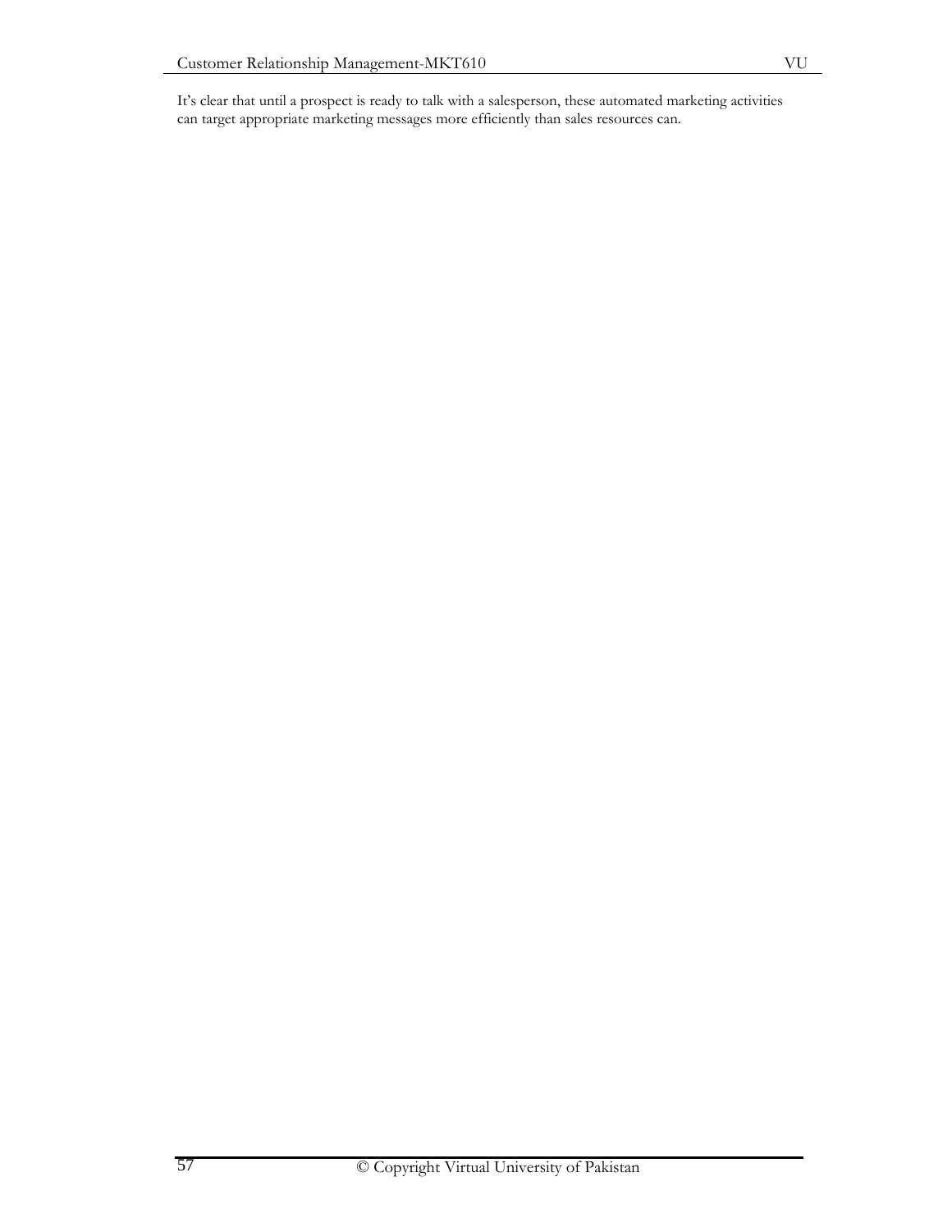It’s clear that until a prospect is ready to talk with a salesperson, these automated marketing activities can target appropriate marketing messages more efficiently than sales resources can.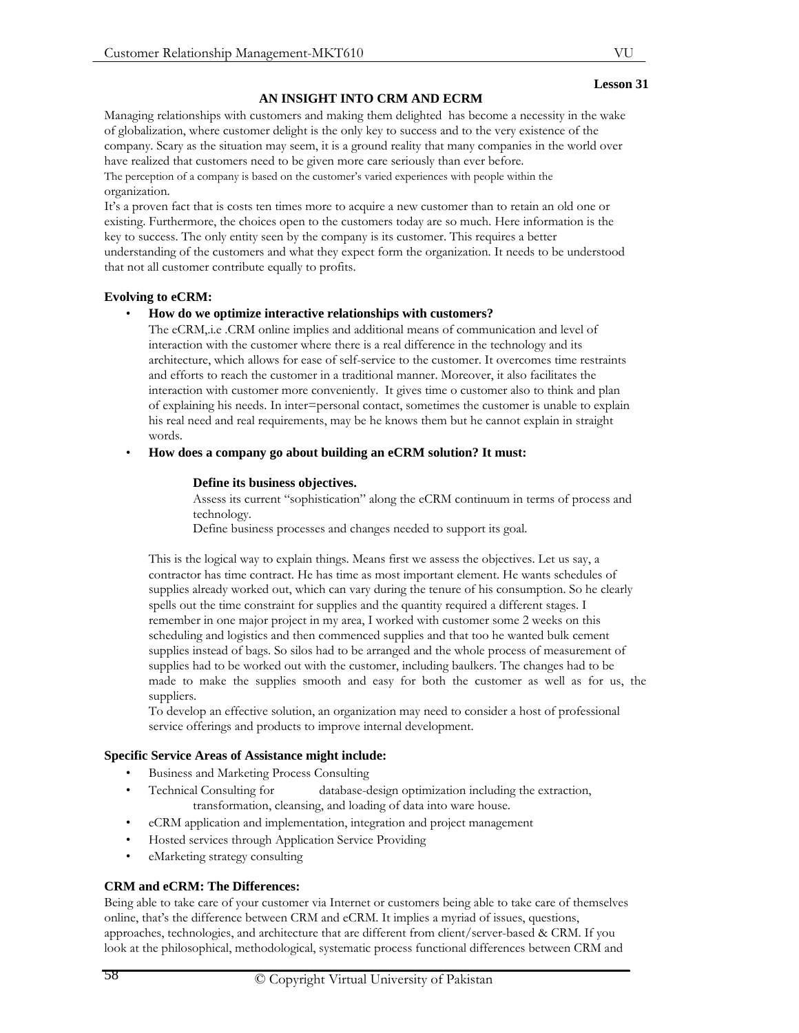Lesson 31

## AN INSIGHT INTO CRM AND ECRM

Managing relationships with customers and making them delighted has become a necessity in the wake of globalization, where customer delight is the only key to success and to the very existence of the company. Scary as the situation may seem, it is a ground reality that many companies in the world over have realized that customers need to be given more care seriously than ever before.
The perception of a company is based on the customer's varied experiences with people within the organization.
It's a proven fact that is costs ten times more to acquire a new customer than to retain an old one or existing. Furthermore, the choices open to the customers today are so much. Here information is the key to success. The only entity seen by the company is its customer. This requires a better understanding of the customers and what they expect form the organization. It needs to be understood that not all customer contribute equally to profits.

### Evolving to eCRM:

- **How do we optimize interactive relationships with customers?**
  The eCRM,.i.e .CRM online implies and additional means of communication and level of interaction with the customer where there is a real difference in the technology and its architecture, which allows for ease of self-service to the customer. It overcomes time restraints and efforts to reach the customer in a traditional manner. Moreover, it also facilitates the interaction with customer more conveniently. It gives time o customer also to think and plan of explaining his needs. In inter=personal contact, sometimes the customer is unable to explain his real need and real requirements, may be he knows them but he cannot explain in straight words.
- **How does a company go about building an eCRM solution? It must:**

  **Define its business objectives.**
  Assess its current "sophistication" along the eCRM continuum in terms of process and technology.
  Define business processes and changes needed to support its goal.

  This is the logical way to explain things. Means first we assess the objectives. Let us say, a contractor has time contract. He has time as most important element. He wants schedules of supplies already worked out, which can vary during the tenure of his consumption. So he clearly spells out the time constraint for supplies and the quantity required a different stages. I remember in one major project in my area, I worked with customer some 2 weeks on this scheduling and logistics and then commenced supplies and that too he wanted bulk cement supplies instead of bags. So silos had to be arranged and the whole process of measurement of supplies had to be worked out with the customer, including baulkers. The changes had to be made to make the supplies smooth and easy for both the customer as well as for us, the suppliers.
  To develop an effective solution, an organization may need to consider a host of professional service offerings and products to improve internal development.

### Specific Service Areas of Assistance might include:

- Business and Marketing Process Consulting
- Technical Consulting for database-design optimization including the extraction, transformation, cleansing, and loading of data into ware house.
- eCRM application and implementation, integration and project management
- Hosted services through Application Service Providing
- eMarketing strategy consulting

### CRM and eCRM: The Differences:

Being able to take care of your customer via Internet or customers being able to take care of themselves online, that's the difference between CRM and eCRM. It implies a myriad of issues, questions, approaches, technologies, and architecture that are different from client/server-based & CRM. If you look at the philosophical, methodological, systematic process functional differences between CRM and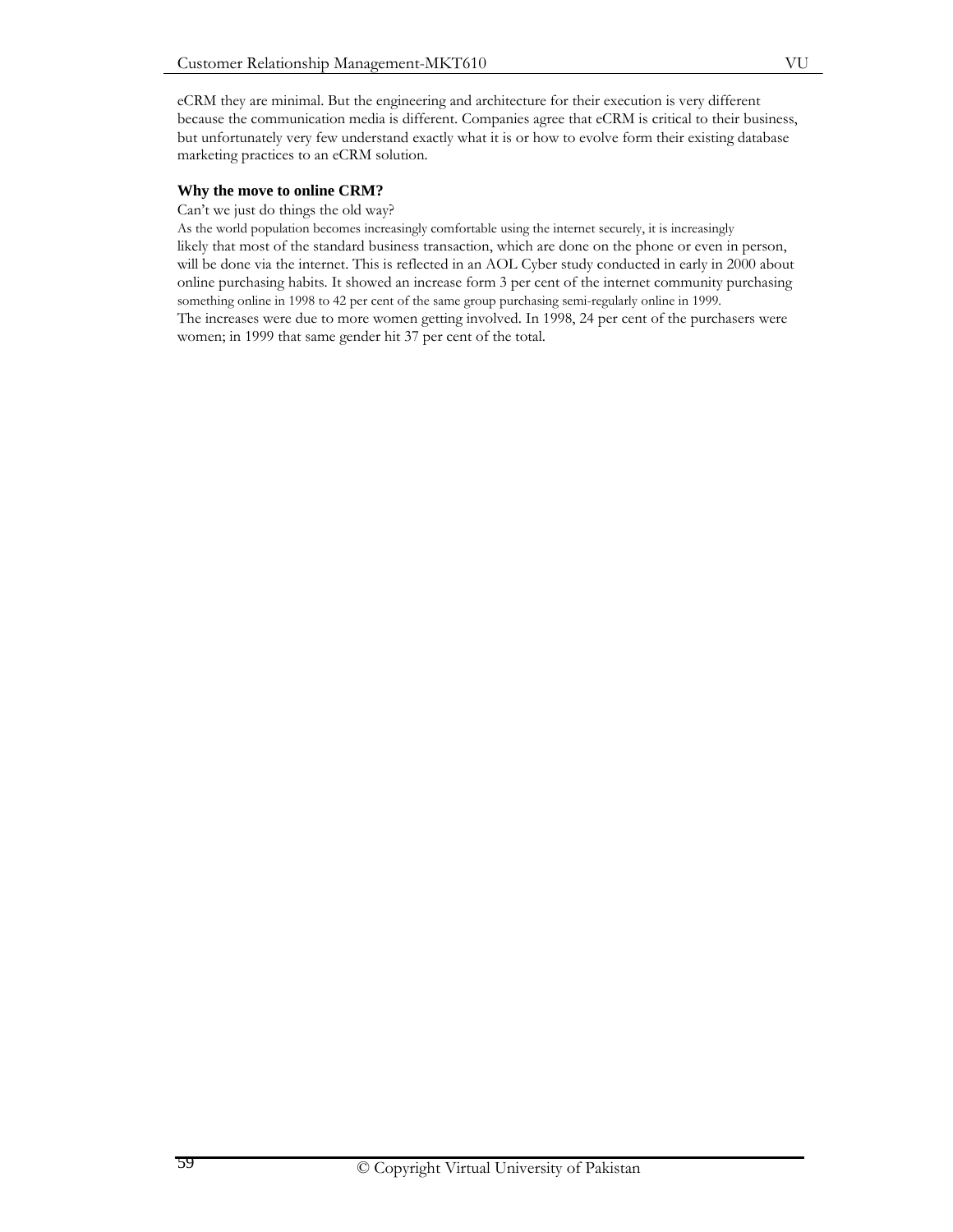eCRM they are minimal. But the engineering and architecture for their execution is very different because the communication media is different. Companies agree that eCRM is critical to their business, but unfortunately very few understand exactly what it is or how to evolve form their existing database marketing practices to an eCRM solution.

**Why the move to online CRM?**

Can't we just do things the old way?

As the world population becomes increasingly comfortable using the internet securely, it is increasingly likely that most of the standard business transaction, which are done on the phone or even in person, will be done via the internet. This is reflected in an AOL Cyber study conducted in early in 2000 about online purchasing habits. It showed an increase form 3 per cent of the internet community purchasing something online in 1998 to 42 per cent of the same group purchasing semi-regularly online in 1999.

The increases were due to more women getting involved. In 1998, 24 per cent of the purchasers were women; in 1999 that same gender hit 37 per cent of the total.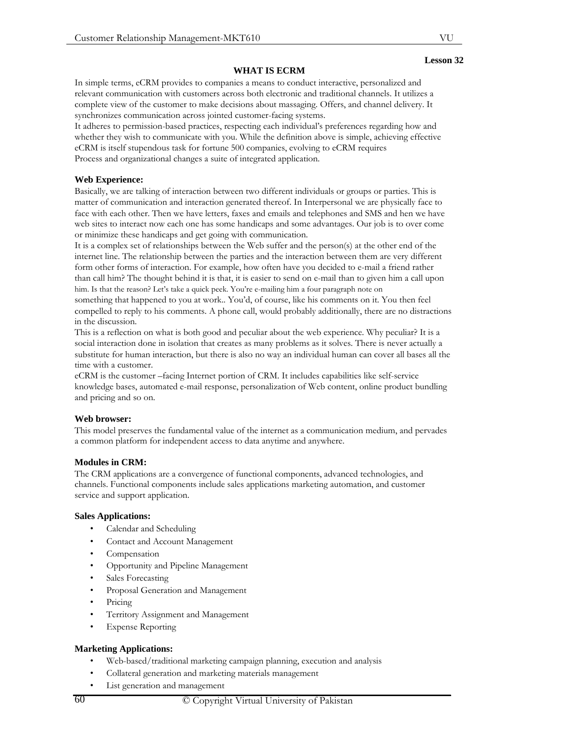Lesson 32

## WHAT IS ECRM

In simple terms, eCRM provides to companies a means to conduct interactive, personalized and relevant communication with customers across both electronic and traditional channels. It utilizes a complete view of the customer to make decisions about massaging. Offers, and channel delivery. It synchronizes communication across jointed customer-facing systems.
It adheres to permission-based practices, respecting each individual's preferences regarding how and whether they wish to communicate with you. While the definition above is simple, achieving effective eCRM is itself stupendous task for fortune 500 companies, evolving to eCRM requires
Process and organizational changes a suite of integrated application.

### Web Experience:

Basically, we are talking of interaction between two different individuals or groups or parties. This is matter of communication and interaction generated thereof. In Interpersonal we are physically face to face with each other. Then we have letters, faxes and emails and telephones and SMS and hen we have web sites to interact now each one has some handicaps and some advantages. Our job is to over come or minimize these handicaps and get going with communication.
It is a complex set of relationships between the Web suffer and the person(s) at the other end of the internet line. The relationship between the parties and the interaction between them are very different form other forms of interaction. For example, how often have you decided to e-mail a friend rather than call him? The thought behind it is that, it is easier to send on e-mail than to given him a call upon him. Is that the reason? Let's take a quick peek. You're e-mailing him a four paragraph note on something that happened to you at work.. You'd, of course, like his comments on it. You then feel compelled to reply to his comments. A phone call, would probably additionally, there are no distractions in the discussion.
This is a reflection on what is both good and peculiar about the web experience. Why peculiar? It is a social interaction done in isolation that creates as many problems as it solves. There is never actually a substitute for human interaction, but there is also no way an individual human can cover all bases all the time with a customer.
eCRM is the customer –facing Internet portion of CRM. It includes capabilities like self-service knowledge bases, automated e-mail response, personalization of Web content, online product bundling and pricing and so on.

### Web browser:

This model preserves the fundamental value of the internet as a communication medium, and pervades a common platform for independent access to data anytime and anywhere.

### Modules in CRM:

The CRM applications are a convergence of functional components, advanced technologies, and channels. Functional components include sales applications marketing automation, and customer service and support application.

### Sales Applications:

- Calendar and Scheduling
- Contact and Account Management
- Compensation
- Opportunity and Pipeline Management
- Sales Forecasting
- Proposal Generation and Management
- Pricing
- Territory Assignment and Management
- Expense Reporting

### Marketing Applications:

- Web-based/traditional marketing campaign planning, execution and analysis
- Collateral generation and marketing materials management
- List generation and management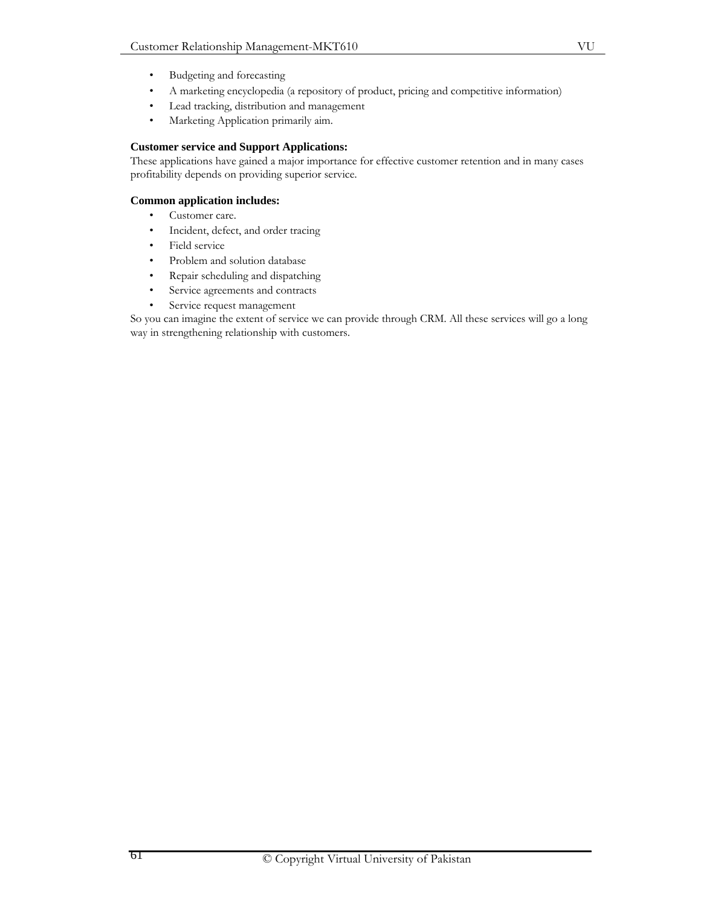- Budgeting and forecasting
- A marketing encyclopedia (a repository of product, pricing and competitive information)
- Lead tracking, distribution and management
- Marketing Application primarily aim.

**Customer service and Support Applications:**

These applications have gained a major importance for effective customer retention and in many cases profitability depends on providing superior service.

**Common application includes:**

- Customer care.
- Incident, defect, and order tracing
- Field service
- Problem and solution database
- Repair scheduling and dispatching
- Service agreements and contracts
- Service request management

So you can imagine the extent of service we can provide through CRM. All these services will go a long way in strengthening relationship with customers.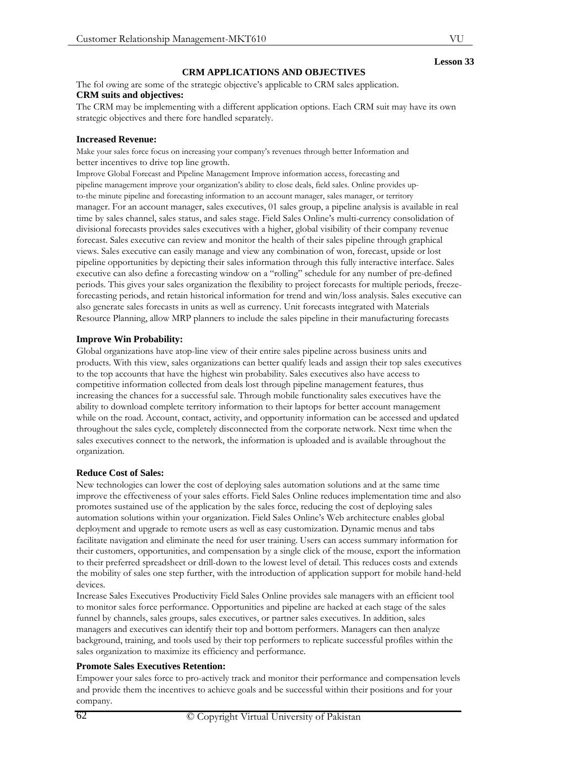**Lesson 33**

## CRM APPLICATIONS AND OBJECTIVES

The fol owing are some of the strategic objective's applicable to CRM sales application.

**CRM suits and objectives:**

The CRM may be implementing with a different application options. Each CRM suit may have its own strategic objectives and there fore handled separately.

**Increased Revenue:**

Make your sales force focus on increasing your company's revenues through better Information and better incentives to drive top line growth.

Improve Global Forecast and Pipeline Management Improve information access, forecasting and pipeline management improve your organization's ability to close deals, field sales. Online provides up-to-the minute pipeline and forecasting information to an account manager, sales manager, or territory manager. For an account manager, sales executives, 01 sales group, a pipeline analysis is available in real time by sales channel, sales status, and sales stage. Field Sales Online's multi-currency consolidation of divisional forecasts provides sales executives with a higher, global visibility of their company revenue forecast. Sales executive can review and monitor the health of their sales pipeline through graphical views. Sales executive can easily manage and view any combination of won, forecast, upside or lost pipeline opportunities by depicting their sales information through this fully interactive interface. Sales executive can also define a forecasting window on a "rolling" schedule for any number of pre-defined periods. This gives your sales organization the flexibility to project forecasts for multiple periods, freeze-forecasting periods, and retain historical information for trend and win/loss analysis. Sales executive can also generate sales forecasts in units as well as currency. Unit forecasts integrated with Materials Resource Planning, allow MRP planners to include the sales pipeline in their manufacturing forecasts

**Improve Win Probability:**

Global organizations have atop-line view of their entire sales pipeline across business units and products. With this view, sales organizations can better qualify leads and assign their top sales executives to the top accounts that have the highest win probability. Sales executives also have access to competitive information collected from deals lost through pipeline management features, thus increasing the chances for a successful sale. Through mobile functionality sales executives have the ability to download complete territory information to their laptops for better account management while on the road. Account, contact, activity, and opportunity information can be accessed and updated throughout the sales cycle, completely disconnected from the corporate network. Next time when the sales executives connect to the network, the information is uploaded and is available throughout the organization.

**Reduce Cost of Sales:**

New technologies can lower the cost of deploying sales automation solutions and at the same time improve the effectiveness of your sales efforts. Field Sales Online reduces implementation time and also promotes sustained use of the application by the sales force, reducing the cost of deploying sales automation solutions within your organization. Field Sales Online's Web architecture enables global deployment and upgrade to remote users as well as easy customization. Dynamic menus and tabs facilitate navigation and eliminate the need for user training. Users can access summary information for their customers, opportunities, and compensation by a single click of the mouse, export the information to their preferred spreadsheet or drill-down to the lowest level of detail. This reduces costs and extends the mobility of sales one step further, with the introduction of application support for mobile hand-held devices.

Increase Sales Executives Productivity Field Sales Online provides sale managers with an efficient tool to monitor sales force performance. Opportunities and pipeline are hacked at each stage of the sales funnel by channels, sales groups, sales executives, or partner sales executives. In addition, sales managers and executives can identify their top and bottom performers. Managers can then analyze background, training, and tools used by their top performers to replicate successful profiles within the sales organization to maximize its efficiency and performance.

**Promote Sales Executives Retention:**

Empower your sales force to pro-actively track and monitor their performance and compensation levels and provide them the incentives to achieve goals and be successful within their positions and for your company.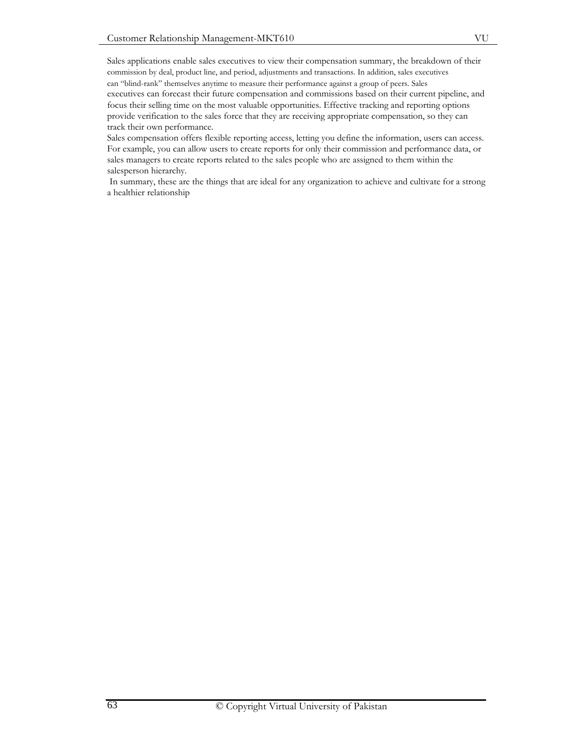Sales applications enable sales executives to view their compensation summary, the breakdown of their commission by deal, product line, and period, adjustments and transactions. In addition, sales executives can "blind-rank" themselves anytime to measure their performance against a group of peers. Sales executives can forecast their future compensation and commissions based on their current pipeline, and focus their selling time on the most valuable opportunities. Effective tracking and reporting options provide verification to the sales force that they are receiving appropriate compensation, so they can track their own performance.

Sales compensation offers flexible reporting access, letting you define the information, users can access. For example, you can allow users to create reports for only their commission and performance data, or sales managers to create reports related to the sales people who are assigned to them within the salesperson hierarchy.

In summary, these are the things that are ideal for any organization to achieve and cultivate for a strong a healthier relationship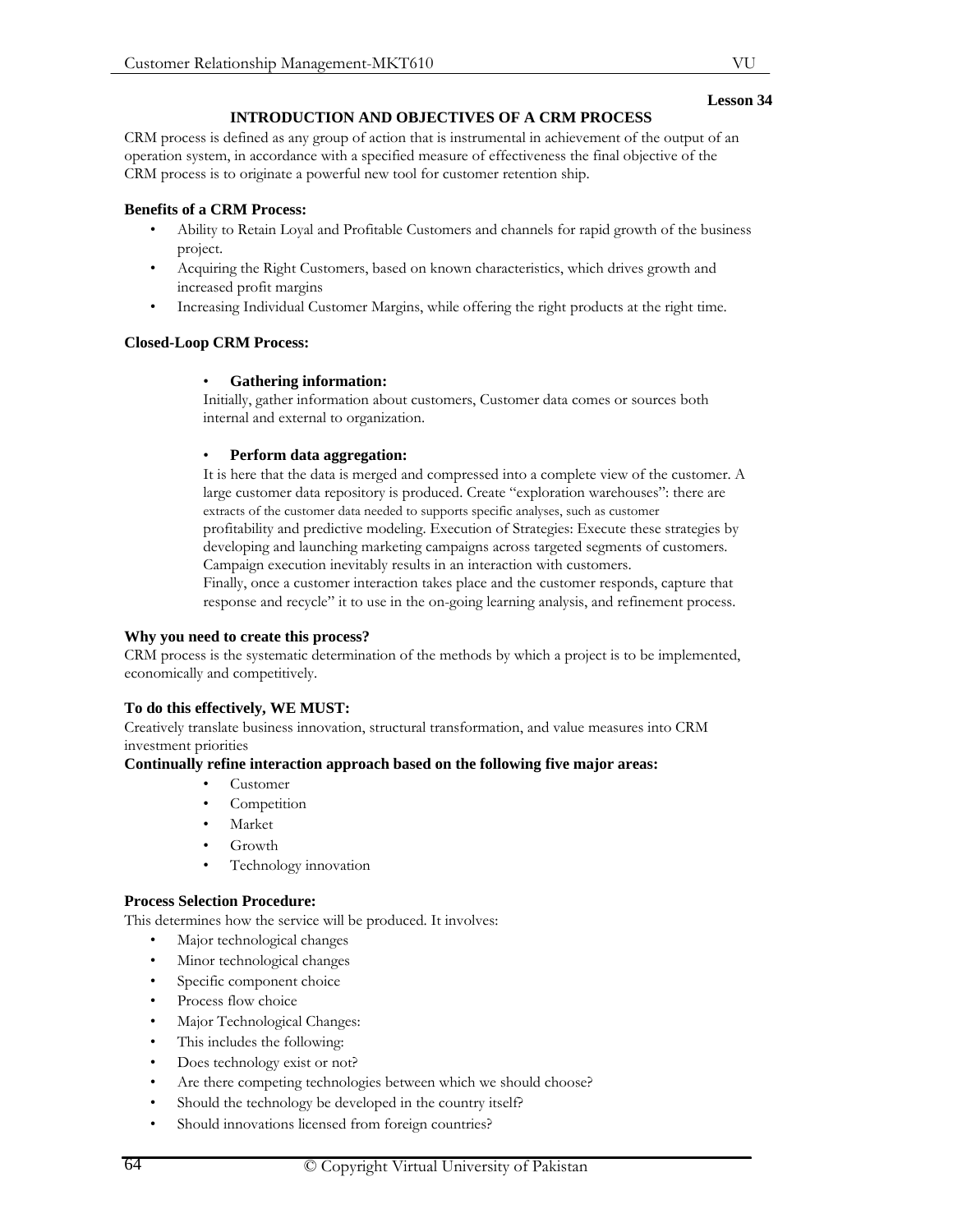**Lesson 34**

## INTRODUCTION AND OBJECTIVES OF A CRM PROCESS

CRM process is defined as any group of action that is instrumental in achievement of the output of an operation system, in accordance with a specified measure of effectiveness the final objective of the CRM process is to originate a powerful new tool for customer retention ship.

**Benefits of a CRM Process:**

- Ability to Retain Loyal and Profitable Customers and channels for rapid growth of the business project.
- Acquiring the Right Customers, based on known characteristics, which drives growth and increased profit margins
- Increasing Individual Customer Margins, while offering the right products at the right time.

**Closed-Loop CRM Process:**

- **Gathering information:**

  Initially, gather information about customers, Customer data comes or sources both internal and external to organization.

- **Perform data aggregation:**

  It is here that the data is merged and compressed into a complete view of the customer. A large customer data repository is produced. Create "exploration warehouses": there are extracts of the customer data needed to supports specific analyses, such as customer profitability and predictive modeling. Execution of Strategies: Execute these strategies by developing and launching marketing campaigns across targeted segments of customers. Campaign execution inevitably results in an interaction with customers.
  Finally, once a customer interaction takes place and the customer responds, capture that response and recycle" it to use in the on-going learning analysis, and refinement process.

**Why you need to create this process?**

CRM process is the systematic determination of the methods by which a project is to be implemented, economically and competitively.

**To do this effectively, WE MUST:**

Creatively translate business innovation, structural transformation, and value measures into CRM investment priorities

**Continually refine interaction approach based on the following five major areas:**

- Customer
- Competition
- Market
- Growth
- Technology innovation

**Process Selection Procedure:**

This determines how the service will be produced. It involves:

- Major technological changes
- Minor technological changes
- Specific component choice
- Process flow choice
- Major Technological Changes:
- This includes the following:
- Does technology exist or not?
- Are there competing technologies between which we should choose?
- Should the technology be developed in the country itself?
- Should innovations licensed from foreign countries?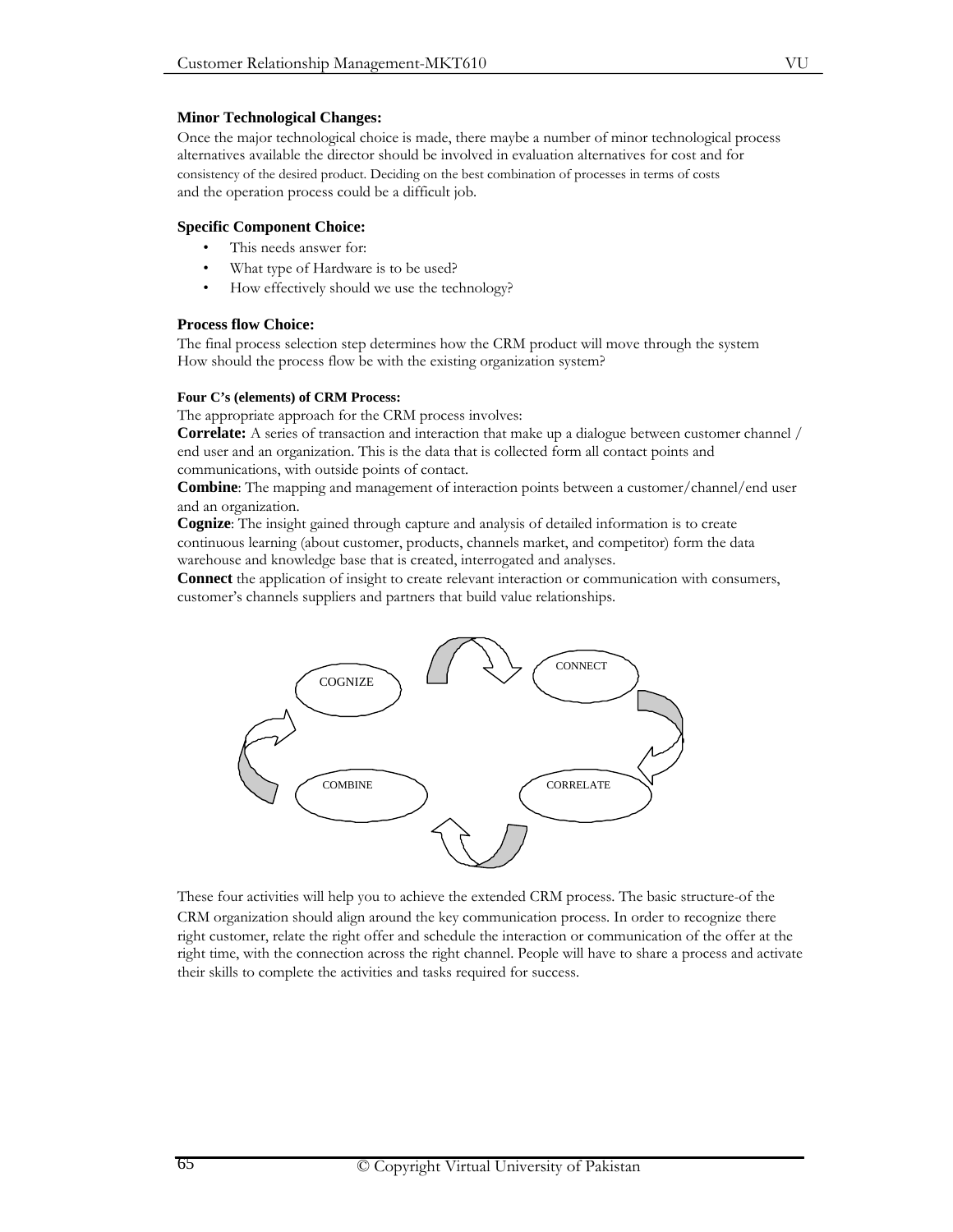### Minor Technological Changes:

Once the major technological choice is made, there maybe a number of minor technological process alternatives available the director should be involved in evaluation alternatives for cost and for consistency of the desired product. Deciding on the best combination of processes in terms of costs and the operation process could be a difficult job.

### Specific Component Choice:

- This needs answer for:
- What type of Hardware is to be used?
- How effectively should we use the technology?

### Process flow Choice:

The final process selection step determines how the CRM product will move through the system How should the process flow be with the existing organization system?

#### Four C's (elements) of CRM Process:

The appropriate approach for the CRM process involves:

**Correlate:** A series of transaction and interaction that make up a dialogue between customer channel / end user and an organization. This is the data that is collected form all contact points and communications, with outside points of contact.

**Combine**: The mapping and management of interaction points between a customer/channel/end user and an organization.

**Cognize**: The insight gained through capture and analysis of detailed information is to create continuous learning (about customer, products, channels market, and competitor) form the data warehouse and knowledge base that is created, interrogated and analyses.

**Connect** the application of insight to create relevant interaction or communication with consumers, customer's channels suppliers and partners that build value relationships.

COGNIZE → CONNECT → CORRELATE → COMBINE → COGNIZE

These four activities will help you to achieve the extended CRM process. The basic structure-of the CRM organization should align around the key communication process. In order to recognize there right customer, relate the right offer and schedule the interaction or communication of the offer at the right time, with the connection across the right channel. People will have to share a process and activate their skills to complete the activities and tasks required for success.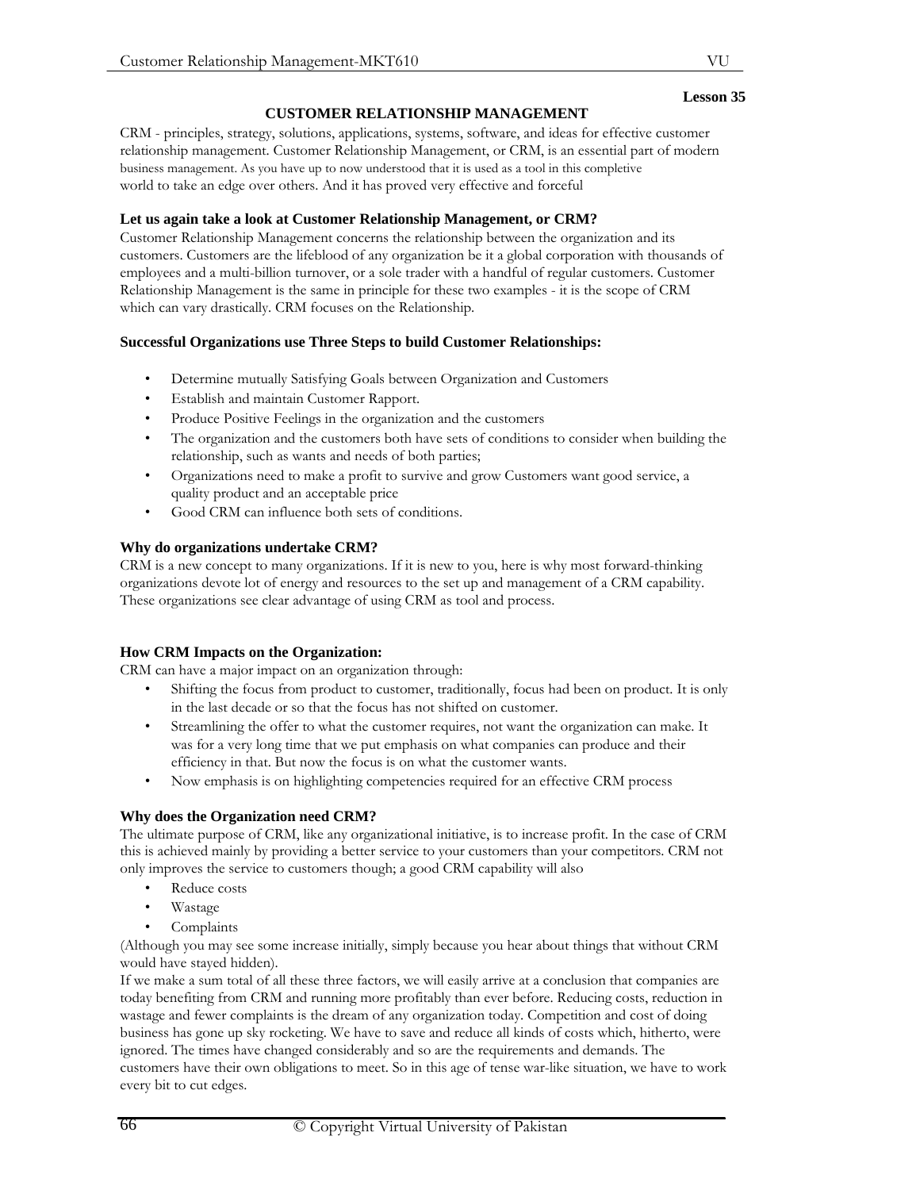**Lesson 35**

## CUSTOMER RELATIONSHIP MANAGEMENT

CRM - principles, strategy, solutions, applications, systems, software, and ideas for effective customer relationship management. Customer Relationship Management, or CRM, is an essential part of modern business management. As you have up to now understood that it is used as a tool in this completive world to take an edge over others. And it has proved very effective and forceful

### Let us again take a look at Customer Relationship Management, or CRM?

Customer Relationship Management concerns the relationship between the organization and its customers. Customers are the lifeblood of any organization be it a global corporation with thousands of employees and a multi-billion turnover, or a sole trader with a handful of regular customers. Customer Relationship Management is the same in principle for these two examples - it is the scope of CRM which can vary drastically. CRM focuses on the Relationship.

### Successful Organizations use Three Steps to build Customer Relationships:

- Determine mutually Satisfying Goals between Organization and Customers
- Establish and maintain Customer Rapport.
- Produce Positive Feelings in the organization and the customers
- The organization and the customers both have sets of conditions to consider when building the relationship, such as wants and needs of both parties;
- Organizations need to make a profit to survive and grow Customers want good service, a quality product and an acceptable price
- Good CRM can influence both sets of conditions.

### Why do organizations undertake CRM?

CRM is a new concept to many organizations. If it is new to you, here is why most forward-thinking organizations devote lot of energy and resources to the set up and management of a CRM capability. These organizations see clear advantage of using CRM as tool and process.

### How CRM Impacts on the Organization:

CRM can have a major impact on an organization through:

- Shifting the focus from product to customer, traditionally, focus had been on product. It is only in the last decade or so that the focus has not shifted on customer.
- Streamlining the offer to what the customer requires, not want the organization can make. It was for a very long time that we put emphasis on what companies can produce and their efficiency in that. But now the focus is on what the customer wants.
- Now emphasis is on highlighting competencies required for an effective CRM process

### Why does the Organization need CRM?

The ultimate purpose of CRM, like any organizational initiative, is to increase profit. In the case of CRM this is achieved mainly by providing a better service to your customers than your competitors. CRM not only improves the service to customers though; a good CRM capability will also

- Reduce costs
- Wastage
- Complaints

(Although you may see some increase initially, simply because you hear about things that without CRM would have stayed hidden).

If we make a sum total of all these three factors, we will easily arrive at a conclusion that companies are today benefiting from CRM and running more profitably than ever before. Reducing costs, reduction in wastage and fewer complaints is the dream of any organization today. Competition and cost of doing business has gone up sky rocketing. We have to save and reduce all kinds of costs which, hitherto, were ignored. The times have changed considerably and so are the requirements and demands. The customers have their own obligations to meet. So in this age of tense war-like situation, we have to work every bit to cut edges.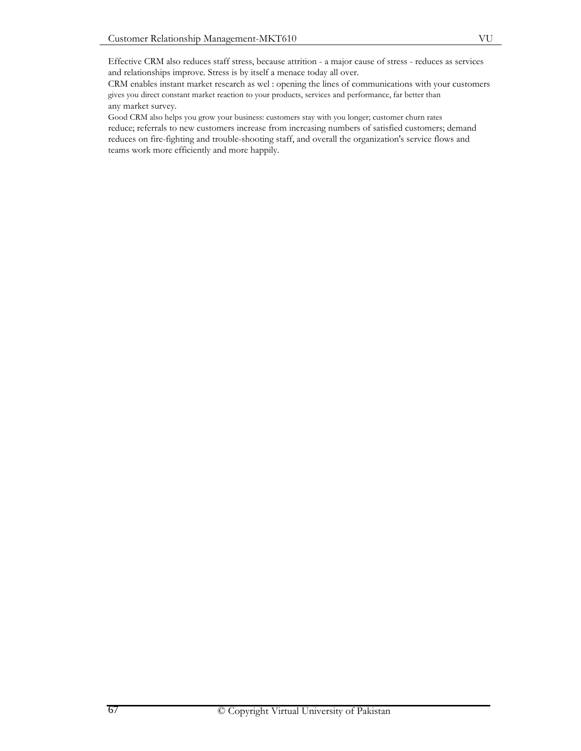Effective CRM also reduces staff stress, because attrition - a major cause of stress - reduces as services and relationships improve. Stress is by itself a menace today all over.

CRM enables instant market research as wel : opening the lines of communications with your customers gives you direct constant market reaction to your products, services and performance, far better than any market survey.

Good CRM also helps you grow your business: customers stay with you longer; customer churn rates reduce; referrals to new customers increase from increasing numbers of satisfied customers; demand reduces on fire-fighting and trouble-shooting staff, and overall the organization's service flows and teams work more efficiently and more happily.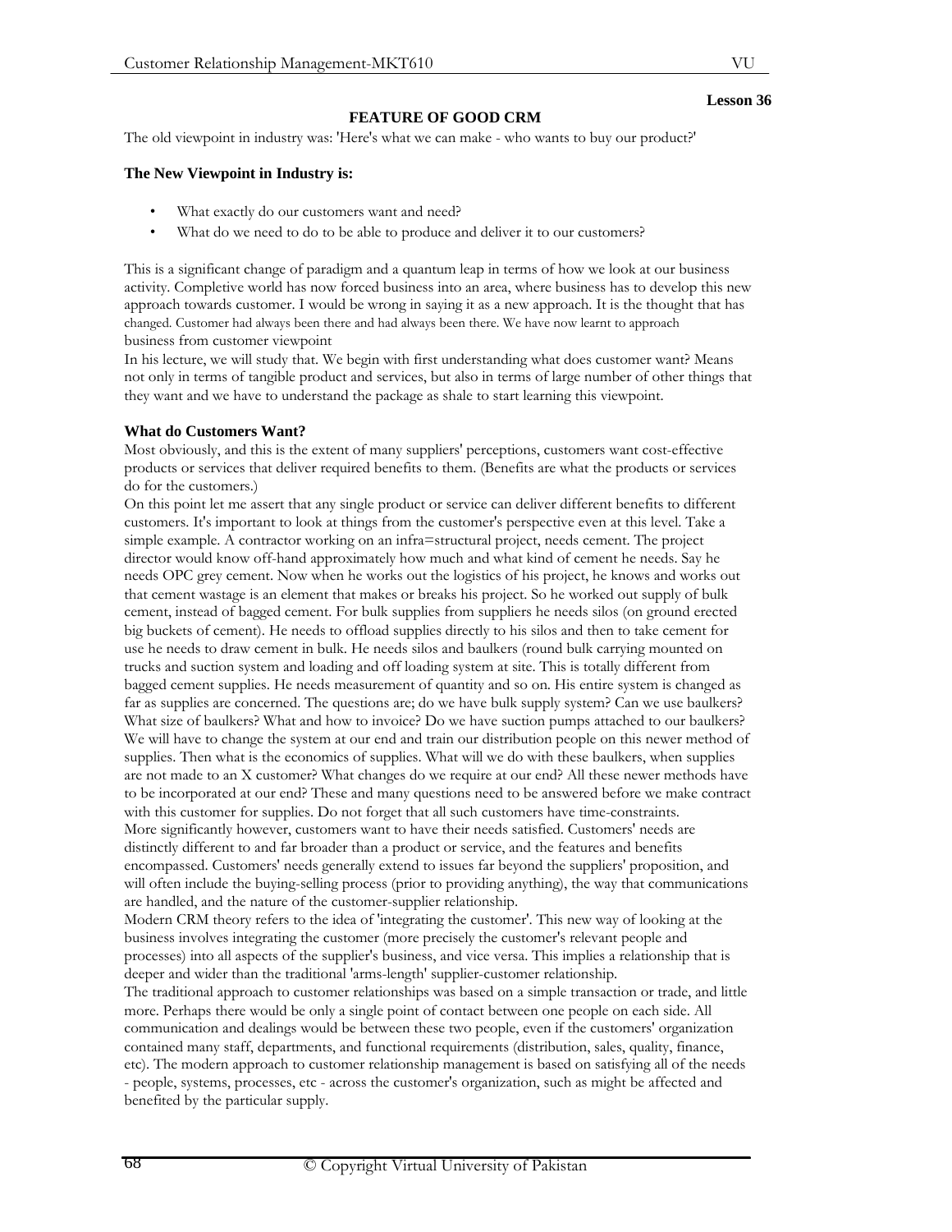Lesson 36

## FEATURE OF GOOD CRM

The old viewpoint in industry was: 'Here's what we can make - who wants to buy our product?'

**The New Viewpoint in Industry is:**

- What exactly do our customers want and need?
- What do we need to do to be able to produce and deliver it to our customers?

This is a significant change of paradigm and a quantum leap in terms of how we look at our business activity. Completive world has now forced business into an area, where business has to develop this new approach towards customer. I would be wrong in saying it as a new approach. It is the thought that has changed. Customer had always been there and had always been there. We have now learnt to approach business from customer viewpoint

In his lecture, we will study that. We begin with first understanding what does customer want? Means not only in terms of tangible product and services, but also in terms of large number of other things that they want and we have to understand the package as shale to start learning this viewpoint.

### What do Customers Want?

Most obviously, and this is the extent of many suppliers' perceptions, customers want cost-effective products or services that deliver required benefits to them. (Benefits are what the products or services do for the customers.)

On this point let me assert that any single product or service can deliver different benefits to different customers. It's important to look at things from the customer's perspective even at this level. Take a simple example. A contractor working on an infra=structural project, needs cement. The project director would know off-hand approximately how much and what kind of cement he needs. Say he needs OPC grey cement. Now when he works out the logistics of his project, he knows and works out that cement wastage is an element that makes or breaks his project. So he worked out supply of bulk cement, instead of bagged cement. For bulk supplies from suppliers he needs silos (on ground erected big buckets of cement). He needs to offload supplies directly to his silos and then to take cement for use he needs to draw cement in bulk. He needs silos and baulkers (round bulk carrying mounted on trucks and suction system and loading and off loading system at site. This is totally different from bagged cement supplies. He needs measurement of quantity and so on. His entire system is changed as far as supplies are concerned. The questions are; do we have bulk supply system? Can we use baulkers? What size of baulkers? What and how to invoice? Do we have suction pumps attached to our baulkers? We will have to change the system at our end and train our distribution people on this newer method of supplies. Then what is the economics of supplies. What will we do with these baulkers, when supplies are not made to an X customer? What changes do we require at our end? All these newer methods have to be incorporated at our end? These and many questions need to be answered before we make contract with this customer for supplies. Do not forget that all such customers have time-constraints.

More significantly however, customers want to have their needs satisfied. Customers' needs are distinctly different to and far broader than a product or service, and the features and benefits encompassed. Customers' needs generally extend to issues far beyond the suppliers' proposition, and will often include the buying-selling process (prior to providing anything), the way that communications are handled, and the nature of the customer-supplier relationship.

Modern CRM theory refers to the idea of 'integrating the customer'. This new way of looking at the business involves integrating the customer (more precisely the customer's relevant people and processes) into all aspects of the supplier's business, and vice versa. This implies a relationship that is deeper and wider than the traditional 'arms-length' supplier-customer relationship.

The traditional approach to customer relationships was based on a simple transaction or trade, and little more. Perhaps there would be only a single point of contact between one people on each side. All communication and dealings would be between these two people, even if the customers' organization contained many staff, departments, and functional requirements (distribution, sales, quality, finance, etc). The modern approach to customer relationship management is based on satisfying all of the needs - people, systems, processes, etc - across the customer's organization, such as might be affected and benefited by the particular supply.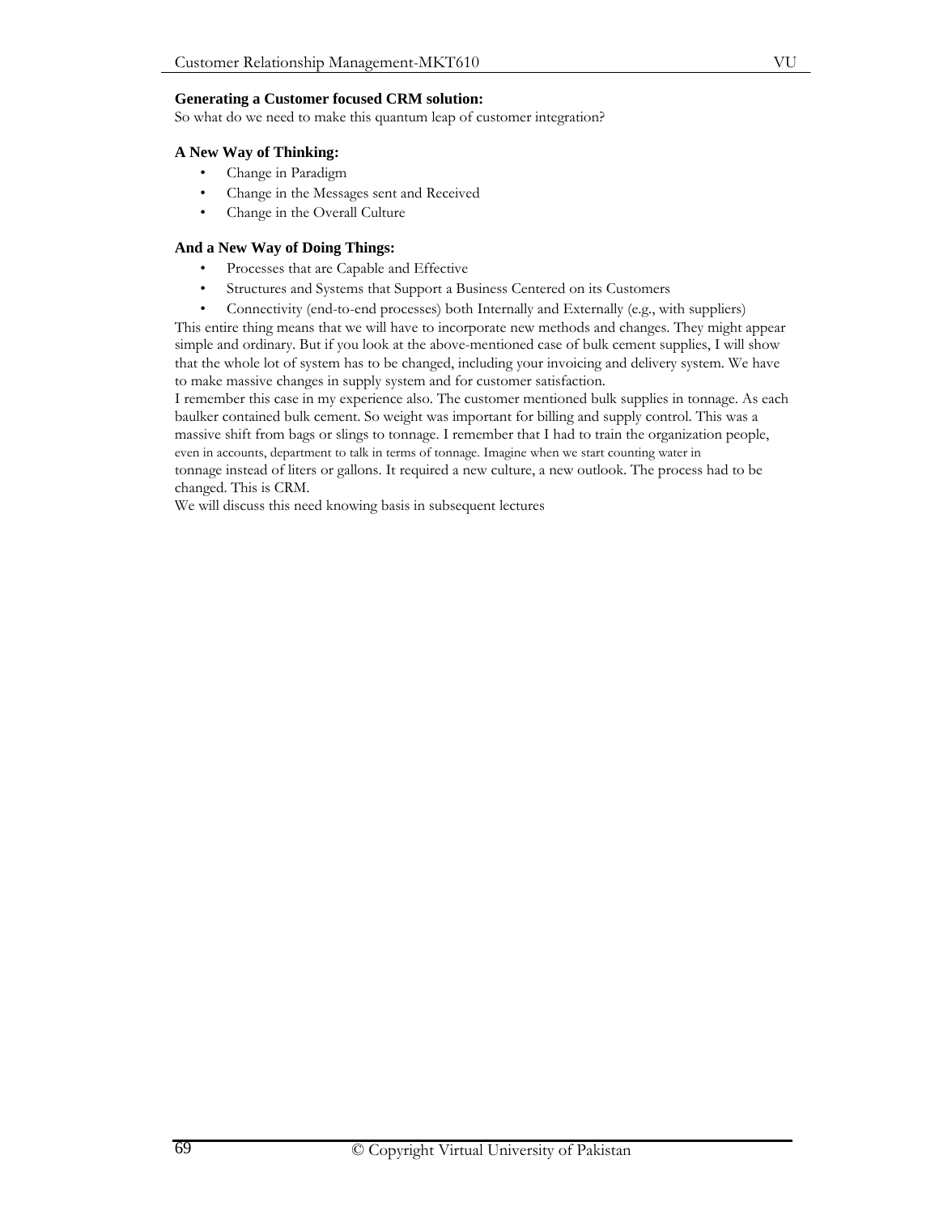**Generating a Customer focused CRM solution:**

So what do we need to make this quantum leap of customer integration?

**A New Way of Thinking:**

- Change in Paradigm
- Change in the Messages sent and Received
- Change in the Overall Culture

**And a New Way of Doing Things:**

- Processes that are Capable and Effective
- Structures and Systems that Support a Business Centered on its Customers
- Connectivity (end-to-end processes) both Internally and Externally (e.g., with suppliers)

This entire thing means that we will have to incorporate new methods and changes. They might appear simple and ordinary. But if you look at the above-mentioned case of bulk cement supplies, I will show that the whole lot of system has to be changed, including your invoicing and delivery system. We have to make massive changes in supply system and for customer satisfaction.

I remember this case in my experience also. The customer mentioned bulk supplies in tonnage. As each baulker contained bulk cement. So weight was important for billing and supply control. This was a massive shift from bags or slings to tonnage. I remember that I had to train the organization people, even in accounts, department to talk in terms of tonnage. Imagine when we start counting water in tonnage instead of liters or gallons. It required a new culture, a new outlook. The process had to be changed. This is CRM.

We will discuss this need knowing basis in subsequent lectures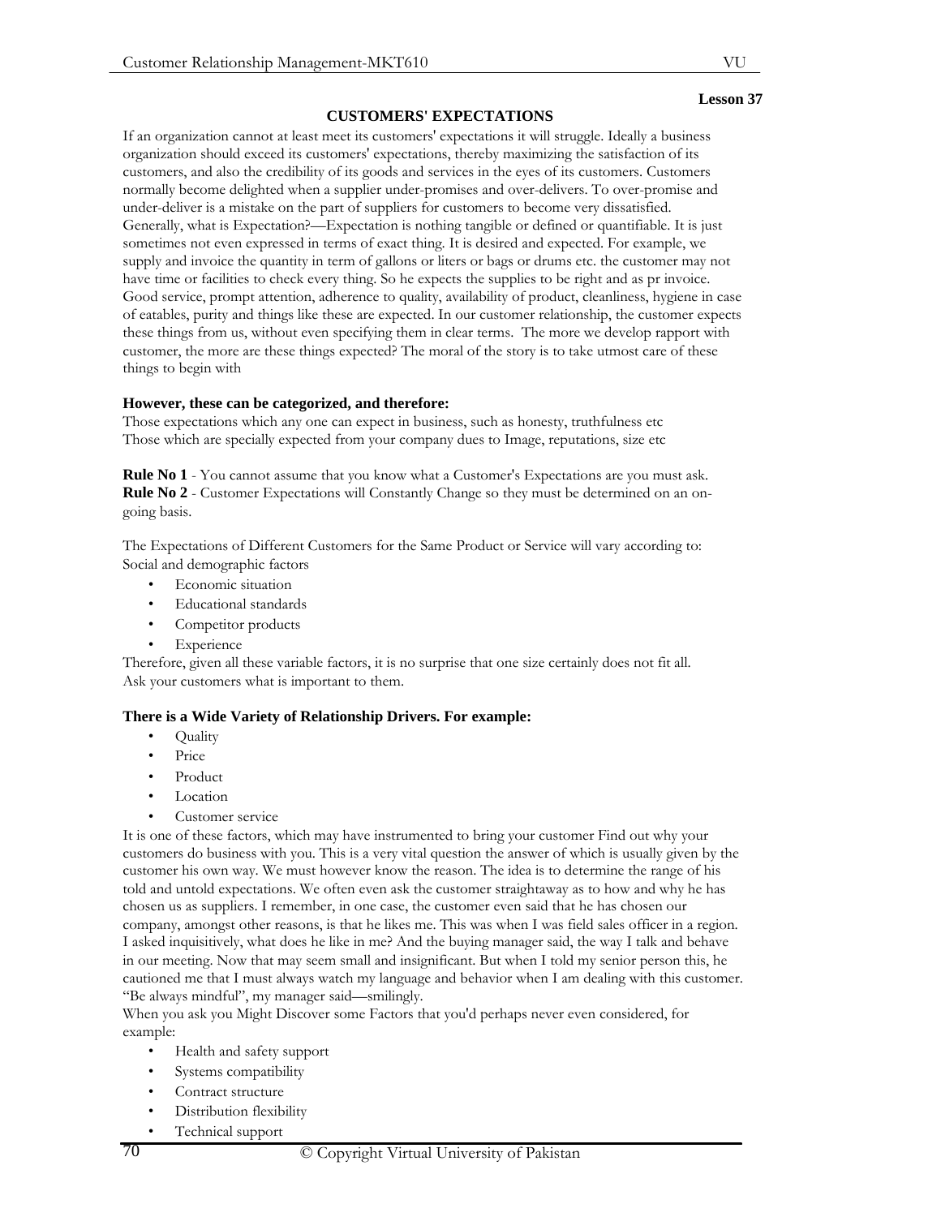**Lesson 37**

## CUSTOMERS' EXPECTATIONS

If an organization cannot at least meet its customers' expectations it will struggle. Ideally a business organization should exceed its customers' expectations, thereby maximizing the satisfaction of its customers, and also the credibility of its goods and services in the eyes of its customers. Customers normally become delighted when a supplier under-promises and over-delivers. To over-promise and under-deliver is a mistake on the part of suppliers for customers to become very dissatisfied. Generally, what is Expectation?—Expectation is nothing tangible or defined or quantifiable. It is just sometimes not even expressed in terms of exact thing. It is desired and expected. For example, we supply and invoice the quantity in term of gallons or liters or bags or drums etc. the customer may not have time or facilities to check every thing. So he expects the supplies to be right and as pr invoice. Good service, prompt attention, adherence to quality, availability of product, cleanliness, hygiene in case of eatables, purity and things like these are expected. In our customer relationship, the customer expects these things from us, without even specifying them in clear terms. The more we develop rapport with customer, the more are these things expected? The moral of the story is to take utmost care of these things to begin with

**However, these can be categorized, and therefore:**

Those expectations which any one can expect in business, such as honesty, truthfulness etc
Those which are specially expected from your company dues to Image, reputations, size etc

**Rule No 1** - You cannot assume that you know what a Customer's Expectations are you must ask.
**Rule No 2** - Customer Expectations will Constantly Change so they must be determined on an on-going basis.

The Expectations of Different Customers for the Same Product or Service will vary according to:
Social and demographic factors

- Economic situation
- Educational standards
- Competitor products
- Experience

Therefore, given all these variable factors, it is no surprise that one size certainly does not fit all.
Ask your customers what is important to them.

**There is a Wide Variety of Relationship Drivers. For example:**

- Quality
- Price
- Product
- Location
- Customer service

It is one of these factors, which may have instrumented to bring your customer Find out why your customers do business with you. This is a very vital question the answer of which is usually given by the customer his own way. We must however know the reason. The idea is to determine the range of his told and untold expectations. We often even ask the customer straightaway as to how and why he has chosen us as suppliers. I remember, in one case, the customer even said that he has chosen our company, amongst other reasons, is that he likes me. This was when I was field sales officer in a region. I asked inquisitively, what does he like in me? And the buying manager said, the way I talk and behave in our meeting. Now that may seem small and insignificant. But when I told my senior person this, he cautioned me that I must always watch my language and behavior when I am dealing with this customer. "Be always mindful", my manager said—smilingly.

When you ask you Might Discover some Factors that you'd perhaps never even considered, for example:

- Health and safety support
- Systems compatibility
- Contract structure
- Distribution flexibility
- Technical support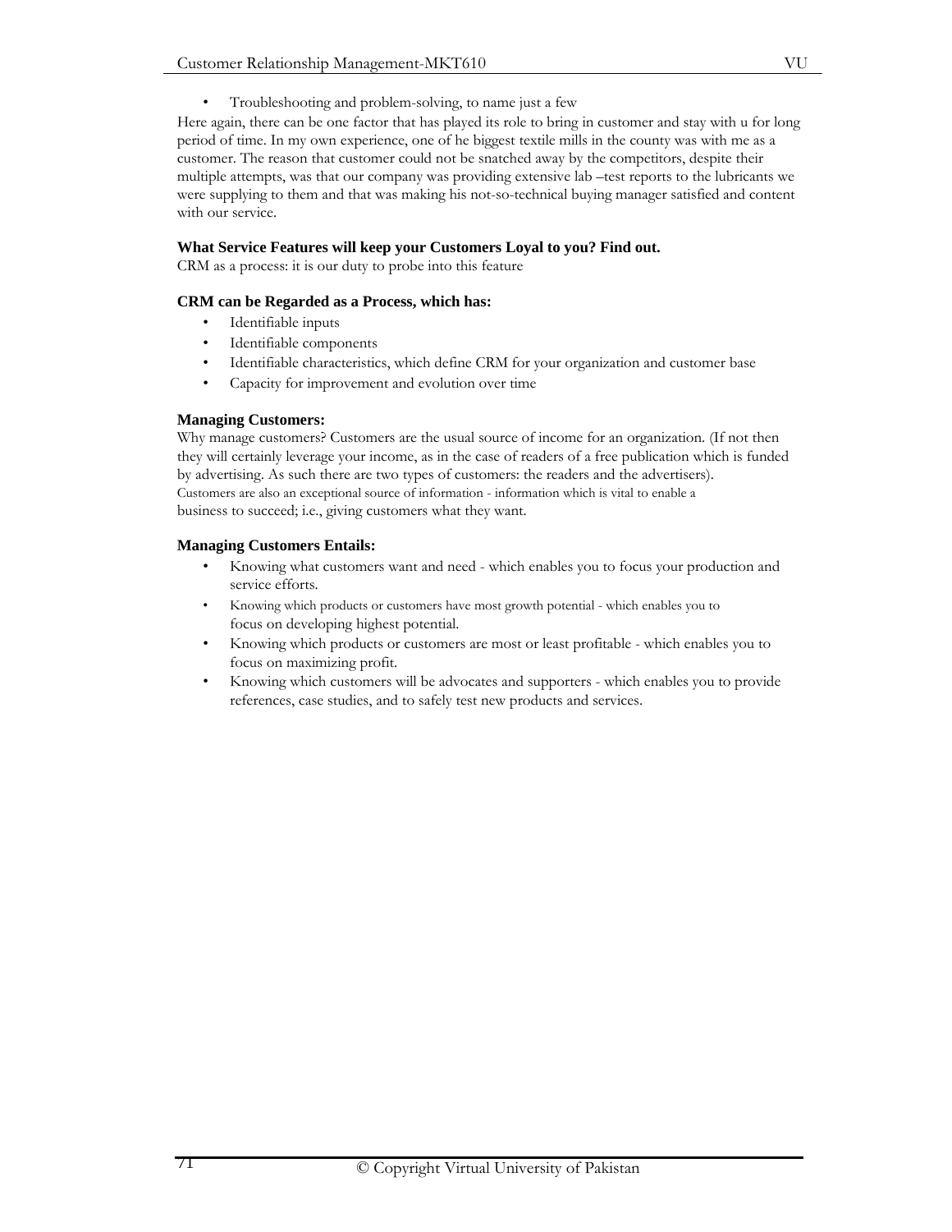- Troubleshooting and problem-solving, to name just a few

Here again, there can be one factor that has played its role to bring in customer and stay with u for long period of time. In my own experience, one of he biggest textile mills in the county was with me as a customer. The reason that customer could not be snatched away by the competitors, despite their multiple attempts, was that our company was providing extensive lab –test reports to the lubricants we were supplying to them and that was making his not-so-technical buying manager satisfied and content with our service.

**What Service Features will keep your Customers Loyal to you? Find out.**

CRM as a process: it is our duty to probe into this feature

**CRM can be Regarded as a Process, which has:**

- Identifiable inputs
- Identifiable components
- Identifiable characteristics, which define CRM for your organization and customer base
- Capacity for improvement and evolution over time

**Managing Customers:**

Why manage customers? Customers are the usual source of income for an organization. (If not then they will certainly leverage your income, as in the case of readers of a free publication which is funded by advertising. As such there are two types of customers: the readers and the advertisers). Customers are also an exceptional source of information - information which is vital to enable a business to succeed; i.e., giving customers what they want.

**Managing Customers Entails:**

- Knowing what customers want and need - which enables you to focus your production and service efforts.
- Knowing which products or customers have most growth potential - which enables you to focus on developing highest potential.
- Knowing which products or customers are most or least profitable - which enables you to focus on maximizing profit.
- Knowing which customers will be advocates and supporters - which enables you to provide references, case studies, and to safely test new products and services.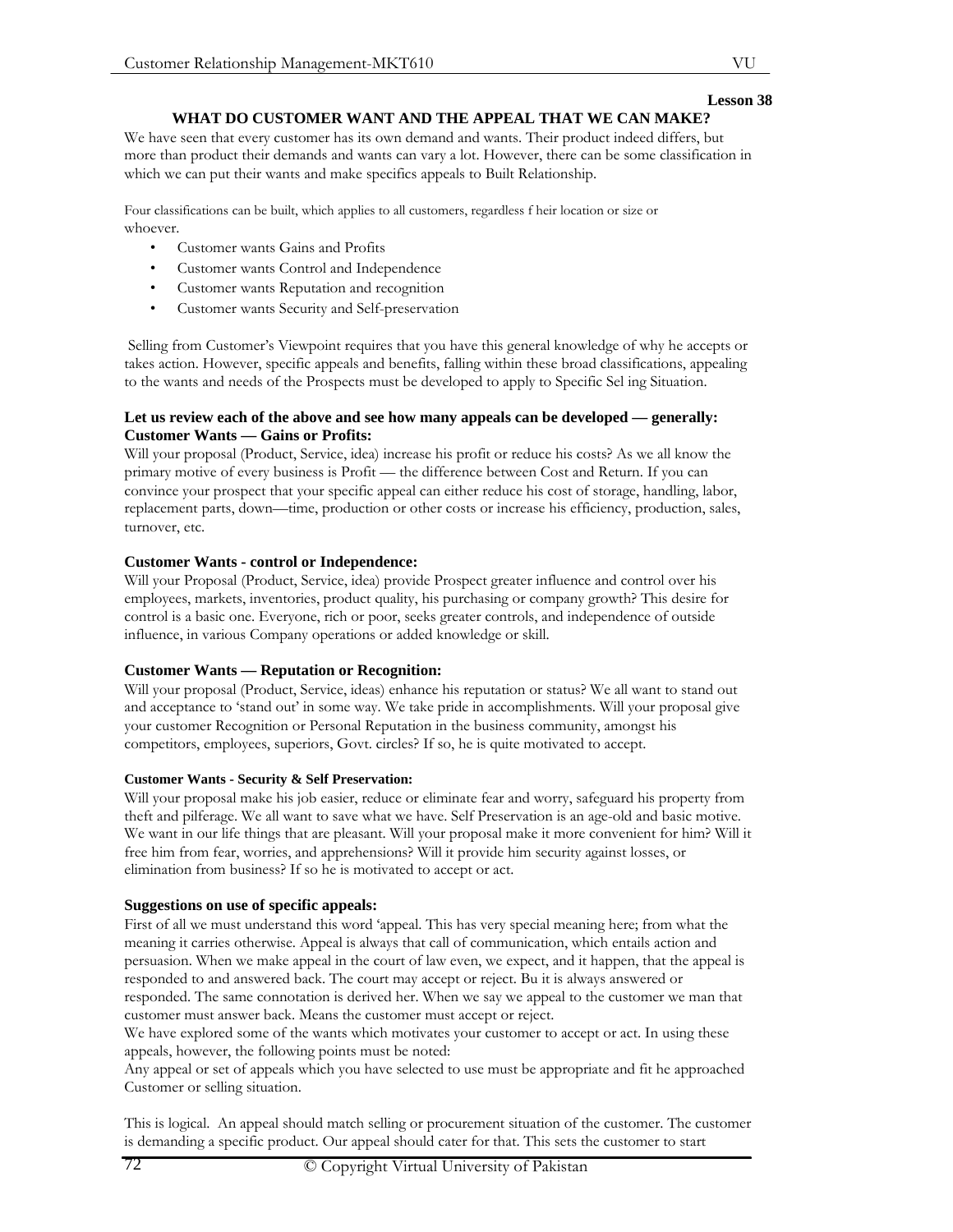**Lesson 38**

## WHAT DO CUSTOMER WANT AND THE APPEAL THAT WE CAN MAKE?

We have seen that every customer has its own demand and wants. Their product indeed differs, but more than product their demands and wants can vary a lot. However, there can be some classification in which we can put their wants and make specifics appeals to Built Relationship.

Four classifications can be built, which applies to all customers, regardless f heir location or size or whoever.

- Customer wants Gains and Profits
- Customer wants Control and Independence
- Customer wants Reputation and recognition
- Customer wants Security and Self-preservation

Selling from Customer's Viewpoint requires that you have this general knowledge of why he accepts or takes action. However, specific appeals and benefits, falling within these broad classifications, appealing to the wants and needs of the Prospects must be developed to apply to Specific Sel ing Situation.

### Let us review each of the above and see how many appeals can be developed — generally:

### Customer Wants — Gains or Profits:

Will your proposal (Product, Service, idea) increase his profit or reduce his costs? As we all know the primary motive of every business is Profit — the difference between Cost and Return. If you can convince your prospect that your specific appeal can either reduce his cost of storage, handling, labor, replacement parts, down—time, production or other costs or increase his efficiency, production, sales, turnover, etc.

### Customer Wants - control or Independence:

Will your Proposal (Product, Service, idea) provide Prospect greater influence and control over his employees, markets, inventories, product quality, his purchasing or company growth? This desire for control is a basic one. Everyone, rich or poor, seeks greater controls, and independence of outside influence, in various Company operations or added knowledge or skill.

### Customer Wants — Reputation or Recognition:

Will your proposal (Product, Service, ideas) enhance his reputation or status? We all want to stand out and acceptance to 'stand out' in some way. We take pride in accomplishments. Will your proposal give your customer Recognition or Personal Reputation in the business community, amongst his competitors, employees, superiors, Govt. circles? If so, he is quite motivated to accept.

#### Customer Wants - Security & Self Preservation:

Will your proposal make his job easier, reduce or eliminate fear and worry, safeguard his property from theft and pilferage. We all want to save what we have. Self Preservation is an age-old and basic motive. We want in our life things that are pleasant. Will your proposal make it more convenient for him? Will it free him from fear, worries, and apprehensions? Will it provide him security against losses, or elimination from business? If so he is motivated to accept or act.

### Suggestions on use of specific appeals:

First of all we must understand this word 'appeal. This has very special meaning here; from what the meaning it carries otherwise. Appeal is always that call of communication, which entails action and persuasion. When we make appeal in the court of law even, we expect, and it happen, that the appeal is responded to and answered back. The court may accept or reject. Bu it is always answered or responded. The same connotation is derived her. When we say we appeal to the customer we man that customer must answer back. Means the customer must accept or reject.

We have explored some of the wants which motivates your customer to accept or act. In using these appeals, however, the following points must be noted:

Any appeal or set of appeals which you have selected to use must be appropriate and fit he approached Customer or selling situation.

This is logical. An appeal should match selling or procurement situation of the customer. The customer is demanding a specific product. Our appeal should cater for that. This sets the customer to start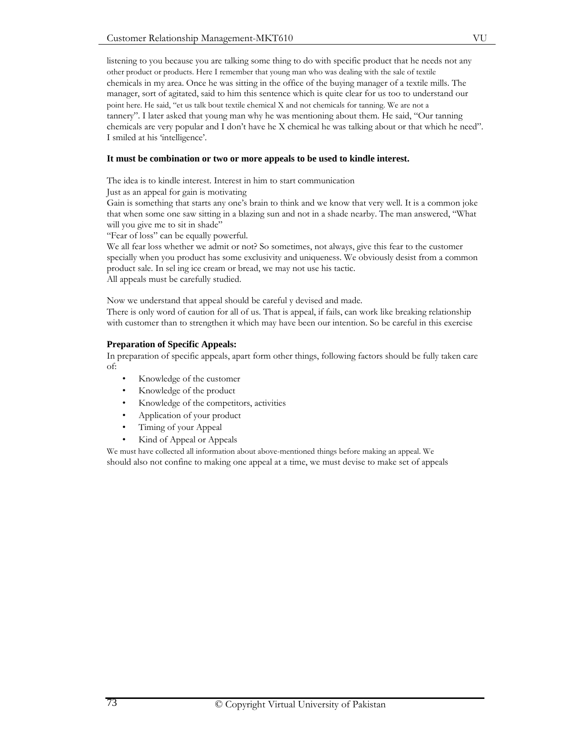listening to you because you are talking some thing to do with specific product that he needs not any other product or products. Here I remember that young man who was dealing with the sale of textile chemicals in my area. Once he was sitting in the office of the buying manager of a textile mills. The manager, sort of agitated, said to him this sentence which is quite clear for us too to understand our point here. He said, "et us talk bout textile chemical X and not chemicals for tanning. We are not a tannery". I later asked that young man why he was mentioning about them. He said, "Our tanning chemicals are very popular and I don't have he X chemical he was talking about or that which he need". I smiled at his 'intelligence'.

**It must be combination or two or more appeals to be used to kindle interest.**

The idea is to kindle interest. Interest in him to start communication

Just as an appeal for gain is motivating

Gain is something that starts any one's brain to think and we know that very well. It is a common joke that when some one saw sitting in a blazing sun and not in a shade nearby. The man answered, "What will you give me to sit in shade"

"Fear of loss" can be equally powerful.

We all fear loss whether we admit or not? So sometimes, not always, give this fear to the customer specially when you product has some exclusivity and uniqueness. We obviously desist from a common product sale. In sel ing ice cream or bread, we may not use his tactic.

All appeals must be carefully studied.

Now we understand that appeal should be careful y devised and made.

There is only word of caution for all of us. That is appeal, if fails, can work like breaking relationship with customer than to strengthen it which may have been our intention. So be careful in this exercise

**Preparation of Specific Appeals:**

In preparation of specific appeals, apart form other things, following factors should be fully taken care of:

- Knowledge of the customer
- Knowledge of the product
- Knowledge of the competitors, activities
- Application of your product
- Timing of your Appeal
- Kind of Appeal or Appeals

We must have collected all information about above-mentioned things before making an appeal. We should also not confine to making one appeal at a time, we must devise to make set of appeals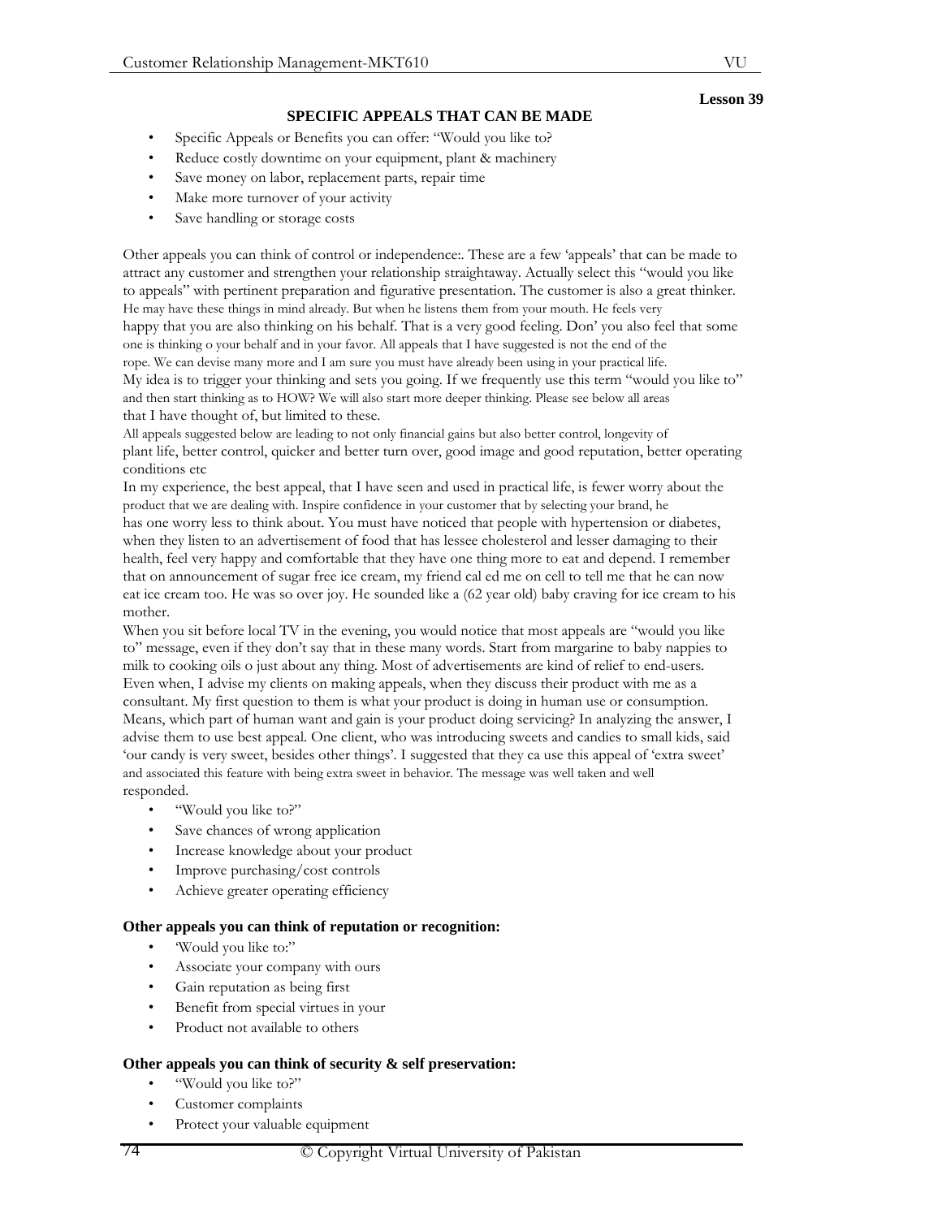**Lesson 39**

## SPECIFIC APPEALS THAT CAN BE MADE

- Specific Appeals or Benefits you can offer: "Would you like to?
- Reduce costly downtime on your equipment, plant & machinery
- Save money on labor, replacement parts, repair time
- Make more turnover of your activity
- Save handling or storage costs

Other appeals you can think of control or independence:. These are a few 'appeals' that can be made to attract any customer and strengthen your relationship straightaway. Actually select this "would you like to appeals" with pertinent preparation and figurative presentation. The customer is also a great thinker. He may have these things in mind already. But when he listens them from your mouth. He feels very happy that you are also thinking on his behalf. That is a very good feeling. Don' you also feel that some one is thinking o your behalf and in your favor. All appeals that I have suggested is not the end of the rope. We can devise many more and I am sure you must have already been using in your practical life. My idea is to trigger your thinking and sets you going. If we frequently use this term "would you like to" and then start thinking as to HOW? We will also start more deeper thinking. Please see below all areas that I have thought of, but limited to these.

All appeals suggested below are leading to not only financial gains but also better control, longevity of plant life, better control, quicker and better turn over, good image and good reputation, better operating conditions etc

In my experience, the best appeal, that I have seen and used in practical life, is fewer worry about the product that we are dealing with. Inspire confidence in your customer that by selecting your brand, he has one worry less to think about. You must have noticed that people with hypertension or diabetes, when they listen to an advertisement of food that has lessee cholesterol and lesser damaging to their health, feel very happy and comfortable that they have one thing more to eat and depend. I remember that on announcement of sugar free ice cream, my friend cal ed me on cell to tell me that he can now eat ice cream too. He was so over joy. He sounded like a (62 year old) baby craving for ice cream to his mother.

When you sit before local TV in the evening, you would notice that most appeals are "would you like to" message, even if they don't say that in these many words. Start from margarine to baby nappies to milk to cooking oils o just about any thing. Most of advertisements are kind of relief to end-users. Even when, I advise my clients on making appeals, when they discuss their product with me as a consultant. My first question to them is what your product is doing in human use or consumption. Means, which part of human want and gain is your product doing servicing? In analyzing the answer, I advise them to use best appeal. One client, who was introducing sweets and candies to small kids, said 'our candy is very sweet, besides other things'. I suggested that they ca use this appeal of 'extra sweet' and associated this feature with being extra sweet in behavior. The message was well taken and well responded.

- "Would you like to?"
- Save chances of wrong application
- Increase knowledge about your product
- Improve purchasing/cost controls
- Achieve greater operating efficiency

### Other appeals you can think of reputation or recognition:

- 'Would you like to:"
- Associate your company with ours
- Gain reputation as being first
- Benefit from special virtues in your
- Product not available to others

### Other appeals you can think of security & self preservation:

- "Would you like to?"
- Customer complaints
- Protect your valuable equipment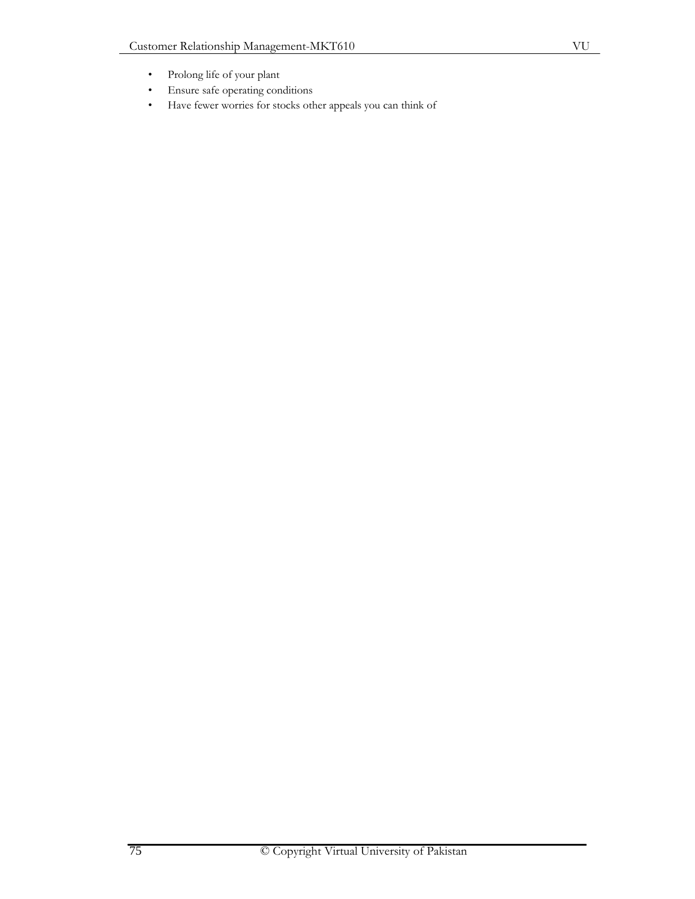- Prolong life of your plant
- Ensure safe operating conditions
- Have fewer worries for stocks other appeals you can think of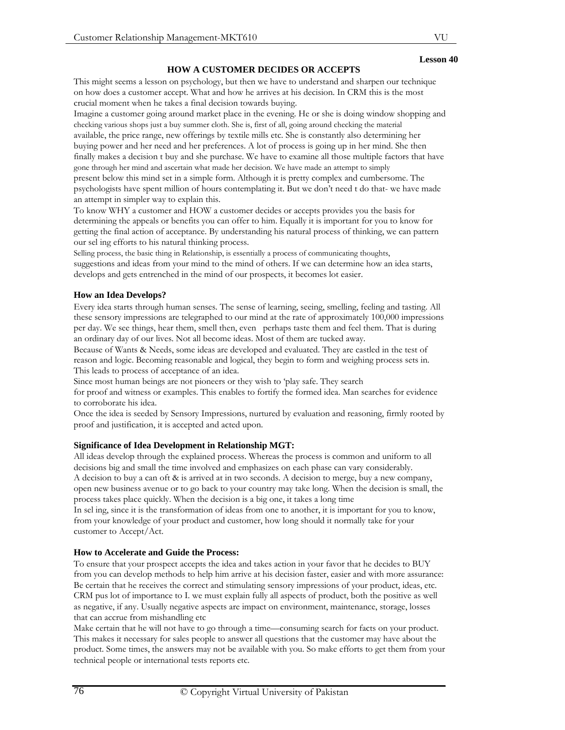**Lesson 40**

## HOW A CUSTOMER DECIDES OR ACCEPTS

This might seems a lesson on psychology, but then we have to understand and sharpen our technique on how does a customer accept. What and how he arrives at his decision. In CRM this is the most crucial moment when he takes a final decision towards buying.

Imagine a customer going around market place in the evening. He or she is doing window shopping and checking various shops just a buy summer cloth. She is, first of all, going around checking the material available, the price range, new offerings by textile mills etc. She is constantly also determining her buying power and her need and her preferences. A lot of process is going up in her mind. She then finally makes a decision t buy and she purchase. We have to examine all those multiple factors that have gone through her mind and ascertain what made her decision. We have made an attempt to simply present below this mind set in a simple form. Although it is pretty complex and cumbersome. The psychologists have spent million of hours contemplating it. But we don't need t do that- we have made an attempt in simpler way to explain this.

To know WHY a customer and HOW a customer decides or accepts provides you the basis for determining the appeals or benefits you can offer to him. Equally it is important for you to know for getting the final action of acceptance. By understanding his natural process of thinking, we can pattern our sel ing efforts to his natural thinking process.

Selling process, the basic thing in Relationship, is essentially a process of communicating thoughts, suggestions and ideas from your mind to the mind of others. If we can determine how an idea starts, develops and gets entrenched in the mind of our prospects, it becomes lot easier.

### How an Idea Develops?

Every idea starts through human senses. The sense of learning, seeing, smelling, feeling and tasting. All these sensory impressions are telegraphed to our mind at the rate of approximately 100,000 impressions per day. We see things, hear them, smell then, even perhaps taste them and feel them. That is during an ordinary day of our lives. Not all become ideas. Most of them are tucked away.

Because of Wants & Needs, some ideas are developed and evaluated. They are castled in the test of reason and logic. Becoming reasonable and logical, they begin to form and weighing process sets in. This leads to process of acceptance of an idea.

Since most human beings are not pioneers or they wish to 'play safe. They search for proof and witness or examples. This enables to fortify the formed idea. Man searches for evidence to corroborate his idea.

Once the idea is seeded by Sensory Impressions, nurtured by evaluation and reasoning, firmly rooted by proof and justification, it is accepted and acted upon.

### Significance of Idea Development in Relationship MGT:

All ideas develop through the explained process. Whereas the process is common and uniform to all decisions big and small the time involved and emphasizes on each phase can vary considerably.

A decision to buy a can oft & is arrived at in two seconds. A decision to merge, buy a new company, open new business avenue or to go back to your country may take long. When the decision is small, the process takes place quickly. When the decision is a big one, it takes a long time

In sel ing, since it is the transformation of ideas from one to another, it is important for you to know, from your knowledge of your product and customer, how long should it normally take for your customer to Accept/Act.

### How to Accelerate and Guide the Process:

To ensure that your prospect accepts the idea and takes action in your favor that he decides to BUY from you can develop methods to help him arrive at his decision faster, easier and with more assurance:

Be certain that he receives the correct and stimulating sensory impressions of your product, ideas, etc. CRM pus lot of importance to I. we must explain fully all aspects of product, both the positive as well as negative, if any. Usually negative aspects are impact on environment, maintenance, storage, losses that can accrue from mishandling etc

Make certain that he will not have to go through a time—consuming search for facts on your product. This makes it necessary for sales people to answer all questions that the customer may have about the product. Some times, the answers may not be available with you. So make efforts to get them from your technical people or international tests reports etc.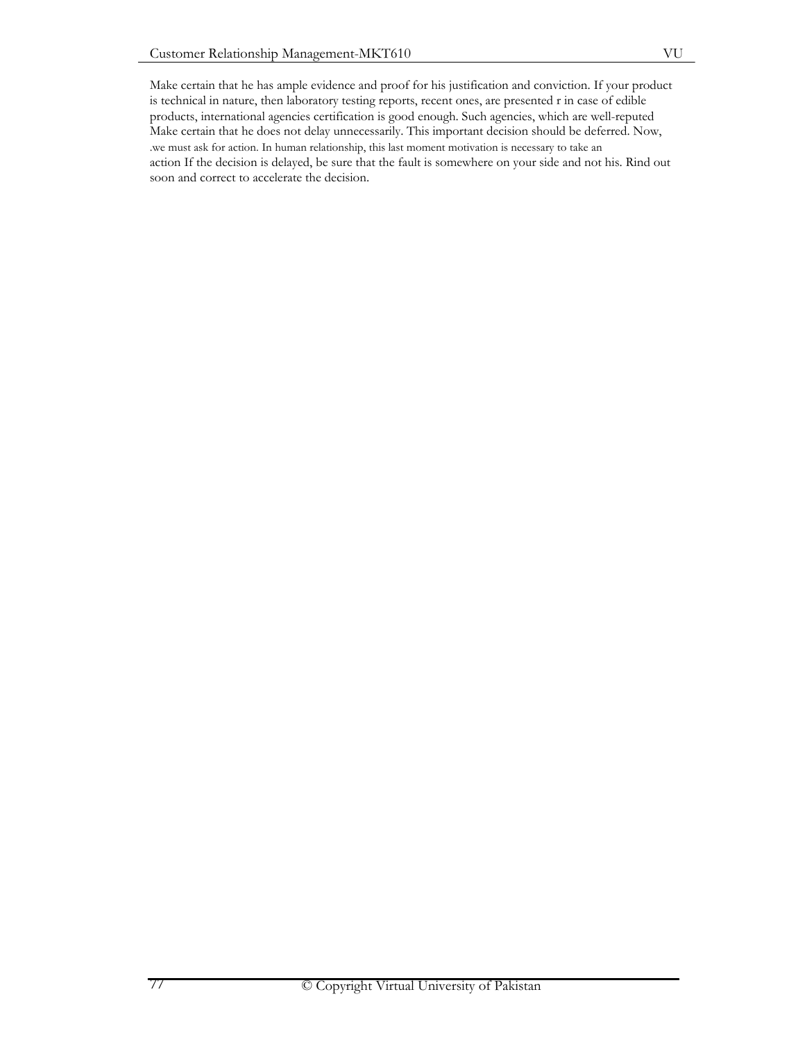Make certain that he has ample evidence and proof for his justification and conviction. If your product is technical in nature, then laboratory testing reports, recent ones, are presented r in case of edible products, international agencies certification is good enough. Such agencies, which are well-reputed Make certain that he does not delay unnecessarily. This important decision should be deferred. Now, .we must ask for action. In human relationship, this last moment motivation is necessary to take an action If the decision is delayed, be sure that the fault is somewhere on your side and not his. Rind out soon and correct to accelerate the decision.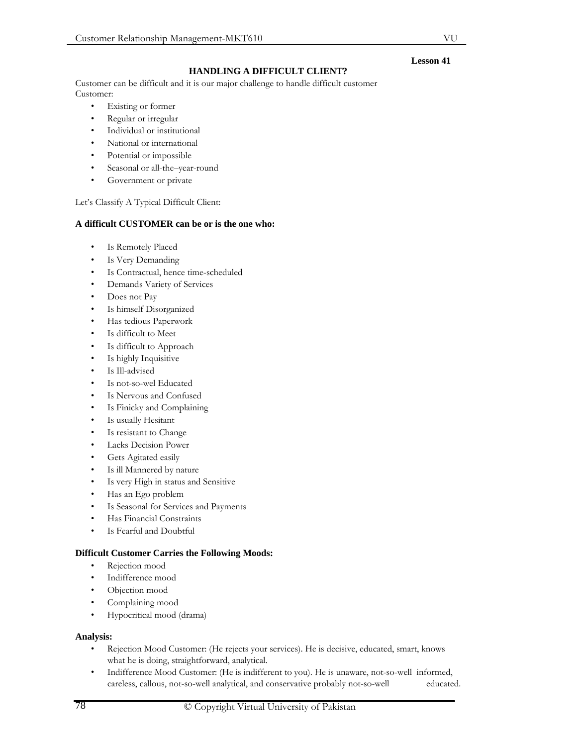**Lesson 41**

## HANDLING A DIFFICULT CLIENT?

Customer can be difficult and it is our major challenge to handle difficult customer
Customer:

- Existing or former
- Regular or irregular
- Individual or institutional
- National or international
- Potential or impossible
- Seasonal or all-the–year-round
- Government or private

Let's Classify A Typical Difficult Client:

### A difficult CUSTOMER can be or is the one who:

- Is Remotely Placed
- Is Very Demanding
- Is Contractual, hence time-scheduled
- Demands Variety of Services
- Does not Pay
- Is himself Disorganized
- Has tedious Paperwork
- Is difficult to Meet
- Is difficult to Approach
- Is highly Inquisitive
- Is Ill-advised
- Is not-so-wel Educated
- Is Nervous and Confused
- Is Finicky and Complaining
- Is usually Hesitant
- Is resistant to Change
- Lacks Decision Power
- Gets Agitated easily
- Is ill Mannered by nature
- Is very High in status and Sensitive
- Has an Ego problem
- Is Seasonal for Services and Payments
- Has Financial Constraints
- Is Fearful and Doubtful

### Difficult Customer Carries the Following Moods:

- Rejection mood
- Indifference mood
- Objection mood
- Complaining mood
- Hypocritical mood (drama)

### Analysis:

- Rejection Mood Customer: (He rejects your services). He is decisive, educated, smart, knows what he is doing, straightforward, analytical.
- Indifference Mood Customer: (He is indifferent to you). He is unaware, not-so-well informed, careless, callous, not-so-well analytical, and conservative probably not-so-well educated.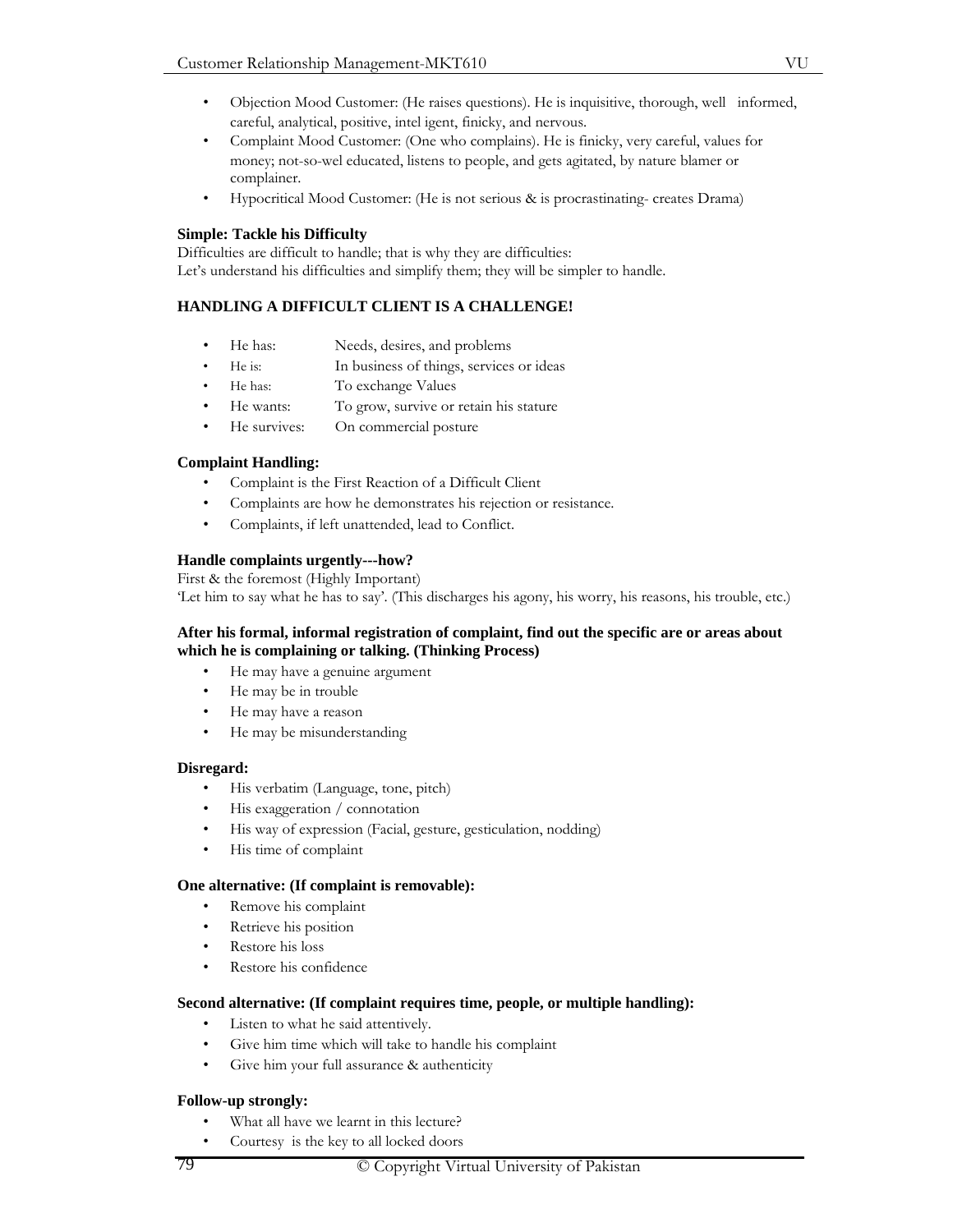- Objection Mood Customer: (He raises questions). He is inquisitive, thorough, well informed, careful, analytical, positive, intel igent, finicky, and nervous.
- Complaint Mood Customer: (One who complains). He is finicky, very careful, values for money; not-so-wel educated, listens to people, and gets agitated, by nature blamer or complainer.
- Hypocritical Mood Customer: (He is not serious & is procrastinating- creates Drama)

**Simple: Tackle his Difficulty**

Difficulties are difficult to handle; that is why they are difficulties:
Let's understand his difficulties and simplify them; they will be simpler to handle.

**HANDLING A DIFFICULT CLIENT IS A CHALLENGE!**

- He has: Needs, desires, and problems
- He is: In business of things, services or ideas
- He has: To exchange Values
- He wants: To grow, survive or retain his stature
- He survives: On commercial posture

**Complaint Handling:**

- Complaint is the First Reaction of a Difficult Client
- Complaints are how he demonstrates his rejection or resistance.
- Complaints, if left unattended, lead to Conflict.

**Handle complaints urgently---how?**

First & the foremost (Highly Important)
'Let him to say what he has to say'. (This discharges his agony, his worry, his reasons, his trouble, etc.)

**After his formal, informal registration of complaint, find out the specific are or areas about which he is complaining or talking. (Thinking Process)**

- He may have a genuine argument
- He may be in trouble
- He may have a reason
- He may be misunderstanding

**Disregard:**

- His verbatim (Language, tone, pitch)
- His exaggeration / connotation
- His way of expression (Facial, gesture, gesticulation, nodding)
- His time of complaint

**One alternative: (If complaint is removable):**

- Remove his complaint
- Retrieve his position
- Restore his loss
- Restore his confidence

**Second alternative: (If complaint requires time, people, or multiple handling):**

- Listen to what he said attentively.
- Give him time which will take to handle his complaint
- Give him your full assurance & authenticity

**Follow-up strongly:**

- What all have we learnt in this lecture?
- Courtesy is the key to all locked doors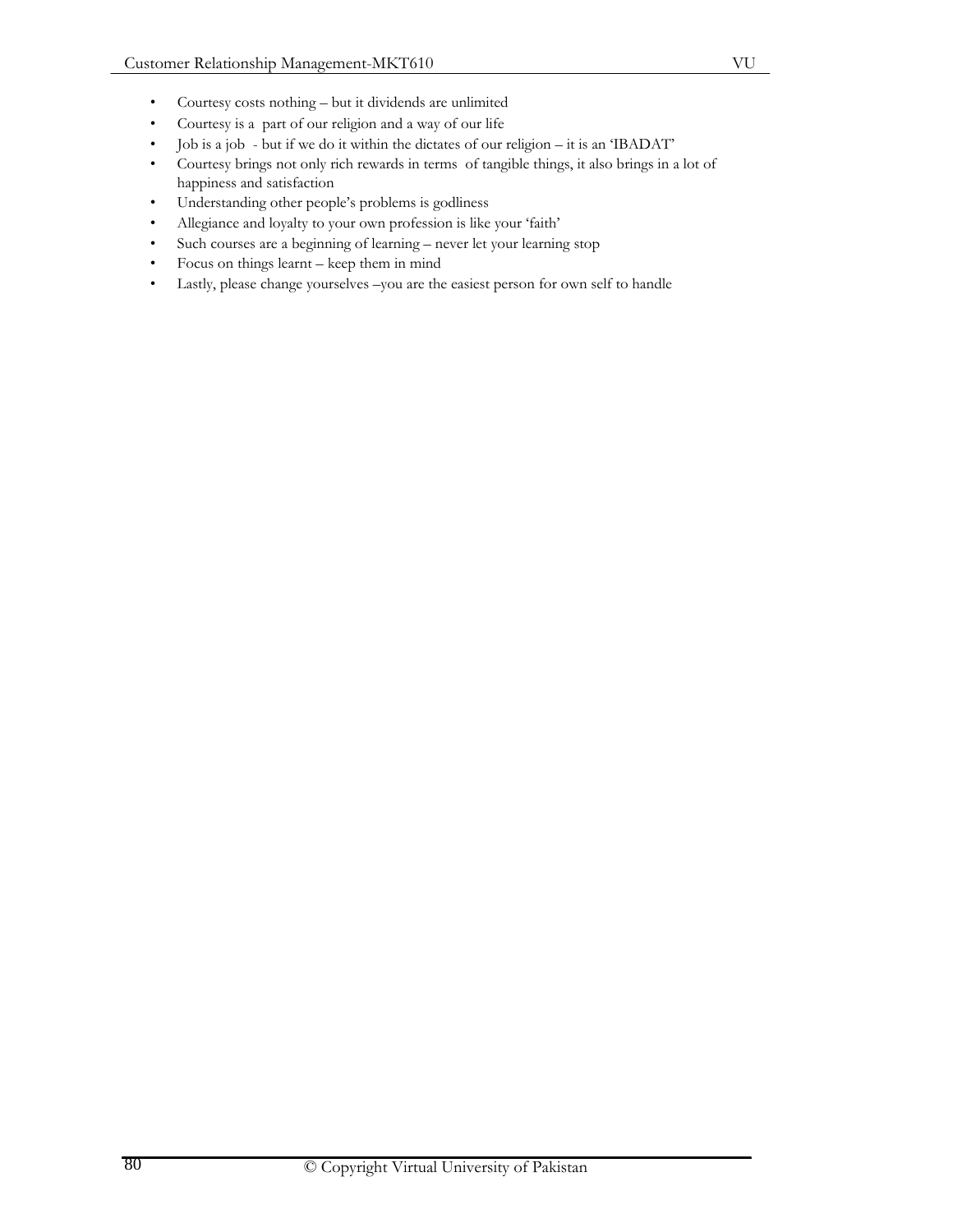- Courtesy costs nothing – but it dividends are unlimited
- Courtesy is a  part of our religion and a way of our life
- Job is a job  - but if we do it within the dictates of our religion – it is an 'IBADAT"
- Courtesy brings not only rich rewards in terms  of tangible things, it also brings in a lot of happiness and satisfaction
- Understanding other people's problems is godliness
- Allegiance and loyalty to your own profession is like your 'faith'
- Such courses are a beginning of learning – never let your learning stop
- Focus on things learnt – keep them in mind
- Lastly, please change yourselves –you are the easiest person for own self to handle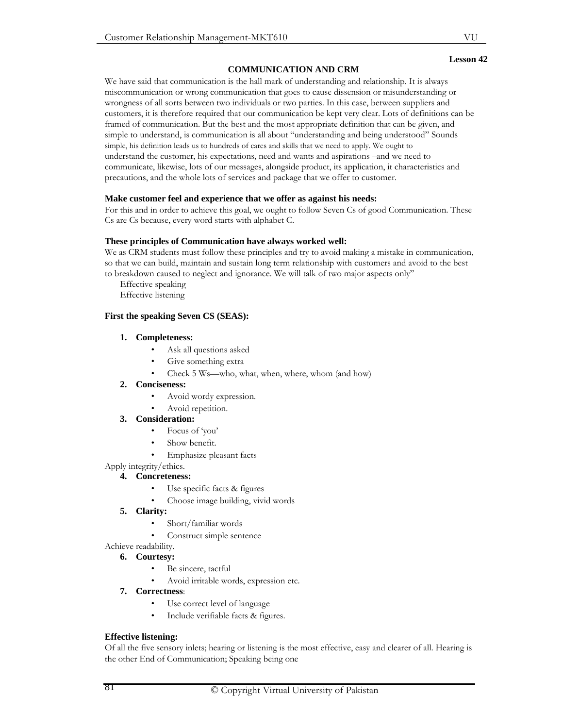**Lesson 42**

## COMMUNICATION AND CRM

We have said that communication is the hall mark of understanding and relationship. It is always miscommunication or wrong communication that goes to cause dissension or misunderstanding or wrongness of all sorts between two individuals or two parties. In this case, between suppliers and customers, it is therefore required that our communication be kept very clear. Lots of definitions can be framed of communication. But the best and the most appropriate definition that can be given, and simple to understand, is communication is all about "understanding and being understood" Sounds simple, his definition leads us to hundreds of cares and skills that we need to apply. We ought to understand the customer, his expectations, need and wants and aspirations –and we need to communicate, likewise, lots of our messages, alongside product, its application, it characteristics and precautions, and the whole lots of services and package that we offer to customer.

**Make customer feel and experience that we offer as against his needs:**

For this and in order to achieve this goal, we ought to follow Seven Cs of good Communication. These Cs are Cs because, every word starts with alphabet C.

**These principles of Communication have always worked well:**

We as CRM students must follow these principles and try to avoid making a mistake in communication, so that we can build, maintain and sustain long term relationship with customers and avoid to the best to breakdown caused to neglect and ignorance. We will talk of two major aspects only"

Effective speaking
Effective listening

**First the speaking Seven CS (SEAS):**

1. **Completeness:**
   - Ask all questions asked
   - Give something extra
   - Check 5 Ws—who, what, when, where, whom (and how)
2. **Conciseness:**
   - Avoid wordy expression.
   - Avoid repetition.
3. **Consideration:**
   - Focus of 'you'
   - Show benefit.
   - Emphasize pleasant facts

Apply integrity/ethics.

4. **Concreteness:**
   - Use specific facts & figures
   - Choose image building, vivid words
5. **Clarity:**
   - Short/familiar words
   - Construct simple sentence

Achieve readability.

6. **Courtesy:**
   - Be sincere, tactful
   - Avoid irritable words, expression etc.
7. **Correctness**:
   - Use correct level of language
   - Include verifiable facts & figures.

**Effective listening:**

Of all the five sensory inlets; hearing or listening is the most effective, easy and clearer of all. Hearing is the other End of Communication; Speaking being one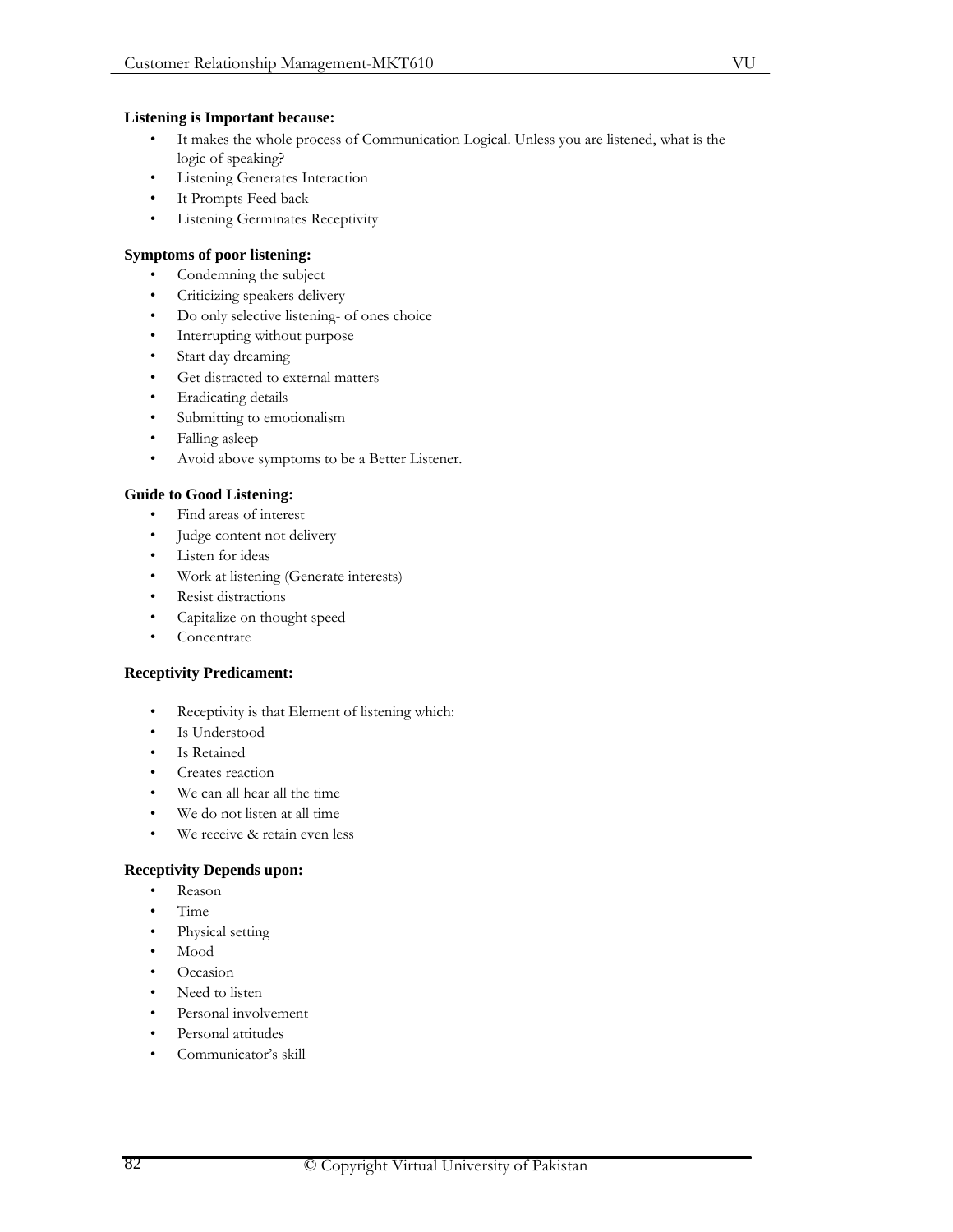**Listening is Important because:**

- It makes the whole process of Communication Logical. Unless you are listened, what is the logic of speaking?
- Listening Generates Interaction
- It Prompts Feed back
- Listening Germinates Receptivity

**Symptoms of poor listening:**

- Condemning the subject
- Criticizing speakers delivery
- Do only selective listening- of ones choice
- Interrupting without purpose
- Start day dreaming
- Get distracted to external matters
- Eradicating details
- Submitting to emotionalism
- Falling asleep
- Avoid above symptoms to be a Better Listener.

**Guide to Good Listening:**

- Find areas of interest
- Judge content not delivery
- Listen for ideas
- Work at listening (Generate interests)
- Resist distractions
- Capitalize on thought speed
- Concentrate

**Receptivity Predicament:**

- Receptivity is that Element of listening which:
- Is Understood
- Is Retained
- Creates reaction
- We can all hear all the time
- We do not listen at all time
- We receive & retain even less

**Receptivity Depends upon:**

- Reason
- Time
- Physical setting
- Mood
- Occasion
- Need to listen
- Personal involvement
- Personal attitudes
- Communicator's skill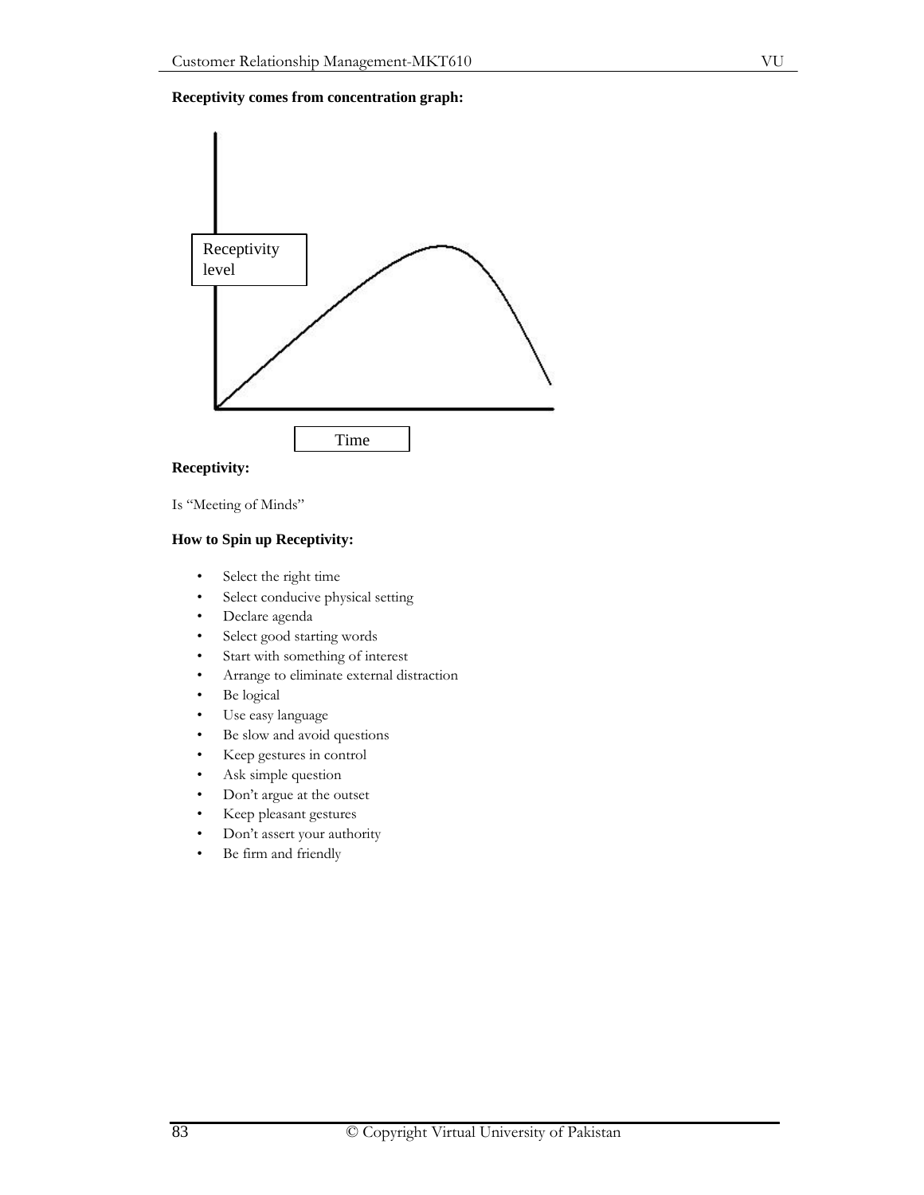**Receptivity comes from concentration graph:**

Receptivity level

Time

**Receptivity:**

Is "Meeting of Minds"

**How to Spin up Receptivity:**

- Select the right time
- Select conducive physical setting
- Declare agenda
- Select good starting words
- Start with something of interest
- Arrange to eliminate external distraction
- Be logical
- Use easy language
- Be slow and avoid questions
- Keep gestures in control
- Ask simple question
- Don't argue at the outset
- Keep pleasant gestures
- Don't assert your authority
- Be firm and friendly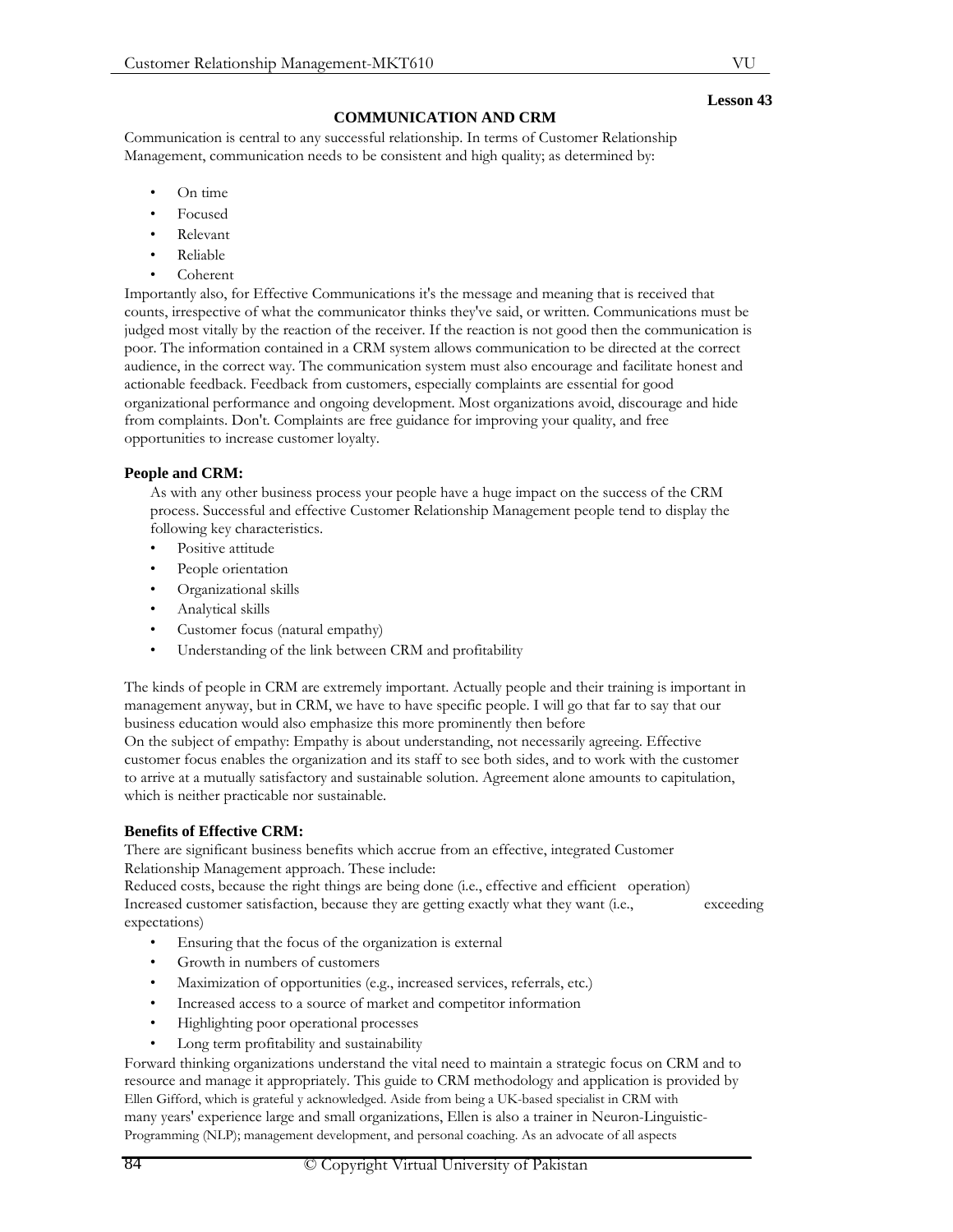**Lesson 43**

## COMMUNICATION AND CRM

Communication is central to any successful relationship. In terms of Customer Relationship Management, communication needs to be consistent and high quality; as determined by:

- On time
- Focused
- Relevant
- Reliable
- Coherent

Importantly also, for Effective Communications it's the message and meaning that is received that counts, irrespective of what the communicator thinks they've said, or written. Communications must be judged most vitally by the reaction of the receiver. If the reaction is not good then the communication is poor. The information contained in a CRM system allows communication to be directed at the correct audience, in the correct way. The communication system must also encourage and facilitate honest and actionable feedback. Feedback from customers, especially complaints are essential for good organizational performance and ongoing development. Most organizations avoid, discourage and hide from complaints. Don't. Complaints are free guidance for improving your quality, and free opportunities to increase customer loyalty.

### People and CRM:

As with any other business process your people have a huge impact on the success of the CRM process. Successful and effective Customer Relationship Management people tend to display the following key characteristics.

- Positive attitude
- People orientation
- Organizational skills
- Analytical skills
- Customer focus (natural empathy)
- Understanding of the link between CRM and profitability

The kinds of people in CRM are extremely important. Actually people and their training is important in management anyway, but in CRM, we have to have specific people. I will go that far to say that our business education would also emphasize this more prominently then before

On the subject of empathy: Empathy is about understanding, not necessarily agreeing. Effective customer focus enables the organization and its staff to see both sides, and to work with the customer to arrive at a mutually satisfactory and sustainable solution. Agreement alone amounts to capitulation, which is neither practicable nor sustainable.

### Benefits of Effective CRM:

There are significant business benefits which accrue from an effective, integrated Customer Relationship Management approach. These include:

Reduced costs, because the right things are being done (i.e., effective and efficient operation)

Increased customer satisfaction, because they are getting exactly what they want (i.e., exceeding expectations)

- Ensuring that the focus of the organization is external
- Growth in numbers of customers
- Maximization of opportunities (e.g., increased services, referrals, etc.)
- Increased access to a source of market and competitor information
- Highlighting poor operational processes
- Long term profitability and sustainability

Forward thinking organizations understand the vital need to maintain a strategic focus on CRM and to resource and manage it appropriately. This guide to CRM methodology and application is provided by Ellen Gifford, which is grateful y acknowledged. Aside from being a UK-based specialist in CRM with many years' experience large and small organizations, Ellen is also a trainer in Neuron-Linguistic-Programming (NLP); management development, and personal coaching. As an advocate of all aspects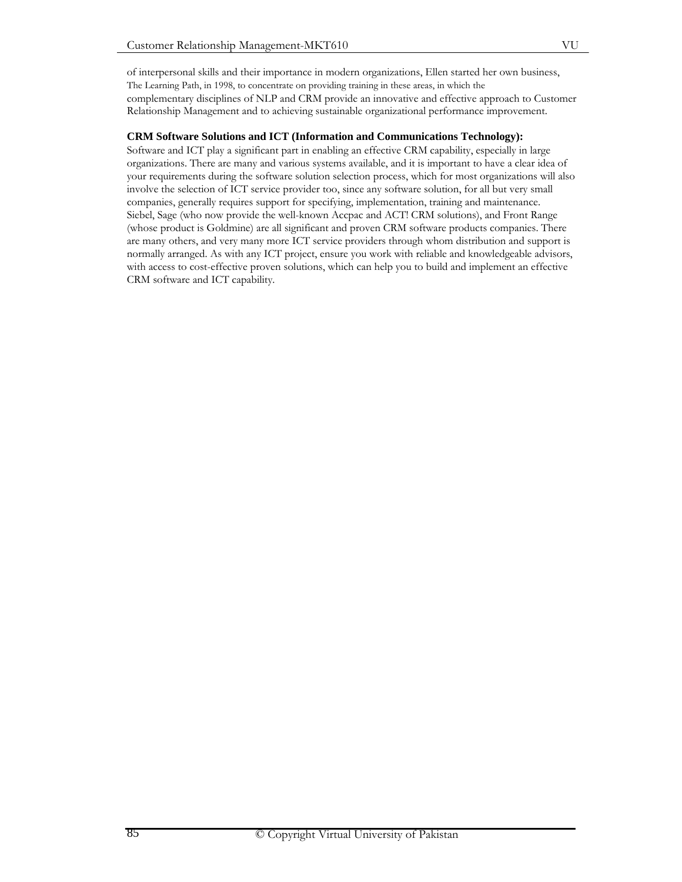of interpersonal skills and their importance in modern organizations, Ellen started her own business, The Learning Path, in 1998, to concentrate on providing training in these areas, in which the complementary disciplines of NLP and CRM provide an innovative and effective approach to Customer Relationship Management and to achieving sustainable organizational performance improvement.

**CRM Software Solutions and ICT (Information and Communications Technology):**

Software and ICT play a significant part in enabling an effective CRM capability, especially in large organizations. There are many and various systems available, and it is important to have a clear idea of your requirements during the software solution selection process, which for most organizations will also involve the selection of ICT service provider too, since any software solution, for all but very small companies, generally requires support for specifying, implementation, training and maintenance. Siebel, Sage (who now provide the well-known Accpac and ACT! CRM solutions), and Front Range (whose product is Goldmine) are all significant and proven CRM software products companies. There are many others, and very many more ICT service providers through whom distribution and support is normally arranged. As with any ICT project, ensure you work with reliable and knowledgeable advisors, with access to cost-effective proven solutions, which can help you to build and implement an effective CRM software and ICT capability.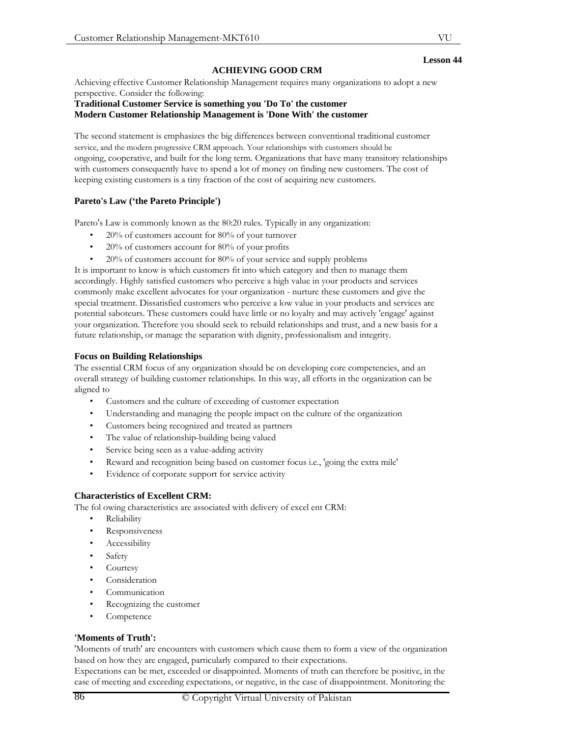**Lesson 44**

## ACHIEVING GOOD CRM

Achieving effective Customer Relationship Management requires many organizations to adopt a new perspective. Consider the following:

**Traditional Customer Service is something you 'Do To' the customer**
**Modern Customer Relationship Management is 'Done With' the customer**

The second statement is emphasizes the big differences between conventional traditional customer service, and the modern progressive CRM approach. Your relationships with customers should be ongoing, cooperative, and built for the long term. Organizations that have many transitory relationships with customers consequently have to spend a lot of money on finding new customers. The cost of keeping existing customers is a tiny fraction of the cost of acquiring new customers.

### Pareto's Law ('the Pareto Principle')

Pareto's Law is commonly known as the 80:20 rules. Typically in any organization:

- 20% of customers account for 80% of your turnover
- 20% of customers account for 80% of your profits
- 20% of customers account for 80% of your service and supply problems

It is important to know is which customers fit into which category and then to manage them accordingly. Highly satisfied customers who perceive a high value in your products and services commonly make excellent advocates for your organization - nurture these customers and give the special treatment. Dissatisfied customers who perceive a low value in your products and services are potential saboteurs. These customers could have little or no loyalty and may actively 'engage' against your organization. Therefore you should seek to rebuild relationships and trust, and a new basis for a future relationship, or manage the separation with dignity, professionalism and integrity.

### Focus on Building Relationships

The essential CRM focus of any organization should be on developing core competencies, and an overall strategy of building customer relationships. In this way, all efforts in the organization can be aligned to

- Customers and the culture of exceeding of customer expectation
- Understanding and managing the people impact on the culture of the organization
- Customers being recognized and treated as partners
- The value of relationship-building being valued
- Service being seen as a value-adding activity
- Reward and recognition being based on customer focus i.e., 'going the extra mile'
- Evidence of corporate support for service activity

### Characteristics of Excellent CRM:

The fol owing characteristics are associated with delivery of excel ent CRM:

- Reliability
- Responsiveness
- Accessibility
- Safety
- Courtesy
- Consideration
- Communication
- Recognizing the customer
- Competence

### 'Moments of Truth':

'Moments of truth' are encounters with customers which cause them to form a view of the organization based on how they are engaged, particularly compared to their expectations.

Expectations can be met, exceeded or disappointed. Moments of truth can therefore be positive, in the case of meeting and exceeding expectations, or negative, in the case of disappointment. Monitoring the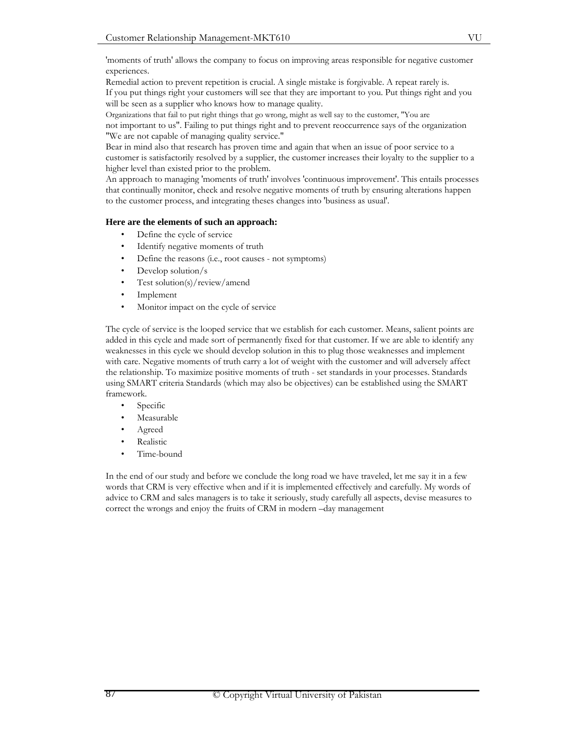'moments of truth' allows the company to focus on improving areas responsible for negative customer experiences.

Remedial action to prevent repetition is crucial. A single mistake is forgivable. A repeat rarely is.

If you put things right your customers will see that they are important to you. Put things right and you will be seen as a supplier who knows how to manage quality.

Organizations that fail to put right things that go wrong, might as well say to the customer, "You are not important to us". Failing to put things right and to prevent reoccurrence says of the organization "We are not capable of managing quality service."

Bear in mind also that research has proven time and again that when an issue of poor service to a customer is satisfactorily resolved by a supplier, the customer increases their loyalty to the supplier to a higher level than existed prior to the problem.

An approach to managing 'moments of truth' involves 'continuous improvement'. This entails processes that continually monitor, check and resolve negative moments of truth by ensuring alterations happen to the customer process, and integrating theses changes into 'business as usual'.

**Here are the elements of such an approach:**

- Define the cycle of service
- Identify negative moments of truth
- Define the reasons (i.e., root causes - not symptoms)
- Develop solution/s
- Test solution(s)/review/amend
- Implement
- Monitor impact on the cycle of service

The cycle of service is the looped service that we establish for each customer. Means, salient points are added in this cycle and made sort of permanently fixed for that customer. If we are able to identify any weaknesses in this cycle we should develop solution in this to plug those weaknesses and implement with care. Negative moments of truth carry a lot of weight with the customer and will adversely affect the relationship. To maximize positive moments of truth - set standards in your processes. Standards using SMART criteria Standards (which may also be objectives) can be established using the SMART framework.

- Specific
- Measurable
- Agreed
- Realistic
- Time-bound

In the end of our study and before we conclude the long road we have traveled, let me say it in a few words that CRM is very effective when and if it is implemented effectively and carefully. My words of advice to CRM and sales managers is to take it seriously, study carefully all aspects, devise measures to correct the wrongs and enjoy the fruits of CRM in modern –day management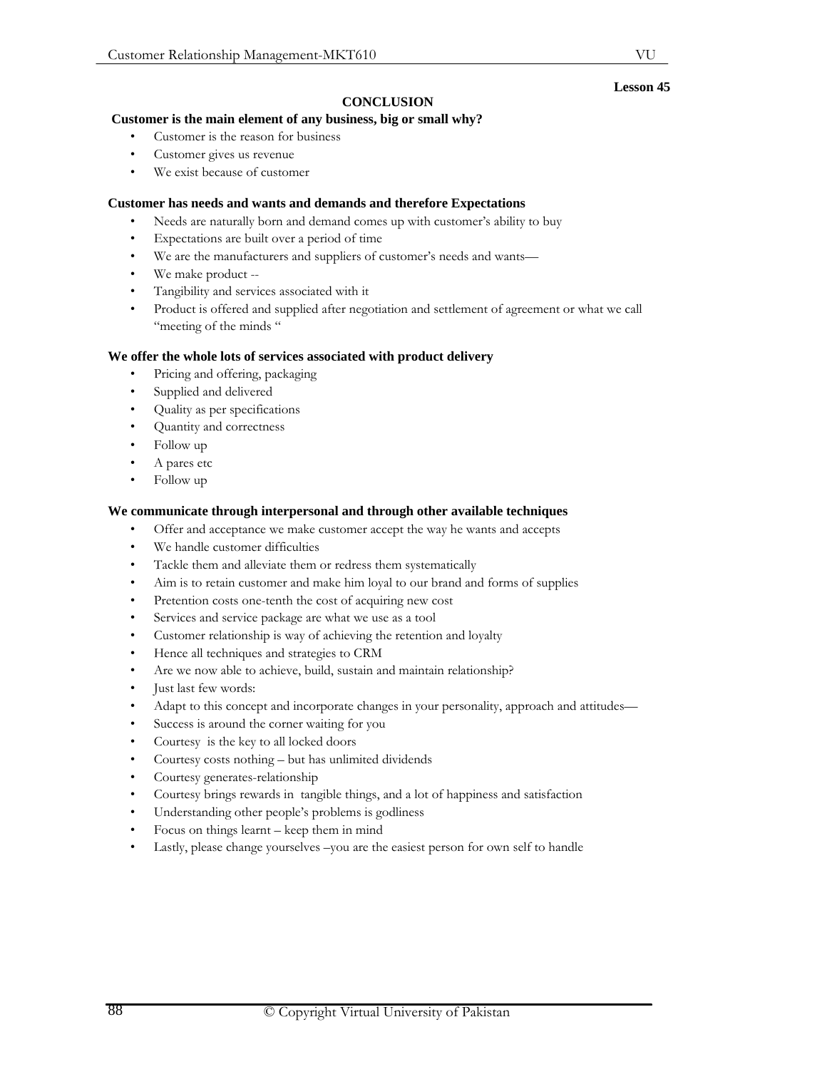**Lesson 45**

## CONCLUSION

**Customer is the main element of any business, big or small why?**

- Customer is the reason for business
- Customer gives us revenue
- We exist because of customer

**Customer has needs and wants and demands and therefore Expectations**

- Needs are naturally born and demand comes up with customer's ability to buy
- Expectations are built over a period of time
- We are the manufacturers and suppliers of customer's needs and wants—
- We make product --
- Tangibility and services associated with it
- Product is offered and supplied after negotiation and settlement of agreement or what we call "meeting of the minds "

**We offer the whole lots of services associated with product delivery**

- Pricing and offering, packaging
- Supplied and delivered
- Quality as per specifications
- Quantity and correctness
- Follow up
- A pares etc
- Follow up

**We communicate through interpersonal and through other available techniques**

- Offer and acceptance we make customer accept the way he wants and accepts
- We handle customer difficulties
- Tackle them and alleviate them or redress them systematically
- Aim is to retain customer and make him loyal to our brand and forms of supplies
- Pretention costs one-tenth the cost of acquiring new cost
- Services and service package are what we use as a tool
- Customer relationship is way of achieving the retention and loyalty
- Hence all techniques and strategies to CRM
- Are we now able to achieve, build, sustain and maintain relationship?
- Just last few words:
- Adapt to this concept and incorporate changes in your personality, approach and attitudes—
- Success is around the corner waiting for you
- Courtesy is the key to all locked doors
- Courtesy costs nothing – but has unlimited dividends
- Courtesy generates-relationship
- Courtesy brings rewards in tangible things, and a lot of happiness and satisfaction
- Understanding other people's problems is godliness
- Focus on things learnt – keep them in mind
- Lastly, please change yourselves –you are the easiest person for own self to handle